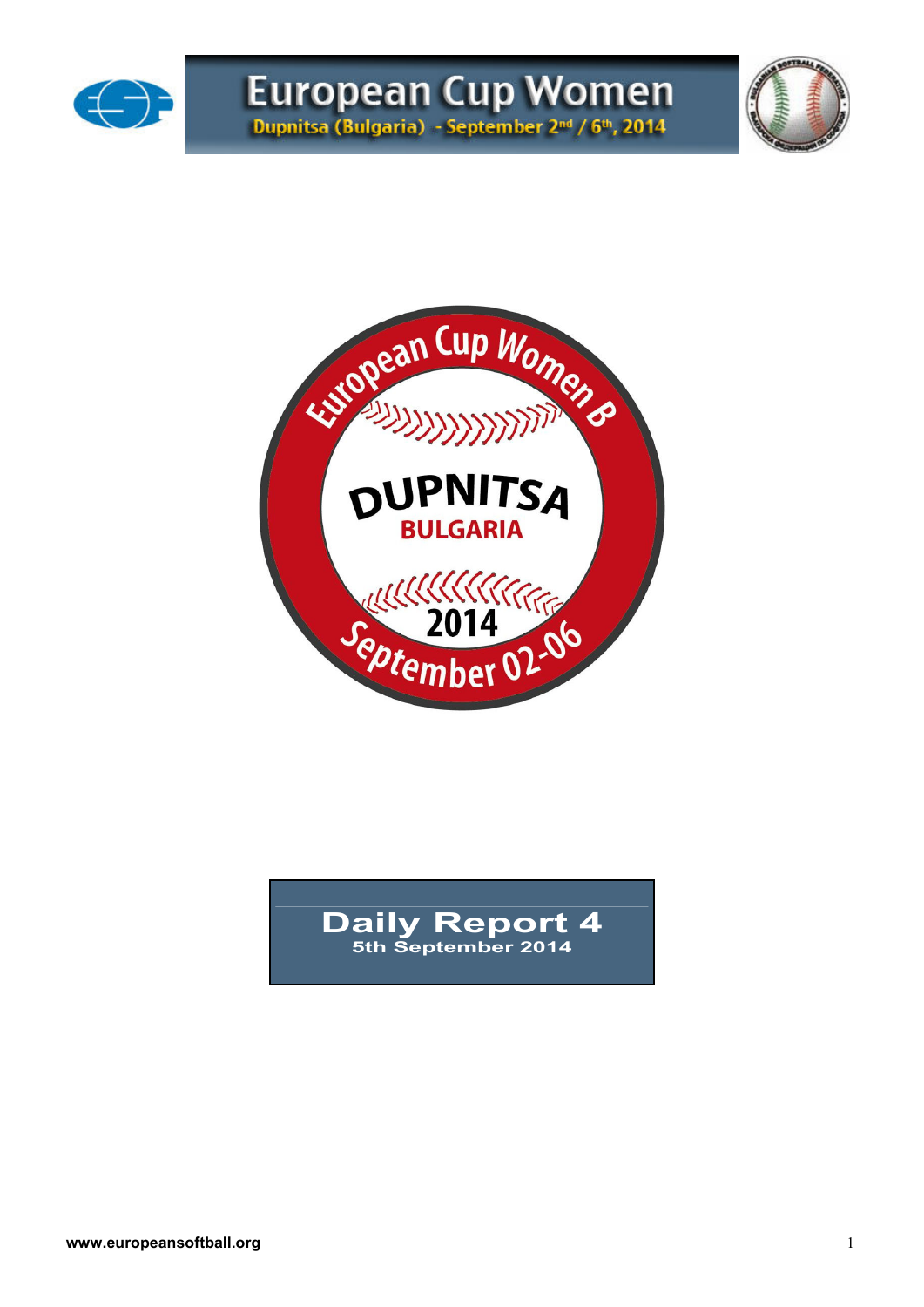# European Cup Women

Dupnitsa (Bulgaria) - September 2nd / 6th, 2014

European Cup Women B

DUPNITSA

BULGARIA

2014

September 02-06

## Daily Report 4

**5th September 2014**

www.europeansoftball.org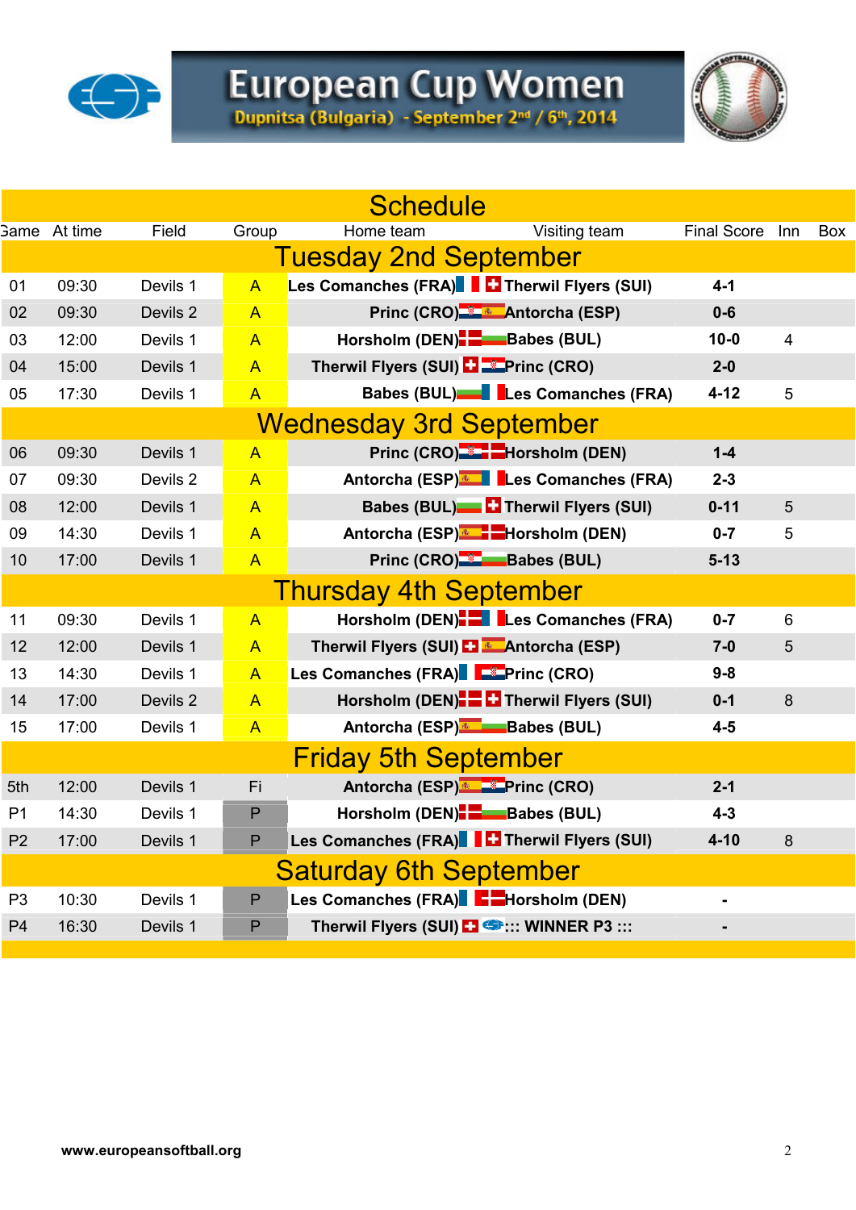# European Cup Women

Dupnitsa (Bulgaria) - September 2nd / 6th, 2014

## Schedule

| Game | At time | Field | Group | Home team | Visiting team | Final Score | Inn | Box |
|---|---|---|---|---|---|---|---|---|
| **Tuesday 2nd September** | | | | | | | | |
| 01 | 09:30 | Devils 1 | A | Les Comanches (FRA) | Therwil Flyers (SUI) | 4-1 | | |
| 02 | 09:30 | Devils 2 | A | Princ (CRO) | Antorcha (ESP) | 0-6 | | |
| 03 | 12:00 | Devils 1 | A | Horsholm (DEN) | Babes (BUL) | 10-0 | 4 | |
| 04 | 15:00 | Devils 1 | A | Therwil Flyers (SUI) | Princ (CRO) | 2-0 | | |
| 05 | 17:30 | Devils 1 | A | Babes (BUL) | Les Comanches (FRA) | 4-12 | 5 | |
| **Wednesday 3rd September** | | | | | | | | |
| 06 | 09:30 | Devils 1 | A | Princ (CRO) | Horsholm (DEN) | 1-4 | | |
| 07 | 09:30 | Devils 2 | A | Antorcha (ESP) | Les Comanches (FRA) | 2-3 | | |
| 08 | 12:00 | Devils 1 | A | Babes (BUL) | Therwil Flyers (SUI) | 0-11 | 5 | |
| 09 | 14:30 | Devils 1 | A | Antorcha (ESP) | Horsholm (DEN) | 0-7 | 5 | |
| 10 | 17:00 | Devils 1 | A | Princ (CRO) | Babes (BUL) | 5-13 | | |
| **Thursday 4th September** | | | | | | | | |
| 11 | 09:30 | Devils 1 | A | Horsholm (DEN) | Les Comanches (FRA) | 0-7 | 6 | |
| 12 | 12:00 | Devils 1 | A | Therwil Flyers (SUI) | Antorcha (ESP) | 7-0 | 5 | |
| 13 | 14:30 | Devils 1 | A | Les Comanches (FRA) | Princ (CRO) | 9-8 | | |
| 14 | 17:00 | Devils 2 | A | Horsholm (DEN) | Therwil Flyers (SUI) | 0-1 | 8 | |
| 15 | 17:00 | Devils 1 | A | Antorcha (ESP) | Babes (BUL) | 4-5 | | |
| **Friday 5th September** | | | | | | | | |
| 5th | 12:00 | Devils 1 | Fi | Antorcha (ESP) | Princ (CRO) | 2-1 | | |
| P1 | 14:30 | Devils 1 | P | Horsholm (DEN) | Babes (BUL) | 4-3 | | |
| P2 | 17:00 | Devils 1 | P | Les Comanches (FRA) | Therwil Flyers (SUI) | 4-10 | 8 | |
| **Saturday 6th September** | | | | | | | | |
| P3 | 10:30 | Devils 1 | P | Les Comanches (FRA) | Horsholm (DEN) | - | | |
| P4 | 16:30 | Devils 1 | P | Therwil Flyers (SUI) | ::: WINNER P3 ::: | - | | |

www.europeansoftball.org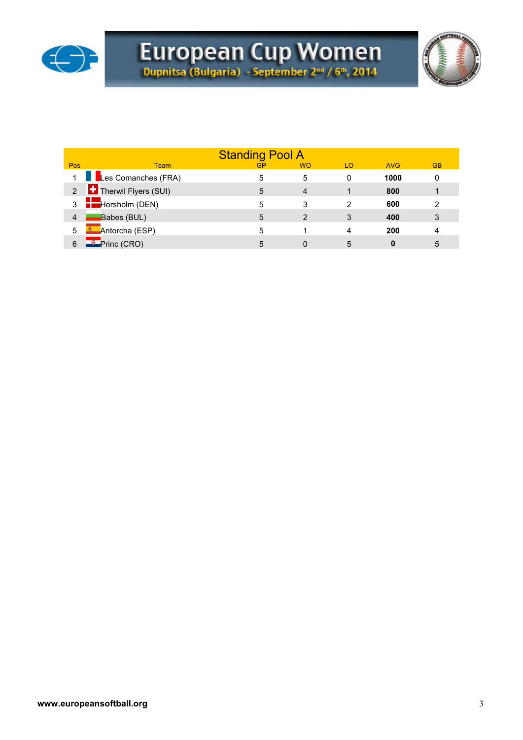# European Cup Women

Dupnitsa (Bulgaria) - September 2nd / 6th, 2014

## Standing Pool A

| Pos | Team | GP | WO | LO | AVG | GB |
|---|---|---|---|---|---|---|
| 1 | Les Comanches (FRA) | 5 | 5 | 0 | **1000** | 0 |
| 2 | Therwil Flyers (SUI) | 5 | 4 | 1 | **800** | 1 |
| 3 | Horsholm (DEN) | 5 | 3 | 2 | **600** | 2 |
| 4 | Babes (BUL) | 5 | 2 | 3 | **400** | 3 |
| 5 | Antorcha (ESP) | 5 | 1 | 4 | **200** | 4 |
| 6 | Princ (CRO) | 5 | 0 | 5 | **0** | 5 |

**www.europeansoftball.org**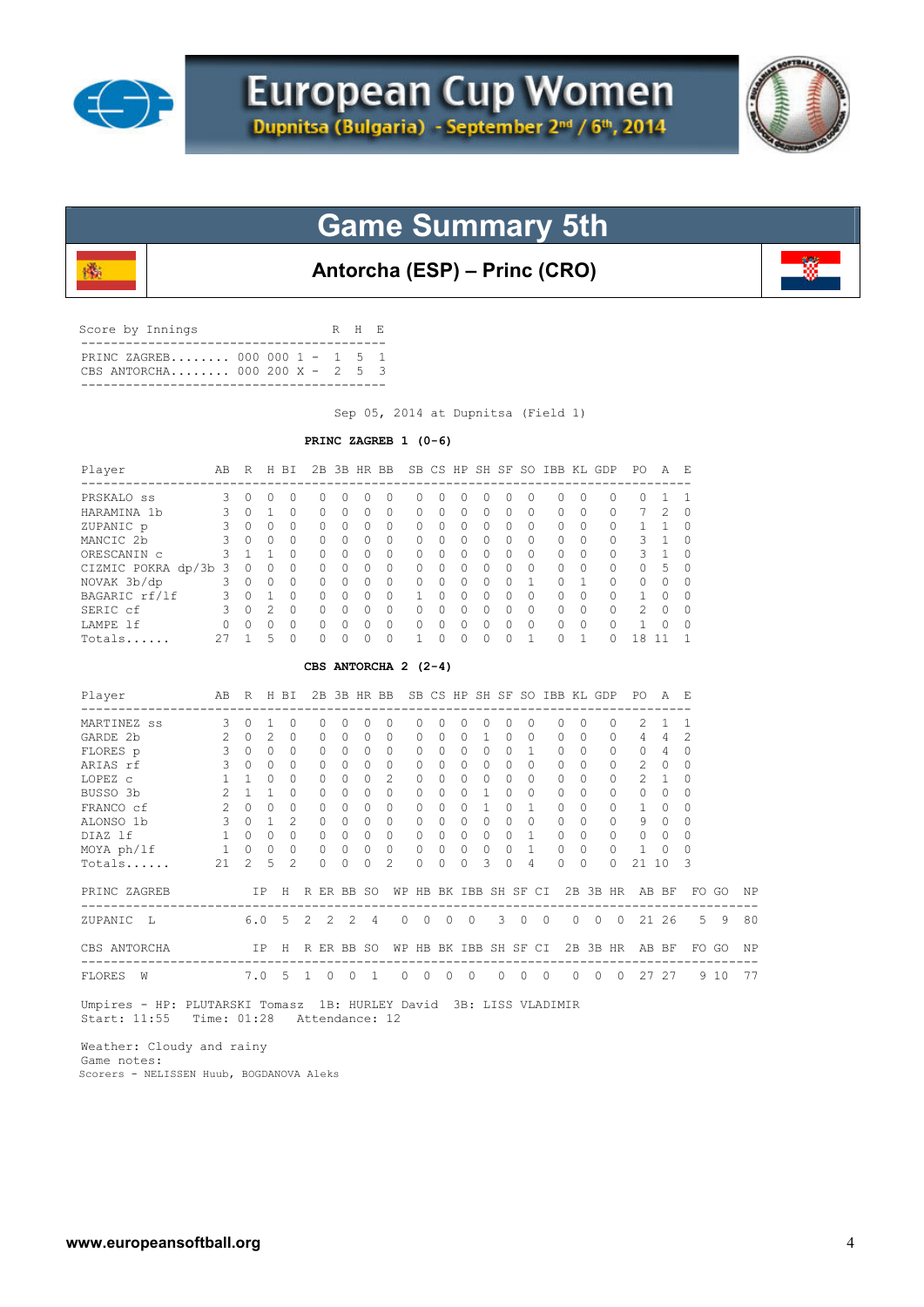# European Cup Women

Dupnitsa (Bulgaria) - September 2nd / 6th, 2014

## Game Summary 5th

### Antorcha (ESP) – Princ (CRO)

Score by Innings

| | | R | H | E |
|---|---|---|---|---|
| PRINC ZAGREB........ | 000 000 1 - | 1 | 5 | 1 |
| CBS ANTORCHA........ | 000 200 X - | 2 | 5 | 3 |

Sep 05, 2014 at Dupnitsa (Field 1)

**PRINC ZAGREB 1 (0-6)**

| Player | AB | R | H | BI | 2B | 3B | HR | BB | SB | CS | HP | SH | SF | SO | IBB | KL | GDP | PO | A | E |
|---|---|---|---|---|---|---|---|---|---|---|---|---|---|---|---|---|---|---|---|---|
| PRSKALO ss | 3 | 0 | 0 | 0 | 0 | 0 | 0 | 0 | 0 | 0 | 0 | 0 | 0 | 0 | 0 | 0 | 0 | 0 | 1 | 1 |
| HARAMINA 1b | 3 | 0 | 1 | 0 | 0 | 0 | 0 | 0 | 0 | 0 | 0 | 0 | 0 | 0 | 0 | 0 | 0 | 7 | 2 | 0 |
| ZUPANIC p | 3 | 0 | 0 | 0 | 0 | 0 | 0 | 0 | 0 | 0 | 0 | 0 | 0 | 0 | 0 | 0 | 0 | 1 | 1 | 0 |
| MANCIC 2b | 3 | 0 | 0 | 0 | 0 | 0 | 0 | 0 | 0 | 0 | 0 | 0 | 0 | 0 | 0 | 0 | 0 | 3 | 1 | 0 |
| ORESCANIN c | 3 | 1 | 1 | 0 | 0 | 0 | 0 | 0 | 0 | 0 | 0 | 0 | 0 | 0 | 0 | 0 | 0 | 3 | 1 | 0 |
| CIZMIC POKRA dp/3b | 3 | 0 | 0 | 0 | 0 | 0 | 0 | 0 | 0 | 0 | 0 | 0 | 0 | 0 | 0 | 0 | 0 | 0 | 5 | 0 |
| NOVAK 3b/dp | 3 | 0 | 0 | 0 | 0 | 0 | 0 | 0 | 0 | 0 | 0 | 0 | 0 | 1 | 0 | 1 | 0 | 0 | 0 | 0 |
| BAGARIC rf/lf | 3 | 0 | 1 | 0 | 0 | 0 | 0 | 0 | 1 | 0 | 0 | 0 | 0 | 0 | 0 | 0 | 0 | 1 | 0 | 0 |
| SERIC cf | 3 | 0 | 2 | 0 | 0 | 0 | 0 | 0 | 0 | 0 | 0 | 0 | 0 | 0 | 0 | 0 | 0 | 2 | 0 | 0 |
| LAMPE lf | 0 | 0 | 0 | 0 | 0 | 0 | 0 | 0 | 0 | 0 | 0 | 0 | 0 | 0 | 0 | 0 | 0 | 1 | 0 | 0 |
| Totals...... | 27 | 1 | 5 | 0 | 0 | 0 | 0 | 0 | 1 | 0 | 0 | 0 | 0 | 1 | 0 | 1 | 0 | 18 | 11 | 1 |

**CBS ANTORCHA 2 (2-4)**

| Player | AB | R | H | BI | 2B | 3B | HR | BB | SB | CS | HP | SH | SF | SO | IBB | KL | GDP | PO | A | E |
|---|---|---|---|---|---|---|---|---|---|---|---|---|---|---|---|---|---|---|---|---|
| MARTINEZ ss | 3 | 0 | 1 | 0 | 0 | 0 | 0 | 0 | 0 | 0 | 0 | 0 | 0 | 0 | 0 | 0 | 0 | 2 | 1 | 1 |
| GARDE 2b | 2 | 0 | 2 | 0 | 0 | 0 | 0 | 0 | 0 | 0 | 0 | 1 | 0 | 0 | 0 | 0 | 0 | 4 | 4 | 2 |
| FLORES p | 3 | 0 | 0 | 0 | 0 | 0 | 0 | 0 | 0 | 0 | 0 | 0 | 0 | 1 | 0 | 0 | 0 | 0 | 4 | 0 |
| ARIAS rf | 3 | 0 | 0 | 0 | 0 | 0 | 0 | 0 | 0 | 0 | 0 | 0 | 0 | 0 | 0 | 0 | 0 | 2 | 0 | 0 |
| LOPEZ c | 1 | 1 | 0 | 0 | 0 | 0 | 0 | 2 | 0 | 0 | 0 | 0 | 0 | 0 | 0 | 0 | 0 | 2 | 1 | 0 |
| BUSSO 3b | 2 | 1 | 1 | 0 | 0 | 0 | 0 | 0 | 0 | 0 | 0 | 1 | 0 | 0 | 0 | 0 | 0 | 0 | 0 | 0 |
| FRANCO cf | 2 | 0 | 0 | 0 | 0 | 0 | 0 | 0 | 0 | 0 | 0 | 1 | 0 | 1 | 0 | 0 | 0 | 1 | 0 | 0 |
| ALONSO 1b | 3 | 0 | 1 | 2 | 0 | 0 | 0 | 0 | 0 | 0 | 0 | 0 | 0 | 0 | 0 | 0 | 0 | 9 | 0 | 0 |
| DIAZ lf | 1 | 0 | 0 | 0 | 0 | 0 | 0 | 0 | 0 | 0 | 0 | 0 | 0 | 1 | 0 | 0 | 0 | 0 | 0 | 0 |
| MOYA ph/lf | 1 | 0 | 0 | 0 | 0 | 0 | 0 | 0 | 0 | 0 | 0 | 0 | 0 | 1 | 0 | 0 | 0 | 1 | 0 | 0 |
| Totals...... | 21 | 2 | 5 | 2 | 0 | 0 | 0 | 2 | 0 | 0 | 0 | 3 | 0 | 4 | 0 | 0 | 0 | 21 | 10 | 3 |

| PRINC ZAGREB | IP | H | R | ER | BB | SO | WP | HB | BK | IBB | SH | SF | CI | 2B | 3B | HR | AB | BF | FO | GO | NP |
|---|---|---|---|---|---|---|---|---|---|---|---|---|---|---|---|---|---|---|---|---|---|
| ZUPANIC L | 6.0 | 5 | 2 | 2 | 2 | 4 | 0 | 0 | 0 | 0 | 3 | 0 | 0 | 0 | 0 | 0 | 21 | 26 | 5 | 9 | 80 |

| CBS ANTORCHA | IP | H | R | ER | BB | SO | WP | HB | BK | IBB | SH | SF | CI | 2B | 3B | HR | AB | BF | FO | GO | NP |
|---|---|---|---|---|---|---|---|---|---|---|---|---|---|---|---|---|---|---|---|---|---|
| FLORES W | 7.0 | 5 | 1 | 0 | 0 | 1 | 0 | 0 | 0 | 0 | 0 | 0 | 0 | 0 | 0 | 0 | 27 | 27 | 9 | 10 | 77 |

Umpires - HP: PLUTARSKI Tomasz 1B: HURLEY David 3B: LISS VLADIMIR
Start: 11:55 Time: 01:28 Attendance: 12

Weather: Cloudy and rainy
Game notes:
Scorers - NELISSEN Huub, BOGDANOVA Aleks

www.europeansoftball.org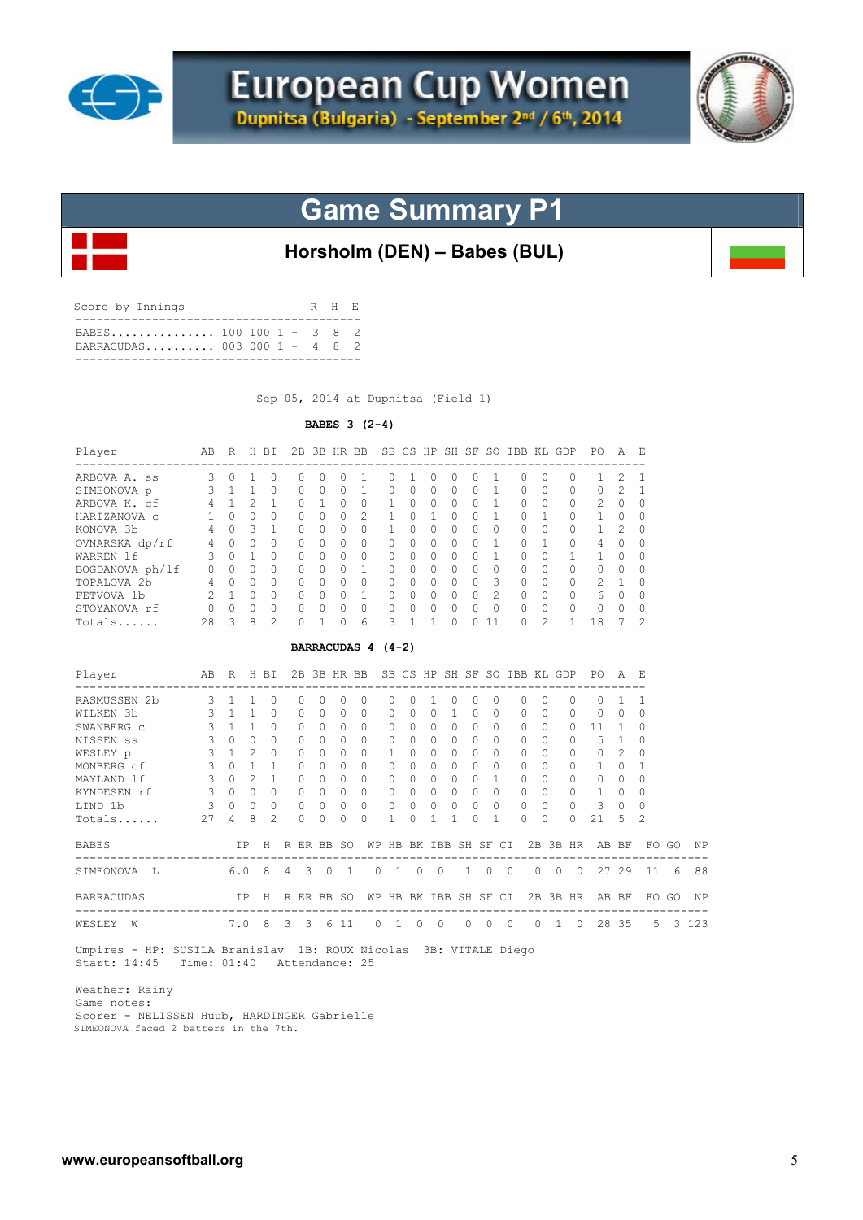# European Cup Women

Dupnitsa (Bulgaria) - September 2nd / 6th, 2014

## Game Summary P1

### Horsholm (DEN) – Babes (BUL)

Score by Innings

| Team | Innings | R | H | E |
|---|---|---|---|---|
| BABES | 100 100 1 - | 3 | 8 | 2 |
| BARRACUDAS | 003 000 1 - | 4 | 8 | 2 |

Sep 05, 2014 at Dupnitsa (Field 1)

**BABES 3 (2-4)**

| Player | AB | R | H | BI | 2B | 3B | HR | BB | SB | CS | HP | SH | SF | SO | IBB | KL | GDP | PO | A | E |
|---|---|---|---|---|---|---|---|---|---|---|---|---|---|---|---|---|---|---|---|---|
| ARBOVA A. ss | 3 | 0 | 1 | 0 | 0 | 0 | 0 | 1 | 0 | 1 | 0 | 0 | 0 | 1 | 0 | 0 | 0 | 1 | 2 | 1 |
| SIMEONOVA p | 3 | 1 | 1 | 0 | 0 | 0 | 0 | 1 | 0 | 0 | 0 | 0 | 0 | 1 | 0 | 0 | 0 | 0 | 2 | 1 |
| ARBOVA K. cf | 4 | 1 | 2 | 1 | 0 | 1 | 0 | 0 | 1 | 0 | 0 | 0 | 0 | 1 | 0 | 0 | 0 | 2 | 0 | 0 |
| HARIZANOVA c | 1 | 0 | 0 | 0 | 0 | 0 | 0 | 2 | 1 | 0 | 1 | 0 | 0 | 1 | 0 | 1 | 0 | 1 | 0 | 0 |
| KONOVA 3b | 4 | 0 | 3 | 1 | 0 | 0 | 0 | 0 | 1 | 0 | 0 | 0 | 0 | 0 | 0 | 0 | 0 | 1 | 2 | 0 |
| OVNARSKA dp/rf | 4 | 0 | 0 | 0 | 0 | 0 | 0 | 0 | 0 | 0 | 0 | 0 | 0 | 1 | 0 | 1 | 0 | 4 | 0 | 0 |
| WARREN lf | 3 | 0 | 1 | 0 | 0 | 0 | 0 | 0 | 0 | 0 | 0 | 0 | 0 | 1 | 0 | 0 | 1 | 1 | 0 | 0 |
| BOGDANOVA ph/lf | 0 | 0 | 0 | 0 | 0 | 0 | 0 | 1 | 0 | 0 | 0 | 0 | 0 | 0 | 0 | 0 | 0 | 0 | 0 | 0 |
| TOPALOVA 2b | 4 | 0 | 0 | 0 | 0 | 0 | 0 | 0 | 0 | 0 | 0 | 0 | 0 | 3 | 0 | 0 | 0 | 2 | 1 | 0 |
| FETVOVA 1b | 2 | 1 | 0 | 0 | 0 | 0 | 0 | 1 | 0 | 0 | 0 | 0 | 0 | 2 | 0 | 0 | 0 | 6 | 0 | 0 |
| STOYANOVA rf | 0 | 0 | 0 | 0 | 0 | 0 | 0 | 0 | 0 | 0 | 0 | 0 | 0 | 0 | 0 | 0 | 0 | 0 | 0 | 0 |
| Totals...... | 28 | 3 | 8 | 2 | 0 | 1 | 0 | 6 | 3 | 1 | 1 | 0 | 0 | 11 | 0 | 2 | 1 | 18 | 7 | 2 |

**BARRACUDAS 4 (4-2)**

| Player | AB | R | H | BI | 2B | 3B | HR | BB | SB | CS | HP | SH | SF | SO | IBB | KL | GDP | PO | A | E |
|---|---|---|---|---|---|---|---|---|---|---|---|---|---|---|---|---|---|---|---|---|
| RASMUSSEN 2b | 3 | 1 | 1 | 0 | 0 | 0 | 0 | 0 | 0 | 0 | 1 | 0 | 0 | 0 | 0 | 0 | 0 | 0 | 1 | 1 |
| WILKEN 3b | 3 | 1 | 1 | 0 | 0 | 0 | 0 | 0 | 0 | 0 | 0 | 1 | 0 | 0 | 0 | 0 | 0 | 0 | 0 | 0 |
| SWANBERG c | 3 | 1 | 1 | 0 | 0 | 0 | 0 | 0 | 0 | 0 | 0 | 0 | 0 | 0 | 0 | 0 | 0 | 11 | 1 | 0 |
| NISSEN ss | 3 | 0 | 0 | 0 | 0 | 0 | 0 | 0 | 0 | 0 | 0 | 0 | 0 | 0 | 0 | 0 | 0 | 5 | 1 | 0 |
| WESLEY p | 3 | 1 | 2 | 0 | 0 | 0 | 0 | 0 | 1 | 0 | 0 | 0 | 0 | 0 | 0 | 0 | 0 | 0 | 2 | 0 |
| MONBERG cf | 3 | 0 | 1 | 1 | 0 | 0 | 0 | 0 | 0 | 0 | 0 | 0 | 0 | 0 | 0 | 0 | 0 | 1 | 0 | 1 |
| MAYLAND lf | 3 | 0 | 2 | 1 | 0 | 0 | 0 | 0 | 0 | 0 | 0 | 0 | 0 | 1 | 0 | 0 | 0 | 0 | 0 | 0 |
| KYNDESEN rf | 3 | 0 | 0 | 0 | 0 | 0 | 0 | 0 | 0 | 0 | 0 | 0 | 0 | 0 | 0 | 0 | 0 | 1 | 0 | 0 |
| LIND 1b | 3 | 0 | 0 | 0 | 0 | 0 | 0 | 0 | 0 | 0 | 0 | 0 | 0 | 0 | 0 | 0 | 0 | 3 | 0 | 0 |
| Totals...... | 27 | 4 | 8 | 2 | 0 | 0 | 0 | 0 | 1 | 0 | 1 | 1 | 0 | 1 | 0 | 0 | 0 | 21 | 5 | 2 |

| BABES | IP | H | R | ER | BB | SO | WP | HB | BK | IBB | SH | SF | CI | 2B | 3B | HR | AB | BF | FO | GO | NP |
|---|---|---|---|---|---|---|---|---|---|---|---|---|---|---|---|---|---|---|---|---|---|
| SIMEONOVA L | 6.0 | 8 | 4 | 3 | 0 | 1 | 0 | 1 | 0 | 0 | 1 | 0 | 0 | 0 | 0 | 0 | 27 | 29 | 11 | 6 | 88 |

| BARRACUDAS | IP | H | R | ER | BB | SO | WP | HB | BK | IBB | SH | SF | CI | 2B | 3B | HR | AB | BF | FO | GO | NP |
|---|---|---|---|---|---|---|---|---|---|---|---|---|---|---|---|---|---|---|---|---|---|
| WESLEY W | 7.0 | 8 | 3 | 3 | 6 | 11 | 0 | 1 | 0 | 0 | 0 | 0 | 0 | 0 | 1 | 0 | 28 | 35 | 5 | 3 | 123 |

Umpires - HP: SUSILA Branislav 1B: ROUX Nicolas 3B: VITALE Diego
Start: 14:45 Time: 01:40 Attendance: 25

Weather: Rainy
Game notes:
Scorer - NELISSEN Huub, HARDINGER Gabrielle
SIMEONOVA faced 2 batters in the 7th.

www.europeansoftball.org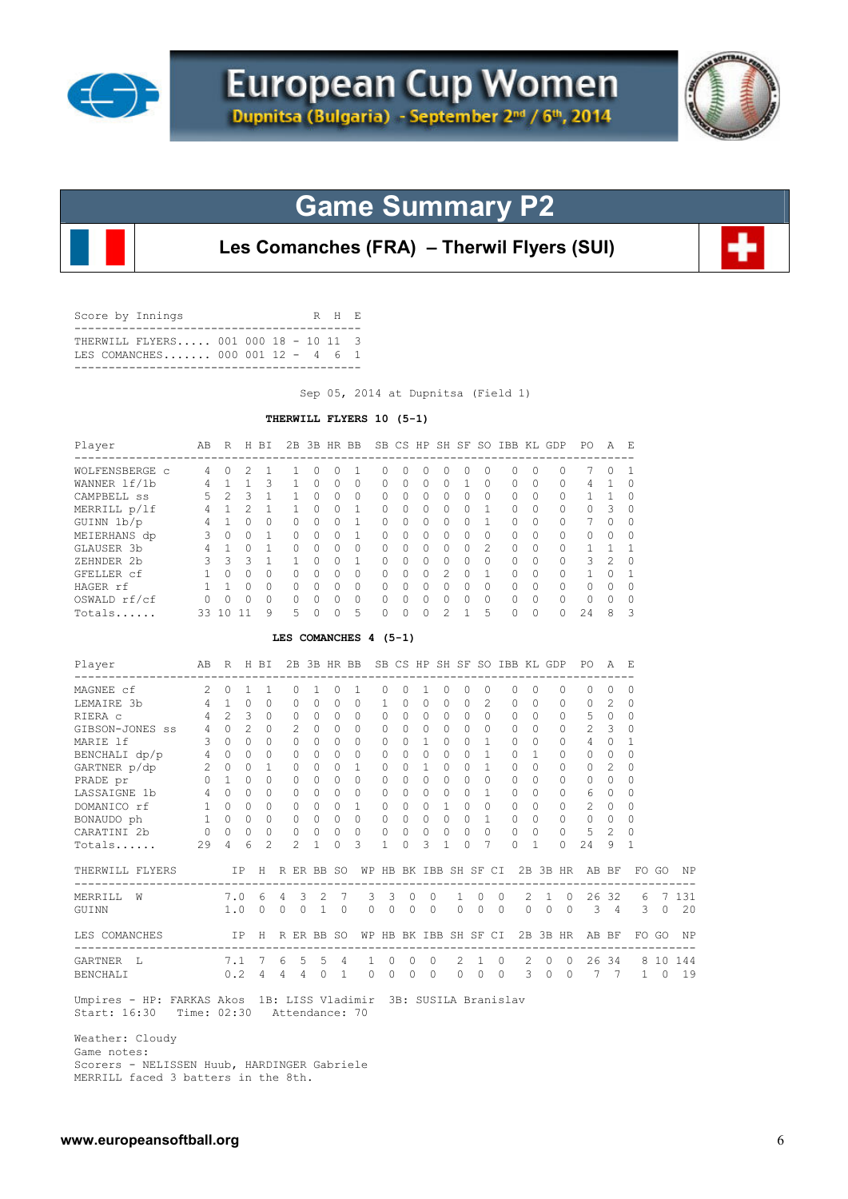# European Cup Women

Dupnitsa (Bulgaria) - September 2nd / 6th, 2014

## Game Summary P2

### Les Comanches (FRA) – Therwil Flyers (SUI)

| Score by Innings | | R | H | E |
|---|---|---|---|---|
| THERWILL FLYERS..... | 001 000 18 | 10 | 11 | 3 |
| LES COMANCHES....... | 000 001 12 | 4 | 6 | 1 |

Sep 05, 2014 at Dupnitsa (Field 1)

**THERWILL FLYERS 10 (5-1)**

| Player | AB | R | H | BI | 2B | 3B | HR | BB | SB | CS | HP | SH | SF | SO | IBB | KL | GDP | PO | A | E |
|---|---|---|---|---|---|---|---|---|---|---|---|---|---|---|---|---|---|---|---|---|
| WOLFENSBERGE c | 4 | 0 | 2 | 1 | 1 | 0 | 0 | 1 | 0 | 0 | 0 | 0 | 0 | 0 | 0 | 0 | 0 | 7 | 0 | 1 |
| WANNER lf/1b | 4 | 1 | 1 | 3 | 1 | 0 | 0 | 0 | 0 | 0 | 0 | 0 | 1 | 0 | 0 | 0 | 0 | 4 | 1 | 0 |
| CAMPBELL ss | 5 | 2 | 3 | 1 | 1 | 0 | 0 | 0 | 0 | 0 | 0 | 0 | 0 | 0 | 0 | 0 | 0 | 1 | 1 | 0 |
| MERRILL p/lf | 4 | 1 | 2 | 1 | 1 | 0 | 0 | 1 | 0 | 0 | 0 | 0 | 0 | 1 | 0 | 0 | 0 | 0 | 3 | 0 |
| GUINN 1b/p | 4 | 1 | 0 | 0 | 0 | 0 | 0 | 1 | 0 | 0 | 0 | 0 | 0 | 1 | 0 | 0 | 0 | 7 | 0 | 0 |
| MEIERHANS dp | 3 | 0 | 0 | 1 | 0 | 0 | 0 | 1 | 0 | 0 | 0 | 0 | 0 | 0 | 0 | 0 | 0 | 0 | 0 | 0 |
| GLAUSER 3b | 4 | 1 | 0 | 1 | 0 | 0 | 0 | 0 | 0 | 0 | 0 | 0 | 0 | 2 | 0 | 0 | 0 | 1 | 1 | 1 |
| ZEHNDER 2b | 3 | 3 | 3 | 1 | 1 | 0 | 0 | 1 | 0 | 0 | 0 | 0 | 0 | 0 | 0 | 0 | 0 | 3 | 2 | 0 |
| GFELLER cf | 1 | 0 | 0 | 0 | 0 | 0 | 0 | 0 | 0 | 0 | 0 | 2 | 0 | 1 | 0 | 0 | 0 | 1 | 0 | 1 |
| HAGER rf | 1 | 1 | 0 | 0 | 0 | 0 | 0 | 0 | 0 | 0 | 0 | 0 | 0 | 0 | 0 | 0 | 0 | 0 | 0 | 0 |
| OSWALD rf/cf | 0 | 0 | 0 | 0 | 0 | 0 | 0 | 0 | 0 | 0 | 0 | 0 | 0 | 0 | 0 | 0 | 0 | 0 | 0 | 0 |
| Totals...... | 33 | 10 | 11 | 9 | 5 | 0 | 0 | 5 | 0 | 0 | 0 | 2 | 1 | 5 | 0 | 0 | 0 | 24 | 8 | 3 |

**LES COMANCHES 4 (5-1)**

| Player | AB | R | H | BI | 2B | 3B | HR | BB | SB | CS | HP | SH | SF | SO | IBB | KL | GDP | PO | A | E |
|---|---|---|---|---|---|---|---|---|---|---|---|---|---|---|---|---|---|---|---|---|
| MAGNEE cf | 2 | 0 | 1 | 1 | 0 | 1 | 0 | 1 | 0 | 0 | 1 | 0 | 0 | 0 | 0 | 0 | 0 | 0 | 0 | 0 |
| LEMAIRE 3b | 4 | 1 | 0 | 0 | 0 | 0 | 0 | 0 | 1 | 0 | 0 | 0 | 0 | 2 | 0 | 0 | 0 | 0 | 2 | 0 |
| RIERA c | 4 | 2 | 3 | 0 | 0 | 0 | 0 | 0 | 0 | 0 | 0 | 0 | 0 | 0 | 0 | 0 | 0 | 5 | 0 | 0 |
| GIBSON-JONES ss | 4 | 0 | 2 | 0 | 2 | 0 | 0 | 0 | 0 | 0 | 0 | 0 | 0 | 0 | 0 | 0 | 0 | 2 | 3 | 0 |
| MARIE lf | 3 | 0 | 0 | 0 | 0 | 0 | 0 | 0 | 0 | 0 | 1 | 0 | 0 | 1 | 0 | 0 | 0 | 4 | 0 | 1 |
| BENCHALI dp/p | 4 | 0 | 0 | 0 | 0 | 0 | 0 | 0 | 0 | 0 | 0 | 0 | 0 | 1 | 0 | 1 | 0 | 0 | 0 | 0 |
| GARTNER p/dp | 2 | 0 | 0 | 1 | 0 | 0 | 0 | 1 | 0 | 0 | 1 | 0 | 0 | 1 | 0 | 0 | 0 | 0 | 2 | 0 |
| PRADE pr | 0 | 1 | 0 | 0 | 0 | 0 | 0 | 0 | 0 | 0 | 0 | 0 | 0 | 0 | 0 | 0 | 0 | 0 | 0 | 0 |
| LASSAIGNE 1b | 4 | 0 | 0 | 0 | 0 | 0 | 0 | 0 | 0 | 0 | 0 | 0 | 0 | 1 | 0 | 0 | 0 | 6 | 0 | 0 |
| DOMANICO rf | 1 | 0 | 0 | 0 | 0 | 0 | 0 | 1 | 0 | 0 | 0 | 1 | 0 | 0 | 0 | 0 | 0 | 2 | 0 | 0 |
| BONAUDO ph | 1 | 0 | 0 | 0 | 0 | 0 | 0 | 0 | 0 | 0 | 0 | 0 | 0 | 1 | 0 | 0 | 0 | 0 | 0 | 0 |
| CARATINI 2b | 0 | 0 | 0 | 0 | 0 | 0 | 0 | 0 | 0 | 0 | 0 | 0 | 0 | 0 | 0 | 0 | 0 | 5 | 2 | 0 |
| Totals...... | 29 | 4 | 6 | 2 | 2 | 1 | 0 | 3 | 1 | 0 | 3 | 1 | 0 | 7 | 0 | 1 | 0 | 24 | 9 | 1 |

| THERWILL FLYERS | IP | H | R | ER | BB | SO | WP | HB | BK | IBB | SH | SF | CI | 2B | 3B | HR | AB | BF | FO | GO | NP |
|---|---|---|---|---|---|---|---|---|---|---|---|---|---|---|---|---|---|---|---|---|---|
| MERRILL W | 7.0 | 6 | 4 | 3 | 2 | 7 | 3 | 3 | 0 | 0 | 1 | 0 | 0 | 2 | 1 | 0 | 26 | 32 | 6 | 7 | 131 |
| GUINN | 1.0 | 0 | 0 | 0 | 1 | 0 | 0 | 0 | 0 | 0 | 0 | 0 | 0 | 0 | 0 | 0 | 3 | 4 | 3 | 0 | 20 |

| LES COMANCHES | IP | H | R | ER | BB | SO | WP | HB | BK | IBB | SH | SF | CI | 2B | 3B | HR | AB | BF | FO | GO | NP |
|---|---|---|---|---|---|---|---|---|---|---|---|---|---|---|---|---|---|---|---|---|---|
| GARTNER L | 7.1 | 7 | 6 | 5 | 5 | 4 | 1 | 0 | 0 | 0 | 2 | 1 | 0 | 2 | 0 | 0 | 26 | 34 | 8 | 10 | 144 |
| BENCHALI | 0.2 | 4 | 4 | 4 | 0 | 1 | 0 | 0 | 0 | 0 | 0 | 0 | 0 | 3 | 0 | 0 | 7 | 7 | 1 | 0 | 19 |

Umpires - HP: FARKAS Akos 1B: LISS Vladimir 3B: SUSILA Branislav
Start: 16:30 Time: 02:30 Attendance: 70

Weather: Cloudy
Game notes:
Scorers - NELISSEN Huub, HARDINGER Gabriele
MERRILL faced 3 batters in the 8th.

www.europeansoftball.org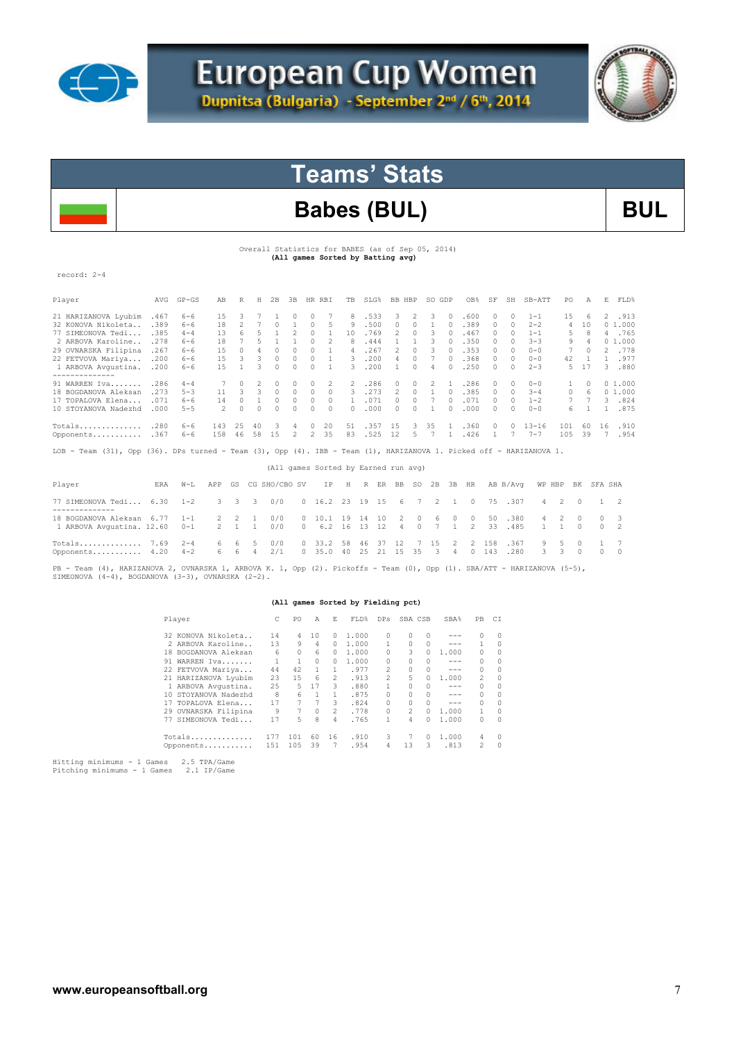# European Cup Women

Dupnitsa (Bulgaria) - September 2nd / 6th, 2014

## Teams' Stats

## Babes (BUL)

**BUL**

Overall Statistics for BABES (as of Sep 05, 2014)
**(All games Sorted by Batting avg)**

record: 2-4

| Player | AVG | GP-GS | AB | R | H | 2B | 3B | HR | RBI | TB | SLG% | BB | HBP | SO | GDP | OB% | SF | SH | SB-ATT | PO | A | E | FLD% |
|---|---|---|---|---|---|---|---|---|---|---|---|---|---|---|---|---|---|---|---|---|---|---|---|
| 21 HARIZANOVA Lyubim | .467 | 6-6 | 15 | 3 | 7 | 1 | 0 | 0 | 7 | 8 | .533 | 3 | 2 | 3 | 0 | .600 | 0 | 0 | 1-1 | 15 | 6 | 2 | .913 |
| 32 KONOVA Nikoleta.. | .389 | 6-6 | 18 | 2 | 7 | 0 | 1 | 0 | 5 | 9 | .500 | 0 | 0 | 1 | 0 | .389 | 0 | 0 | 2-2 | 4 | 10 | 0 | 1.000 |
| 77 SIMEONOVA Tedi.... | .385 | 4-4 | 13 | 6 | 5 | 1 | 2 | 0 | 1 | 10 | .769 | 2 | 0 | 3 | 0 | .467 | 0 | 0 | 1-1 | 5 | 8 | 4 | .765 |
| 2 ARBOVA Karoline... | .278 | 6-6 | 18 | 7 | 5 | 1 | 1 | 0 | 2 | 8 | .444 | 1 | 1 | 3 | 0 | .350 | 0 | 0 | 3-3 | 9 | 4 | 0 | 1.000 |
| 29 OVNARSKA Filipina | .267 | 6-6 | 15 | 0 | 4 | 0 | 0 | 0 | 1 | 4 | .267 | 2 | 0 | 3 | 0 | .353 | 0 | 0 | 0-0 | 7 | 0 | 2 | .778 |
| 22 FETVOVA Mariya.... | .200 | 6-6 | 15 | 3 | 3 | 0 | 0 | 0 | 1 | 3 | .200 | 4 | 0 | 7 | 0 | .368 | 0 | 0 | 0-0 | 42 | 1 | 1 | .977 |
| 1 ARBOVA Avgustina. | .200 | 6-6 | 15 | 1 | 3 | 0 | 0 | 0 | 1 | 3 | .200 | 1 | 0 | 4 | 0 | .250 | 0 | 0 | 2-3 | 5 | 17 | 3 | .880 |
| 91 WARREN Iva....... | .286 | 4-4 | 7 | 0 | 2 | 0 | 0 | 0 | 2 | 2 | .286 | 0 | 0 | 2 | 1 | .286 | 0 | 0 | 0-0 | 1 | 0 | 0 | 1.000 |
| 18 BOGDANOVA Aleksan | .273 | 5-3 | 11 | 3 | 3 | 0 | 0 | 0 | 0 | 3 | .273 | 2 | 0 | 1 | 0 | .385 | 0 | 0 | 3-4 | 0 | 6 | 0 | 1.000 |
| 17 TOPALOVA Elena.... | .071 | 6-6 | 14 | 0 | 1 | 0 | 0 | 0 | 0 | 1 | .071 | 0 | 0 | 7 | 0 | .071 | 0 | 0 | 1-2 | 7 | 7 | 3 | .824 |
| 10 STOYANOVA Nadezhd | .000 | 5-5 | 2 | 0 | 0 | 0 | 0 | 0 | 0 | 0 | .000 | 0 | 0 | 1 | 0 | .000 | 0 | 0 | 0-0 | 6 | 1 | 1 | .875 |
| Totals.............. | .280 | 6-6 | 143 | 25 | 40 | 3 | 4 | 0 | 20 | 51 | .357 | 15 | 3 | 35 | 1 | .360 | 0 | 0 | 13-16 | 101 | 60 | 16 | .910 |
| Opponents........... | .367 | 6-6 | 158 | 46 | 58 | 15 | 2 | 2 | 35 | 83 | .525 | 12 | 5 | 7 | 1 | .426 | 1 | 7 | 7-7 | 105 | 39 | 7 | .954 |

LOB - Team (31), Opp (36). DPs turned - Team (3), Opp (4). IBB - Team (1), HARIZANOVA 1. Picked off - HARIZANOVA 1.

(All games Sorted by Earned run avg)

| Player | ERA | W-L | APP | GS | CG | SHO/CBO | SV | IP | H | R | ER | BB | SO | 2B | 3B | HR | AB | B/Avg | WP | HBP | BK | SFA | SHA |
|---|---|---|---|---|---|---|---|---|---|---|---|---|---|---|---|---|---|---|---|---|---|---|---|
| 77 SIMEONOVA Tedi... | 6.30 | 1-2 | 3 | 3 | 3 | 0/0 | 0 | 16.2 | 23 | 19 | 15 | 6 | 7 | 2 | 1 | 0 | 75 | .307 | 4 | 2 | 0 | 1 | 2 |
| 18 BOGDANOVA Aleksan | 6.77 | 1-1 | 2 | 2 | 1 | 0/0 | 0 | 10.1 | 19 | 14 | 10 | 2 | 0 | 6 | 0 | 0 | 50 | .380 | 4 | 2 | 0 | 0 | 3 |
| 1 ARBOVA Avgustina. | 12.60 | 0-1 | 2 | 1 | 1 | 0/0 | 0 | 6.2 | 16 | 13 | 12 | 4 | 0 | 7 | 1 | 2 | 33 | .485 | 1 | 1 | 0 | 0 | 2 |
| Totals.............. | 7.69 | 2-4 | 6 | 6 | 5 | 0/0 | 0 | 33.2 | 58 | 46 | 37 | 12 | 7 | 15 | 2 | 2 | 158 | .367 | 9 | 5 | 0 | 1 | 7 |
| Opponents........... | 4.20 | 4-2 | 6 | 6 | 4 | 2/1 | 0 | 35.0 | 40 | 25 | 21 | 15 | 35 | 3 | 4 | 0 | 143 | .280 | 3 | 3 | 0 | 0 | 0 |

PB - Team (4), HARIZANOVA 2, OVNARSKA 1, ARBOVA K. 1, Opp (2). Pickoffs - Team (0), Opp (1). SBA/ATT - HARIZANOVA (5-5), SIMEONOVA (4-4), BOGDANOVA (3-3), OVNARSKA (2-2).

**(All games Sorted by Fielding pct)**

| Player | C | PO | A | E | FLD% | DPs | SBA | CSB | SBA% | PB | CI |
|---|---|---|---|---|---|---|---|---|---|---|---|
| 32 KONOVA Nikoleta.. | 14 | 4 | 10 | 0 | 1.000 | 0 | 0 | 0 | --- | 0 | 0 |
| 2 ARBOVA Karoline.. | 13 | 9 | 4 | 0 | 1.000 | 1 | 0 | 0 | --- | 1 | 0 |
| 18 BOGDANOVA Aleksan | 6 | 0 | 6 | 0 | 1.000 | 0 | 3 | 0 | 1.000 | 0 | 0 |
| 91 WARREN Iva....... | 1 | 1 | 0 | 0 | 1.000 | 0 | 0 | 0 | --- | 0 | 0 |
| 22 FETVOVA Mariya... | 44 | 42 | 1 | 1 | .977 | 2 | 0 | 0 | --- | 0 | 0 |
| 21 HARIZANOVA Lyubim | 23 | 15 | 6 | 2 | .913 | 2 | 5 | 0 | 1.000 | 2 | 0 |
| 1 ARBOVA Avgustina. | 25 | 5 | 17 | 3 | .880 | 1 | 0 | 0 | --- | 0 | 0 |
| 10 STOYANOVA Nadezhd | 8 | 6 | 1 | 1 | .875 | 0 | 0 | 0 | --- | 0 | 0 |
| 17 TOPALOVA Elena... | 17 | 7 | 7 | 3 | .824 | 0 | 0 | 0 | --- | 0 | 0 |
| 29 OVNARSKA Filipina | 9 | 7 | 0 | 2 | .778 | 0 | 2 | 0 | 1.000 | 1 | 0 |
| 77 SIMEONOVA Tedi... | 17 | 5 | 8 | 4 | .765 | 1 | 4 | 0 | 1.000 | 0 | 0 |
| Totals.............. | 177 | 101 | 60 | 16 | .910 | 3 | 7 | 0 | 1.000 | 4 | 0 |
| Opponents........... | 151 | 105 | 39 | 7 | .954 | 4 | 13 | 3 | .813 | 2 | 0 |

Hitting minimums - 1 Games 2.5 TPA/Game
Pitching minimums - 1 Games 2.1 IP/Game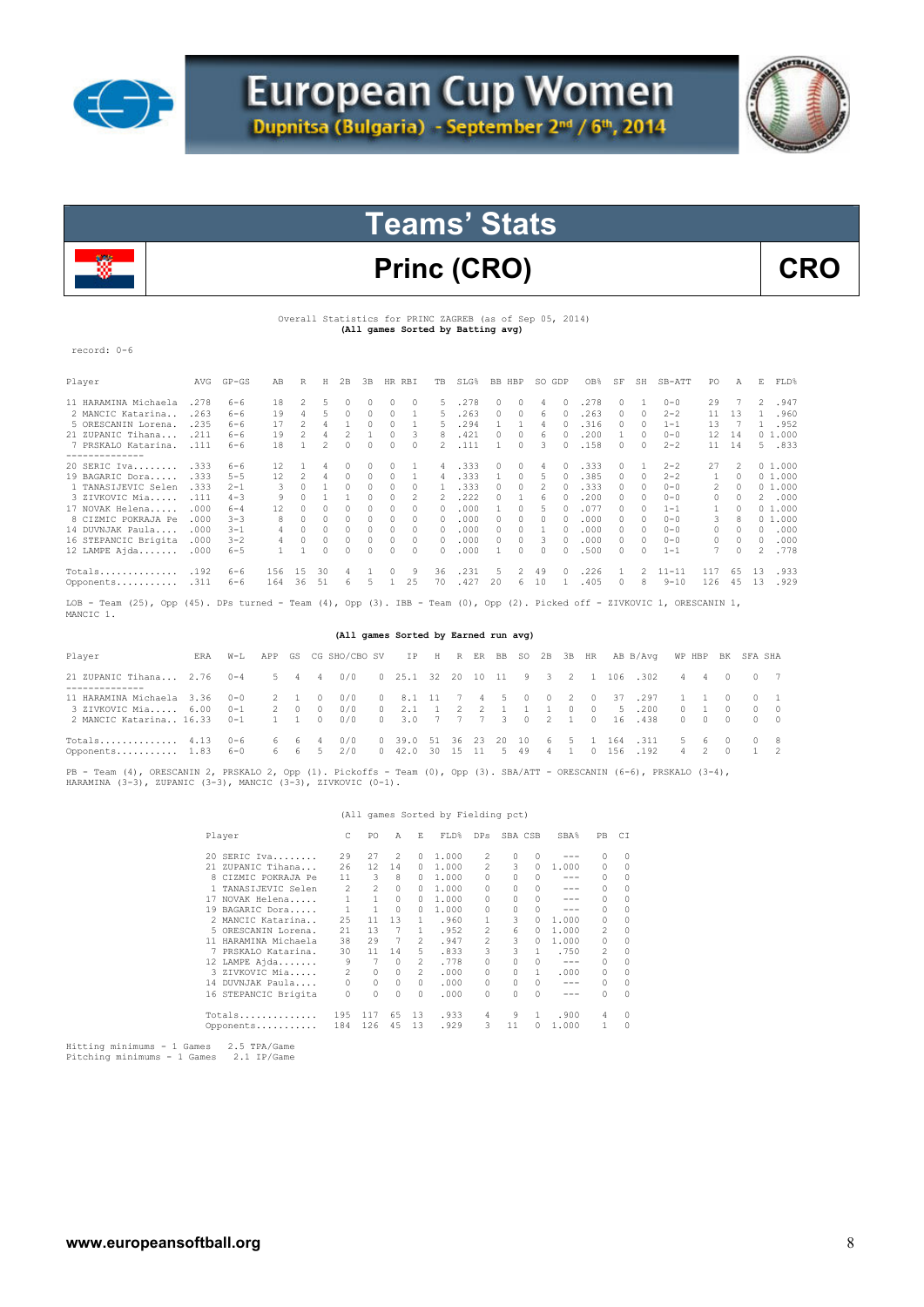# European Cup Women

**Dupnitsa (Bulgaria) - September 2nd / 6th, 2014**

## Teams' Stats

## Princ (CRO) CRO

Overall Statistics for PRINC ZAGREB (as of Sep 05, 2014)
**(All games Sorted by Batting avg)**

record: 0-6

| Player | AVG | GP-GS | AB | R | H | 2B | 3B | HR | RBI | TB | SLG% | BB | HBP | SO | GDP | OB% | SF | SH | SB-ATT | PO | A | E | FLD% |
|---|---|---|---|---|---|---|---|---|---|---|---|---|---|---|---|---|---|---|---|---|---|---|---|
| 11 HARAMINA Michaela | .278 | 6-6 | 18 | 2 | 5 | 0 | 0 | 0 | 0 | 5 | .278 | 0 | 0 | 4 | 0 | .278 | 0 | 1 | 0-0 | 29 | 7 | 2 | .947 |
| 2 MANCIC Katarina.. | .263 | 6-6 | 19 | 4 | 5 | 0 | 0 | 0 | 1 | 5 | .263 | 0 | 0 | 6 | 0 | .263 | 0 | 0 | 2-2 | 11 | 13 | 1 | .960 |
| 5 ORESCANIN Lorena. | .235 | 6-6 | 17 | 2 | 4 | 1 | 0 | 0 | 1 | 5 | .294 | 1 | 1 | 4 | 0 | .316 | 0 | 0 | 1-1 | 13 | 7 | 1 | .952 |
| 21 ZUPANIC Tihana... | .211 | 6-6 | 19 | 2 | 4 | 2 | 1 | 0 | 3 | 8 | .421 | 0 | 0 | 6 | 0 | .200 | 1 | 0 | 0-0 | 12 | 14 | 0 | 1.000 |
| 7 PRSKALO Katarina. | .111 | 6-6 | 18 | 1 | 2 | 0 | 0 | 0 | 0 | 2 | .111 | 1 | 0 | 3 | 0 | .158 | 0 | 0 | 2-2 | 11 | 14 | 5 | .833 |
| -------------- | | | | | | | | | | | | | | | | | | | | | | | |
| 20 SERIC Iva........ | .333 | 6-6 | 12 | 1 | 4 | 0 | 0 | 0 | 1 | 4 | .333 | 0 | 0 | 4 | 0 | .333 | 0 | 1 | 2-2 | 27 | 2 | 0 | 1.000 |
| 19 BAGARIC Dora..... | .333 | 5-5 | 12 | 2 | 4 | 0 | 0 | 0 | 1 | 4 | .333 | 1 | 0 | 5 | 0 | .385 | 0 | 0 | 2-2 | 1 | 0 | 0 | 1.000 |
| 1 TANASIJEVIC Selen | .333 | 2-1 | 3 | 0 | 1 | 0 | 0 | 0 | 0 | 1 | .333 | 0 | 0 | 2 | 0 | .333 | 0 | 0 | 0-0 | 2 | 0 | 0 | 1.000 |
| 3 ZIVKOVIC Mia...... | .111 | 4-3 | 9 | 0 | 1 | 1 | 0 | 0 | 2 | 2 | .222 | 0 | 1 | 6 | 0 | .200 | 0 | 0 | 0-0 | 0 | 0 | 2 | .000 |
| 17 NOVAK Helena..... | .000 | 6-4 | 12 | 0 | 0 | 0 | 0 | 0 | 0 | 0 | .000 | 1 | 0 | 5 | 0 | .077 | 0 | 0 | 1-1 | 1 | 0 | 0 | 1.000 |
| 8 CIZMIC POKRAJA Pe | .000 | 3-3 | 8 | 0 | 0 | 0 | 0 | 0 | 0 | 0 | .000 | 0 | 0 | 0 | 0 | .000 | 0 | 0 | 0-0 | 3 | 8 | 0 | 1.000 |
| 14 DUVNJAK Paula.... | .000 | 3-1 | 4 | 0 | 0 | 0 | 0 | 0 | 0 | 0 | .000 | 0 | 0 | 1 | 0 | .000 | 0 | 0 | 0-0 | 0 | 0 | 0 | .000 |
| 16 STEPANCIC Brigita | .000 | 3-2 | 4 | 0 | 0 | 0 | 0 | 0 | 0 | 0 | .000 | 0 | 0 | 3 | 0 | .000 | 0 | 0 | 0-0 | 0 | 0 | 0 | .000 |
| 12 LAMPE Ajda....... | .000 | 6-5 | 1 | 1 | 0 | 0 | 0 | 0 | 0 | 0 | .000 | 1 | 0 | 0 | 0 | .500 | 0 | 0 | 1-1 | 7 | 0 | 2 | .778 |
| Totals.............. | .192 | 6-6 | 156 | 15 | 30 | 4 | 1 | 0 | 9 | 36 | .231 | 5 | 2 | 49 | 0 | .226 | 1 | 2 | 11-11 | 117 | 65 | 13 | .933 |
| Opponents........... | .311 | 6-6 | 164 | 36 | 51 | 6 | 5 | 1 | 25 | 70 | .427 | 20 | 6 | 10 | 1 | .405 | 0 | 8 | 9-10 | 126 | 45 | 13 | .929 |

LOB - Team (25), Opp (45). DPs turned - Team (4), Opp (3). IBB - Team (0), Opp (2). Picked off - ZIVKOVIC 1, ORESCANIN 1, MANCIC 1.

**(All games Sorted by Earned run avg)**

| Player | ERA | W-L | APP | GS | CG | SHO/CBO | SV | IP | H | R | ER | BB | SO | 2B | 3B | HR | AB | B/Avg | WP | HBP | BK | SFA | SHA |
|---|---|---|---|---|---|---|---|---|---|---|---|---|---|---|---|---|---|---|---|---|---|---|---|
| 21 ZUPANIC Tihana... | 2.76 | 0-4 | 5 | 4 | 4 | 0/0 | 0 | 25.1 | 32 | 20 | 10 | 11 | 9 | 3 | 2 | 1 | 106 | .302 | 4 | 4 | 0 | 0 | 7 |
| -------------- | | | | | | | | | | | | | | | | | | | | | | | |
| 11 HARAMINA Michaela | 3.36 | 0-0 | 2 | 1 | 0 | 0/0 | 0 | 8.1 | 11 | 7 | 4 | 5 | 0 | 0 | 2 | 0 | 37 | .297 | 1 | 1 | 0 | 0 | 1 |
| 3 ZIVKOVIC Mia...... | 6.00 | 0-1 | 2 | 0 | 0 | 0/0 | 0 | 2.1 | 1 | 2 | 2 | 1 | 1 | 1 | 0 | 0 | 5 | .200 | 0 | 1 | 0 | 0 | 0 |
| 2 MANCIC Katarina.. | 16.33 | 0-1 | 1 | 1 | 0 | 0/0 | 0 | 3.0 | 7 | 7 | 7 | 3 | 0 | 2 | 1 | 0 | 16 | .438 | 0 | 0 | 0 | 0 | 0 |
| Totals.............. | 4.13 | 0-6 | 6 | 6 | 4 | 0/0 | 0 | 39.0 | 51 | 36 | 23 | 20 | 10 | 6 | 5 | 1 | 164 | .311 | 5 | 6 | 0 | 0 | 8 |
| Opponents........... | 1.83 | 6-0 | 6 | 6 | 5 | 2/0 | 0 | 42.0 | 30 | 15 | 11 | 5 | 49 | 4 | 1 | 0 | 156 | .192 | 4 | 2 | 0 | 1 | 2 |

PB - Team (4), ORESCANIN 2, PRSKALO 2, Opp (1). Pickoffs - Team (0), Opp (3). SBA/ATT - ORESCANIN (6-6), PRSKALO (3-4), HARAMINA (3-3), ZUPANIC (3-3), MANCIC (3-3), ZIVKOVIC (0-1).

(All games Sorted by Fielding pct)

| Player | C | PO | A | E | FLD% | DPs | SBA | CSB | SBA% | PB | CI |
|---|---|---|---|---|---|---|---|---|---|---|---|
| 20 SERIC Iva........ | 29 | 27 | 2 | 0 | 1.000 | 2 | 0 | 0 | --- | 0 | 0 |
| 21 ZUPANIC Tihana... | 26 | 12 | 14 | 0 | 1.000 | 2 | 3 | 0 | 1.000 | 0 | 0 |
| 8 CIZMIC POKRAJA Pe | 11 | 3 | 8 | 0 | 1.000 | 0 | 0 | 0 | --- | 0 | 0 |
| 1 TANASIJEVIC Selen | 2 | 2 | 0 | 0 | 1.000 | 0 | 0 | 0 | --- | 0 | 0 |
| 17 NOVAK Helena..... | 1 | 1 | 0 | 0 | 1.000 | 0 | 0 | 0 | --- | 0 | 0 |
| 19 BAGARIC Dora..... | 1 | 1 | 0 | 0 | 1.000 | 0 | 0 | 0 | --- | 0 | 0 |
| 2 MANCIC Katarina.. | 25 | 11 | 13 | 1 | .960 | 1 | 3 | 0 | 1.000 | 0 | 0 |
| 5 ORESCANIN Lorena. | 21 | 13 | 7 | 1 | .952 | 2 | 6 | 0 | 1.000 | 2 | 0 |
| 11 HARAMINA Michaela | 38 | 29 | 7 | 2 | .947 | 2 | 3 | 0 | 1.000 | 0 | 0 |
| 7 PRSKALO Katarina. | 30 | 11 | 14 | 5 | .833 | 3 | 3 | 1 | .750 | 2 | 0 |
| 12 LAMPE Ajda....... | 9 | 7 | 0 | 2 | .778 | 0 | 0 | 0 | --- | 0 | 0 |
| 3 ZIVKOVIC Mia...... | 2 | 0 | 0 | 2 | .000 | 0 | 0 | 1 | .000 | 0 | 0 |
| 14 DUVNJAK Paula.... | 0 | 0 | 0 | 0 | .000 | 0 | 0 | 0 | --- | 0 | 0 |
| 16 STEPANCIC Brigita | 0 | 0 | 0 | 0 | .000 | 0 | 0 | 0 | --- | 0 | 0 |
| Totals.............. | 195 | 117 | 65 | 13 | .933 | 4 | 9 | 1 | .900 | 4 | 0 |
| Opponents........... | 184 | 126 | 45 | 13 | .929 | 3 | 11 | 0 | 1.000 | 1 | 0 |

Hitting minimums - 1 Games 2.5 TPA/Game
Pitching minimums - 1 Games 2.1 IP/Game

www.europeansoftball.org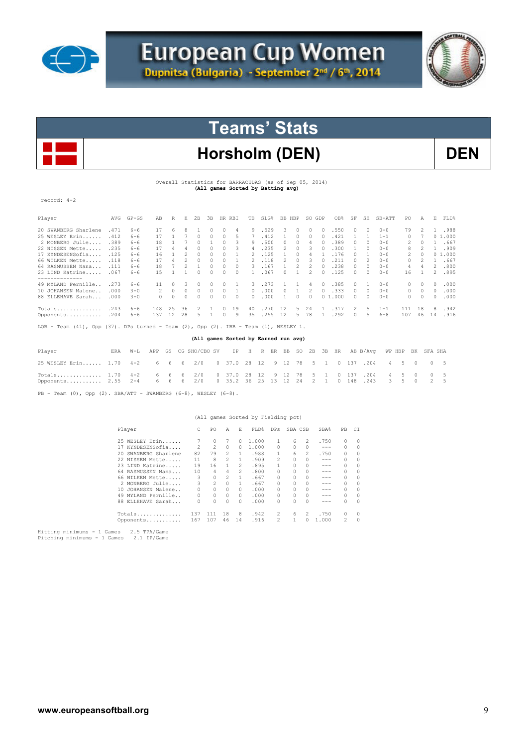# European Cup Women

Dupnitsa (Bulgaria) - September 2nd / 6th, 2014

## Teams' Stats

## Horsholm (DEN)

**DEN**

Overall Statistics for BARRACUDAS (as of Sep 05, 2014)
**(All games Sorted by Batting avg)**

record: 4-2

| Player | AVG | GP-GS | AB | R | H | 2B | 3B | HR | RBI | TB | SLG% | BB | HBP | SO | GDP | OB% | SF | SH | SB-ATT | PO | A | E | FLD% |
|---|---|---|---|---|---|---|---|---|---|---|---|---|---|---|---|---|---|---|---|---|---|---|---|
| 20 SWANBERG Sharlene | .471 | 6-6 | 17 | 6 | 8 | 1 | 0 | 0 | 4 | 9 | .529 | 3 | 0 | 0 | 0 | .550 | 0 | 0 | 0-0 | 79 | 2 | 1 | .988 |
| 25 WESLEY Erin...... | .412 | 6-6 | 17 | 1 | 7 | 0 | 0 | 0 | 5 | 7 | .412 | 1 | 0 | 0 | 0 | .421 | 1 | 1 | 1-1 | 0 | 7 | 0 | 1.000 |
| 2 MONBERG Julie..... | .389 | 6-6 | 18 | 1 | 7 | 0 | 1 | 0 | 3 | 9 | .500 | 0 | 0 | 4 | 0 | .389 | 0 | 0 | 0-0 | 2 | 0 | 1 | .667 |
| 22 NISSEN Mette..... | .235 | 6-6 | 17 | 4 | 4 | 0 | 0 | 0 | 3 | 4 | .235 | 2 | 0 | 3 | 0 | .300 | 1 | 0 | 0-0 | 8 | 2 | 1 | .909 |
| 17 KYNDESENSofia.... | .125 | 6-6 | 16 | 1 | 2 | 0 | 0 | 0 | 1 | 2 | .125 | 1 | 0 | 4 | 1 | .176 | 0 | 1 | 0-0 | 2 | 0 | 0 | 1.000 |
| 66 WILKEN Mette..... | .118 | 6-6 | 17 | 4 | 2 | 0 | 0 | 0 | 1 | 2 | .118 | 2 | 0 | 3 | 0 | .211 | 0 | 2 | 0-0 | 0 | 2 | 1 | .667 |
| 64 RASMUSSEN Nana... | .111 | 6-6 | 18 | 7 | 2 | 1 | 0 | 0 | 0 | 3 | .167 | 1 | 2 | 2 | 0 | .238 | 0 | 0 | 0-0 | 4 | 4 | 2 | .800 |
| 23 LIND Katrine..... | .067 | 6-6 | 15 | 1 | 1 | 0 | 0 | 0 | 0 | 1 | .067 | 0 | 1 | 2 | 0 | .125 | 0 | 0 | 0-0 | 16 | 1 | 2 | .895 |
| 49 MYLAND Pernille.. | .273 | 6-6 | 11 | 0 | 3 | 0 | 0 | 0 | 1 | 3 | .273 | 1 | 1 | 4 | 0 | .385 | 0 | 1 | 0-0 | 0 | 0 | 0 | .000 |
| 10 JOHANSEN Malene.. | .000 | 3-0 | 2 | 0 | 0 | 0 | 0 | 0 | 1 | 0 | .000 | 0 | 1 | 2 | 0 | .333 | 0 | 0 | 0-0 | 0 | 0 | 0 | .000 |
| 88 ELLEHAVE Sarah... | .000 | 3-0 | 0 | 0 | 0 | 0 | 0 | 0 | 0 | 0 | .000 | 1 | 0 | 0 | 0 | 1.000 | 0 | 0 | 0-0 | 0 | 0 | 0 | .000 |
| Totals.............. | .243 | 6-6 | 148 | 25 | 36 | 2 | 1 | 0 | 19 | 40 | .270 | 12 | 5 | 24 | 1 | .317 | 2 | 5 | 1-1 | 111 | 18 | 8 | .942 |
| Opponents........... | .204 | 6-6 | 137 | 12 | 28 | 5 | 1 | 0 | 9 | 35 | .255 | 12 | 5 | 78 | 1 | .292 | 0 | 5 | 6-8 | 107 | 46 | 14 | .916 |

LOB - Team (41), Opp (37). DPs turned - Team (2), Opp (2). IBB - Team (1), WESLEY 1.

**(All games Sorted by Earned run avg)**

| Player | ERA | W-L | APP | GS | CG | SHO/CBO | SV | IP | H | R | ER | BB | SO | 2B | 3B | HR | AB | B/Avg | WP | HBP | BK | SFA | SHA |
|---|---|---|---|---|---|---|---|---|---|---|---|---|---|---|---|---|---|---|---|---|---|---|---|
| 25 WESLEY Erin...... | 1.70 | 4-2 | 6 | 6 | 6 | 2/0 | 0 | 37.0 | 28 | 12 | 9 | 12 | 78 | 5 | 1 | 0 | 137 | .204 | 4 | 5 | 0 | 0 | 5 |
| Totals.............. | 1.70 | 4-2 | 6 | 6 | 6 | 2/0 | 0 | 37.0 | 28 | 12 | 9 | 12 | 78 | 5 | 1 | 0 | 137 | .204 | 4 | 5 | 0 | 0 | 5 |
| Opponents........... | 2.55 | 2-4 | 6 | 6 | 6 | 2/0 | 0 | 35.2 | 36 | 25 | 13 | 12 | 24 | 2 | 1 | 0 | 148 | .243 | 3 | 5 | 0 | 2 | 5 |

PB - Team (0), Opp (2). SBA/ATT - SWANBERG (6-8), WESLEY (6-8).

(All games Sorted by Fielding pct)

| Player | C | PO | A | E | FLD% | DPs | SBA | CSB | SBA% | PB | CI |
|---|---|---|---|---|---|---|---|---|---|---|---|
| 25 WESLEY Erin...... | 7 | 0 | 7 | 0 | 1.000 | 1 | 6 | 2 | .750 | 0 | 0 |
| 17 KYNDESENSofia.... | 2 | 2 | 0 | 0 | 1.000 | 0 | 0 | 0 | --- | 0 | 0 |
| 20 SWANBERG Sharlene | 82 | 79 | 2 | 1 | .988 | 1 | 6 | 2 | .750 | 0 | 0 |
| 22 NISSEN Mette..... | 11 | 8 | 2 | 1 | .909 | 2 | 0 | 0 | --- | 0 | 0 |
| 23 LIND Katrine..... | 19 | 16 | 1 | 2 | .895 | 1 | 0 | 0 | --- | 0 | 0 |
| 64 RASMUSSEN Nana... | 10 | 4 | 4 | 2 | .800 | 0 | 0 | 0 | --- | 0 | 0 |
| 66 WILKEN Mette..... | 3 | 0 | 2 | 1 | .667 | 0 | 0 | 0 | --- | 0 | 0 |
| 2 MONBERG Julie.... | 3 | 2 | 0 | 1 | .667 | 0 | 0 | 0 | --- | 0 | 0 |
| 10 JOHANSEN Malene.. | 0 | 0 | 0 | 0 | .000 | 0 | 0 | 0 | --- | 0 | 0 |
| 49 MYLAND Pernille.. | 0 | 0 | 0 | 0 | .000 | 0 | 0 | 0 | --- | 0 | 0 |
| 88 ELLEHAVE Sarah... | 0 | 0 | 0 | 0 | .000 | 0 | 0 | 0 | --- | 0 | 0 |
| Totals.............. | 137 | 111 | 18 | 8 | .942 | 2 | 6 | 2 | .750 | 0 | 0 |
| Opponents........... | 167 | 107 | 46 | 14 | .916 | 2 | 1 | 0 | 1.000 | 2 | 0 |

Hitting minimums - 1 Games 2.5 TPA/Game
Pitching minimums - 1 Games 2.1 IP/Game

www.europeansoftball.org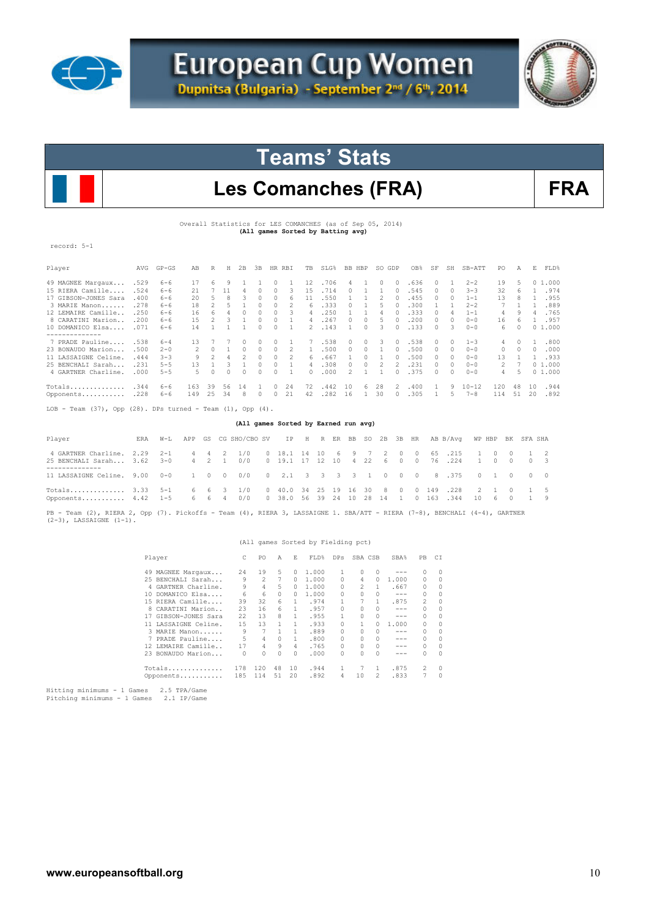# European Cup Women

Dupnitsa (Bulgaria) - September 2nd / 6th, 2014

## Teams' Stats

## Les Comanches (FRA)

**FRA**

Overall Statistics for LES COMANCHES (as of Sep 05, 2014)
**(All games Sorted by Batting avg)**

record: 5-1

| Player | AVG | GP-GS | AB | R | H | 2B | 3B | HR | RBI | TB | SLG% | BB | HBP | SO | GDP | OB% | SF | SH | SB-ATT | PO | A | E | FLD% |
|---|---|---|---|---|---|---|---|---|---|---|---|---|---|---|---|---|---|---|---|---|---|---|---|
| 49 MAGNEE Margaux... | .529 | 6-6 | 17 | 6 | 9 | 1 | 1 | 0 | 1 | 12 | .706 | 4 | 1 | 0 | 0 | .636 | 0 | 1 | 2-2 | 19 | 5 | 0 | 1.000 |
| 15 RIERA Camille..... | .524 | 6-6 | 21 | 7 | 11 | 4 | 0 | 0 | 3 | 15 | .714 | 0 | 1 | 1 | 0 | .545 | 0 | 0 | 3-3 | 32 | 6 | 1 | .974 |
| 17 GIBSON-JONES Sara | .400 | 6-6 | 20 | 5 | 8 | 3 | 0 | 0 | 6 | 11 | .550 | 1 | 1 | 2 | 0 | .455 | 0 | 0 | 1-1 | 13 | 8 | 1 | .955 |
| 3 MARIE Manon....... | .278 | 6-6 | 18 | 2 | 5 | 1 | 0 | 0 | 2 | 6 | .333 | 0 | 1 | 5 | 0 | .300 | 1 | 1 | 2-2 | 7 | 1 | 1 | .889 |
| 12 LEMAIRE Camille... | .250 | 6-6 | 16 | 6 | 4 | 0 | 0 | 0 | 3 | 4 | .250 | 1 | 1 | 4 | 0 | .333 | 0 | 4 | 1-1 | 4 | 9 | 4 | .765 |
| 8 CARATINI Marion... | .200 | 6-6 | 15 | 2 | 3 | 1 | 0 | 0 | 1 | 4 | .267 | 0 | 0 | 5 | 0 | .200 | 0 | 0 | 0-0 | 16 | 6 | 1 | .957 |
| 10 DOMANICO Elsa..... | .071 | 6-6 | 14 | 1 | 1 | 1 | 0 | 0 | 1 | 2 | .143 | 1 | 0 | 3 | 0 | .133 | 0 | 3 | 0-0 | 6 | 0 | 0 | 1.000 |
| -------------- | | | | | | | | | | | | | | | | | | | | | | | |
| 7 PRADE Pauline.... | .538 | 6-4 | 13 | 7 | 7 | 0 | 0 | 0 | 1 | 7 | .538 | 0 | 0 | 3 | 0 | .538 | 0 | 0 | 1-3 | 4 | 0 | 1 | .800 |
| 23 BONAUDO Marion.... | .500 | 2-0 | 2 | 0 | 1 | 0 | 0 | 0 | 2 | 1 | .500 | 0 | 0 | 1 | 0 | .500 | 0 | 0 | 0-0 | 0 | 0 | 0 | .000 |
| 11 LASSAIGNE Celine. | .444 | 3-3 | 9 | 2 | 4 | 2 | 0 | 0 | 2 | 6 | .667 | 1 | 0 | 1 | 0 | .500 | 0 | 0 | 0-0 | 13 | 1 | 1 | .933 |
| 25 BENCHALI Sarah.... | .231 | 5-5 | 13 | 1 | 3 | 1 | 0 | 0 | 1 | 4 | .308 | 0 | 0 | 2 | 2 | .231 | 0 | 0 | 0-0 | 2 | 7 | 0 | 1.000 |
| 4 GARTNER Charline. | .000 | 5-5 | 5 | 0 | 0 | 0 | 0 | 0 | 1 | 0 | .000 | 2 | 1 | 1 | 0 | .375 | 0 | 0 | 0-0 | 4 | 5 | 0 | 1.000 |
| Totals.............. | .344 | 6-6 | 163 | 39 | 56 | 14 | 1 | 0 | 24 | 72 | .442 | 10 | 6 | 28 | 2 | .400 | 1 | 9 | 10-12 | 120 | 48 | 10 | .944 |
| Opponents........... | .228 | 6-6 | 149 | 25 | 34 | 8 | 0 | 0 | 21 | 42 | .282 | 16 | 1 | 30 | 0 | .305 | 1 | 5 | 7-8 | 114 | 51 | 20 | .892 |

LOB - Team (37), Opp (28). DPs turned - Team (1), Opp (4).

**(All games Sorted by Earned run avg)**

| Player | ERA | W-L | APP | GS | CG | SHO/CBO | SV | IP | H | R | ER | BB | SO | 2B | 3B | HR | AB | B/Avg | WP | HBP | BK | SFA | SHA |
|---|---|---|---|---|---|---|---|---|---|---|---|---|---|---|---|---|---|---|---|---|---|---|---|
| 4 GARTNER Charline. | 2.29 | 2-1 | 4 | 4 | 2 | 1/0 | 0 | 18.1 | 14 | 10 | 6 | 9 | 7 | 2 | 0 | 0 | 65 | .215 | 1 | 0 | 0 | 1 | 2 |
| 25 BENCHALI Sarah... | 3.62 | 3-0 | 4 | 2 | 1 | 0/0 | 0 | 19.1 | 17 | 12 | 10 | 4 | 22 | 6 | 0 | 0 | 76 | .224 | 1 | 0 | 0 | 0 | 3 |
| -------------- | | | | | | | | | | | | | | | | | | | | | | | |
| 11 LASSAIGNE Celine. | 9.00 | 0-0 | 1 | 0 | 0 | 0/0 | 0 | 2.1 | 3 | 3 | 3 | 3 | 1 | 0 | 0 | 0 | 8 | .375 | 0 | 1 | 0 | 0 | 0 |
| Totals.............. | 3.33 | 5-1 | 6 | 6 | 3 | 1/0 | 0 | 40.0 | 34 | 25 | 19 | 16 | 30 | 8 | 0 | 0 | 149 | .228 | 2 | 1 | 0 | 1 | 5 |
| Opponents........... | 4.42 | 1-5 | 6 | 6 | 4 | 0/0 | 0 | 38.0 | 56 | 39 | 24 | 10 | 28 | 14 | 1 | 0 | 163 | .344 | 10 | 6 | 0 | 1 | 9 |

PB - Team (2), RIERA 2, Opp (7). Pickoffs - Team (4), RIERA 3, LASSAIGNE 1. SBA/ATT - RIERA (7-8), BENCHALI (4-4), GARTNER (2-3), LASSAIGNE (1-1).

(All games Sorted by Fielding pct)

| Player | C | PO | A | E | FLD% | DPs | SBA | CSB | SBA% | PB | CI |
|---|---|---|---|---|---|---|---|---|---|---|---|
| 49 MAGNEE Margaux... | 24 | 19 | 5 | 0 | 1.000 | 1 | 0 | 0 | --- | 0 | 0 |
| 25 BENCHALI Sarah... | 9 | 2 | 7 | 0 | 1.000 | 0 | 4 | 0 | 1.000 | 0 | 0 |
| 4 GARTNER Charline. | 9 | 4 | 5 | 0 | 1.000 | 0 | 2 | 1 | .667 | 0 | 0 |
| 10 DOMANICO Elsa.... | 6 | 6 | 0 | 0 | 1.000 | 0 | 0 | 0 | --- | 0 | 0 |
| 15 RIERA Camille.... | 39 | 32 | 6 | 1 | .974 | 1 | 7 | 1 | .875 | 2 | 0 |
| 8 CARATINI Marion.. | 23 | 16 | 6 | 1 | .957 | 0 | 0 | 0 | --- | 0 | 0 |
| 17 GIBSON-JONES Sara | 22 | 13 | 8 | 1 | .955 | 1 | 0 | 0 | --- | 0 | 0 |
| 11 LASSAIGNE Celine. | 15 | 13 | 1 | 1 | .933 | 0 | 1 | 0 | 1.000 | 0 | 0 |
| 3 MARIE Manon...... | 9 | 7 | 1 | 1 | .889 | 0 | 0 | 0 | --- | 0 | 0 |
| 7 PRADE Pauline.... | 5 | 4 | 0 | 1 | .800 | 0 | 0 | 0 | --- | 0 | 0 |
| 12 LEMAIRE Camille.. | 17 | 4 | 9 | 4 | .765 | 0 | 0 | 0 | --- | 0 | 0 |
| 23 BONAUDO Marion... | 0 | 0 | 0 | 0 | .000 | 0 | 0 | 0 | --- | 0 | 0 |
| Totals............. | 178 | 120 | 48 | 10 | .944 | 1 | 7 | 1 | .875 | 2 | 0 |
| Opponents.......... | 185 | 114 | 51 | 20 | .892 | 4 | 10 | 2 | .833 | 7 | 0 |

Hitting minimums - 1 Games 2.5 TPA/Game
Pitching minimums - 1 Games 2.1 IP/Game

www.europeansoftball.org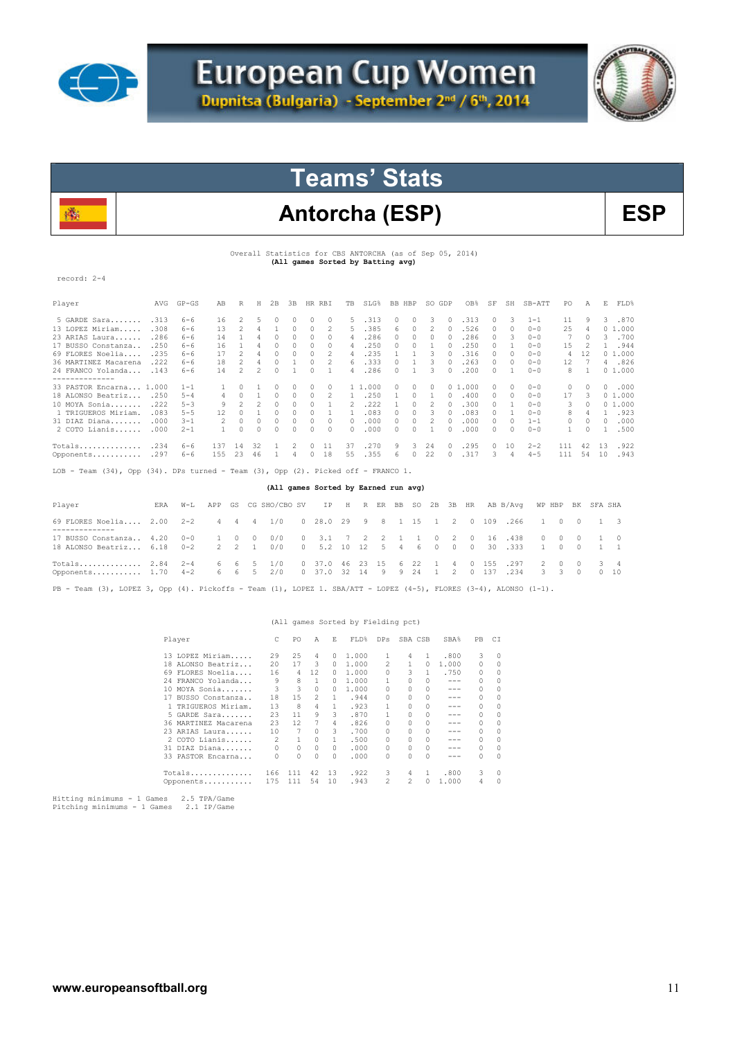# European Cup Women

Dupnitsa (Bulgaria) - September 2nd / 6th, 2014

## Teams' Stats

## Antorcha (ESP) — ESP

Overall Statistics for CBS ANTORCHA (as of Sep 05, 2014)
**(All games Sorted by Batting avg)**

record: 2-4

| Player | AVG | GP-GS | AB | R | H | 2B | 3B | HR | RBI | TB | SLG% | BB | HBP | SO | GDP | OB% | SF | SH | SB-ATT | PO | A | E | FLD% |
|---|---|---|---|---|---|---|---|---|---|---|---|---|---|---|---|---|---|---|---|---|---|---|---|
| 5 GARDE Sara....... | .313 | 6-6 | 16 | 2 | 5 | 0 | 0 | 0 | 0 | 5 | .313 | 0 | 0 | 3 | 0 | .313 | 0 | 3 | 1-1 | 11 | 9 | 3 | .870 |
| 13 LOPEZ Miriam..... | .308 | 6-6 | 13 | 2 | 4 | 1 | 0 | 0 | 2 | 5 | .385 | 6 | 0 | 2 | 0 | .526 | 0 | 0 | 0-0 | 25 | 4 | 0 | 1.000 |
| 23 ARIAS Laura...... | .286 | 6-6 | 14 | 1 | 4 | 0 | 0 | 0 | 0 | 4 | .286 | 0 | 0 | 0 | 0 | .286 | 0 | 3 | 0-0 | 7 | 0 | 3 | .700 |
| 17 BUSSO Constanza.. | .250 | 6-6 | 16 | 1 | 4 | 0 | 0 | 0 | 0 | 4 | .250 | 0 | 0 | 1 | 0 | .250 | 0 | 1 | 0-0 | 15 | 2 | 1 | .944 |
| 69 FLORES Noelia.... | .235 | 6-6 | 17 | 2 | 4 | 0 | 0 | 0 | 2 | 4 | .235 | 1 | 1 | 3 | 0 | .316 | 0 | 0 | 0-0 | 4 | 12 | 0 | 1.000 |
| 36 MARTINEZ Macarena | .222 | 6-6 | 18 | 2 | 4 | 0 | 1 | 0 | 2 | 6 | .333 | 0 | 1 | 3 | 0 | .263 | 0 | 0 | 0-0 | 12 | 7 | 4 | .826 |
| 24 FRANCO Yolanda... | .143 | 6-6 | 14 | 2 | 2 | 0 | 1 | 0 | 1 | 4 | .286 | 0 | 1 | 3 | 0 | .200 | 0 | 1 | 0-0 | 8 | 1 | 0 | 1.000 |
| -------------- | | | | | | | | | | | | | | | | | | | | | | | |
| 33 PASTOR Encarna... | 1.000 | 1-1 | 1 | 0 | 1 | 0 | 0 | 0 | 0 | 1 | 1.000 | 0 | 0 | 0 | 0 | 1.000 | 0 | 0 | 0-0 | 0 | 0 | 0 | .000 |
| 18 ALONSO Beatriz... | .250 | 5-4 | 4 | 0 | 1 | 0 | 0 | 0 | 2 | 1 | .250 | 1 | 0 | 1 | 0 | .400 | 0 | 0 | 0-0 | 17 | 3 | 0 | 1.000 |
| 10 MOYA Sonia....... | .222 | 5-3 | 9 | 2 | 2 | 0 | 0 | 0 | 1 | 2 | .222 | 1 | 0 | 2 | 0 | .300 | 0 | 1 | 0-0 | 3 | 0 | 0 | 1.000 |
| 1 TRIGUEROS Miriam. | .083 | 5-5 | 12 | 0 | 1 | 0 | 0 | 0 | 1 | 1 | .083 | 0 | 0 | 3 | 0 | .083 | 0 | 1 | 0-0 | 8 | 4 | 1 | .923 |
| 31 DIAZ Diana....... | .000 | 3-1 | 2 | 0 | 0 | 0 | 0 | 0 | 0 | 0 | .000 | 0 | 0 | 2 | 0 | .000 | 0 | 0 | 1-1 | 0 | 0 | 0 | .000 |
| 2 COTO Lianis...... | .000 | 2-1 | 1 | 0 | 0 | 0 | 0 | 0 | 0 | 0 | .000 | 0 | 0 | 1 | 0 | .000 | 0 | 0 | 0-0 | 1 | 0 | 1 | .500 |
| Totals............ | .234 | 6-6 | 137 | 14 | 32 | 1 | 2 | 0 | 11 | 37 | .270 | 9 | 3 | 24 | 0 | .295 | 0 | 10 | 2-2 | 111 | 42 | 13 | .922 |
| Opponents.......... | .297 | 6-6 | 155 | 23 | 46 | 1 | 4 | 0 | 18 | 55 | .355 | 6 | 0 | 22 | 0 | .317 | 3 | 4 | 4-5 | 111 | 54 | 10 | .943 |

LOB - Team (34), Opp (34). DPs turned - Team (3), Opp (2). Picked off - FRANCO 1.

**(All games Sorted by Earned run avg)**

| Player | ERA | W-L | APP | GS | CG | SHO/CBO | SV | IP | H | R | ER | BB | SO | 2B | 3B | HR | AB | B/Avg | WP | HBP | BK | SFA | SHA |
|---|---|---|---|---|---|---|---|---|---|---|---|---|---|---|---|---|---|---|---|---|---|---|---|
| 69 FLORES Noelia.... | 2.00 | 2-2 | 4 | 4 | 4 | 1/0 | 0 | 28.0 | 29 | 9 | 8 | 1 | 15 | 1 | 2 | 0 | 109 | .266 | 1 | 0 | 0 | 1 | 3 |
| -------------- | | | | | | | | | | | | | | | | | | | | | | | |
| 17 BUSSO Constanza.. | 4.20 | 0-0 | 1 | 0 | 0 | 0/0 | 0 | 3.1 | 7 | 2 | 2 | 1 | 1 | 0 | 2 | 0 | 16 | .438 | 0 | 0 | 0 | 1 | 0 |
| 18 ALONSO Beatriz... | 6.18 | 0-2 | 2 | 2 | 1 | 0/0 | 0 | 5.2 | 10 | 12 | 5 | 4 | 6 | 0 | 0 | 0 | 30 | .333 | 1 | 0 | 0 | 1 | 1 |
| Totals............ | 2.84 | 2-4 | 6 | 6 | 5 | 1/0 | 0 | 37.0 | 46 | 23 | 15 | 6 | 22 | 1 | 4 | 0 | 155 | .297 | 2 | 0 | 0 | 3 | 4 |
| Opponents.......... | 1.70 | 4-2 | 6 | 6 | 5 | 2/0 | 0 | 37.0 | 32 | 14 | 9 | 9 | 24 | 1 | 2 | 0 | 137 | .234 | 3 | 3 | 0 | 0 | 10 |

PB - Team (3), LOPEZ 3, Opp (4). Pickoffs - Team (1), LOPEZ 1. SBA/ATT - LOPEZ (4-5), FLORES (3-4), ALONSO (1-1).

(All games Sorted by Fielding pct)

| Player | C | PO | A | E | FLD% | DPs | SBA | CSB | SBA% | PB | CI |
|---|---|---|---|---|---|---|---|---|---|---|---|
| 13 LOPEZ Miriam..... | 29 | 25 | 4 | 0 | 1.000 | 1 | 4 | 1 | .800 | 3 | 0 |
| 18 ALONSO Beatriz... | 20 | 17 | 3 | 0 | 1.000 | 2 | 1 | 0 | 1.000 | 0 | 0 |
| 69 FLORES Noelia.... | 16 | 4 | 12 | 0 | 1.000 | 0 | 3 | 1 | .750 | 0 | 0 |
| 24 FRANCO Yolanda... | 9 | 8 | 1 | 0 | 1.000 | 1 | 0 | 0 | --- | 0 | 0 |
| 10 MOYA Sonia....... | 3 | 3 | 0 | 0 | 1.000 | 0 | 0 | 0 | --- | 0 | 0 |
| 17 BUSSO Constanza.. | 18 | 15 | 2 | 1 | .944 | 0 | 0 | 0 | --- | 0 | 0 |
| 1 TRIGUEROS Miriam. | 13 | 8 | 4 | 1 | .923 | 1 | 0 | 0 | --- | 0 | 0 |
| 5 GARDE Sara....... | 23 | 11 | 9 | 3 | .870 | 1 | 0 | 0 | --- | 0 | 0 |
| 36 MARTINEZ Macarena | 23 | 12 | 7 | 4 | .826 | 0 | 0 | 0 | --- | 0 | 0 |
| 23 ARIAS Laura...... | 10 | 7 | 0 | 3 | .700 | 0 | 0 | 0 | --- | 0 | 0 |
| 2 COTO Lianis...... | 2 | 1 | 0 | 1 | .500 | 0 | 0 | 0 | --- | 0 | 0 |
| 31 DIAZ Diana....... | 0 | 0 | 0 | 0 | .000 | 0 | 0 | 0 | --- | 0 | 0 |
| 33 PASTOR Encarna... | 0 | 0 | 0 | 0 | .000 | 0 | 0 | 0 | --- | 0 | 0 |
| Totals............ | 166 | 111 | 42 | 13 | .922 | 3 | 4 | 1 | .800 | 3 | 0 |
| Opponents.......... | 175 | 111 | 54 | 10 | .943 | 2 | 2 | 0 | 1.000 | 4 | 0 |

Hitting minimums - 1 Games 2.5 TPA/Game
Pitching minimums - 1 Games 2.1 IP/Game

www.europeansoftball.org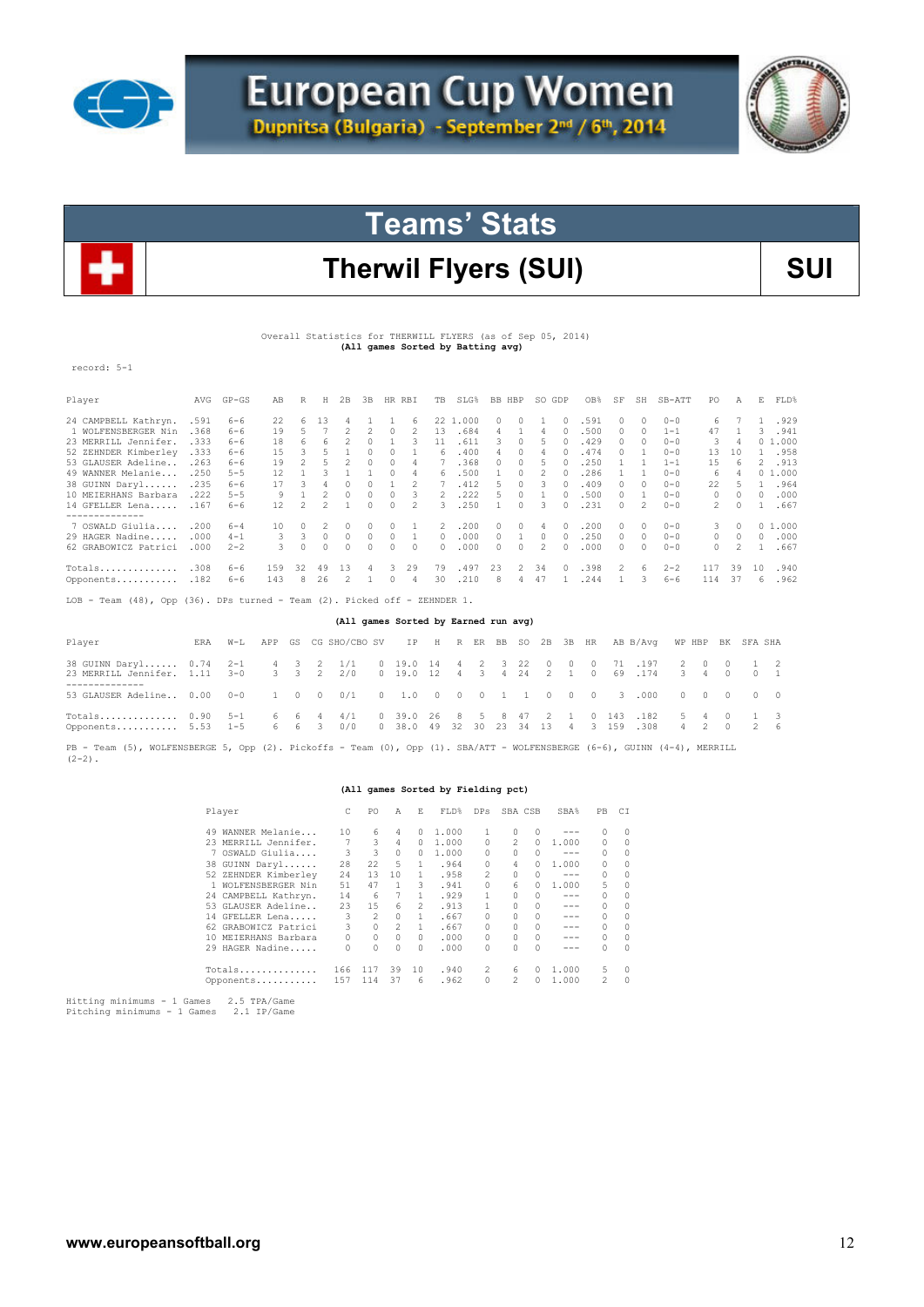# European Cup Women

**Dupnitsa (Bulgaria) - September 2nd / 6th, 2014**

## Teams' Stats

## Therwil Flyers (SUI)

**SUI**

Overall Statistics for THERWILL FLYERS (as of Sep 05, 2014)
**(All games Sorted by Batting avg)**

record: 5-1

| Player | AVG | GP-GS | AB | R | H | 2B | 3B | HR | RBI | TB | SLG% | BB | HBP | SO | GDP | OB% | SF | SH | SB-ATT | PO | A | E | FLD% |
|---|---|---|---|---|---|---|---|---|---|---|---|---|---|---|---|---|---|---|---|---|---|---|---|
| 24 CAMPBELL Kathryn. | .591 | 6-6 | 22 | 6 | 13 | 4 | 1 | 1 | 6 | 22 | 1.000 | 0 | 0 | 1 | 0 | .591 | 0 | 0 | 0-0 | 6 | 7 | 1 | .929 |
| 1 WOLFENSBERGER Nin | .368 | 6-6 | 19 | 5 | 7 | 2 | 2 | 0 | 2 | 13 | .684 | 4 | 1 | 4 | 0 | .500 | 0 | 0 | 1-1 | 47 | 1 | 3 | .941 |
| 23 MERRILL Jennifer. | .333 | 6-6 | 18 | 6 | 6 | 2 | 0 | 1 | 3 | 11 | .611 | 3 | 0 | 5 | 0 | .429 | 0 | 0 | 0-0 | 3 | 4 | 0 | 1.000 |
| 52 ZEHNDER Kimberley | .333 | 6-6 | 15 | 3 | 5 | 1 | 0 | 0 | 1 | 6 | .400 | 4 | 0 | 4 | 0 | .474 | 0 | 1 | 0-0 | 13 | 10 | 1 | .958 |
| 53 GLAUSER Adeline... | .263 | 6-6 | 19 | 2 | 5 | 2 | 0 | 0 | 4 | 7 | .368 | 0 | 0 | 5 | 0 | .250 | 1 | 1 | 1-1 | 15 | 6 | 2 | .913 |
| 49 WANNER Melanie... | .250 | 5-5 | 12 | 1 | 3 | 1 | 1 | 0 | 4 | 6 | .500 | 1 | 0 | 2 | 0 | .286 | 1 | 1 | 0-0 | 6 | 4 | 0 | 1.000 |
| 38 GUINN Daryl...... | .235 | 6-6 | 17 | 3 | 4 | 0 | 0 | 1 | 2 | 7 | .412 | 5 | 0 | 3 | 0 | .409 | 0 | 0 | 0-0 | 22 | 5 | 1 | .964 |
| 10 MEIERHANS Barbara | .222 | 5-5 | 9 | 1 | 2 | 0 | 0 | 0 | 3 | 2 | .222 | 5 | 0 | 1 | 0 | .500 | 0 | 1 | 0-0 | 0 | 0 | 0 | .000 |
| 14 GFELLER Lena..... | .167 | 6-6 | 12 | 2 | 2 | 1 | 0 | 0 | 2 | 3 | .250 | 1 | 0 | 3 | 0 | .231 | 0 | 2 | 0-0 | 2 | 0 | 1 | .667 |
| -------------- | | | | | | | | | | | | | | | | | | | | | | | |
| 7 OSWALD Giulia.... | .200 | 6-4 | 10 | 0 | 2 | 0 | 0 | 0 | 1 | 2 | .200 | 0 | 0 | 4 | 0 | .200 | 0 | 0 | 0-0 | 3 | 0 | 0 | 1.000 |
| 29 HAGER Nadine..... | .000 | 4-1 | 3 | 3 | 0 | 0 | 0 | 0 | 1 | 0 | .000 | 0 | 1 | 0 | 0 | .250 | 0 | 0 | 0-0 | 0 | 0 | 0 | .000 |
| 62 GRABOWICZ Patrici | .000 | 2-2 | 3 | 0 | 0 | 0 | 0 | 0 | 0 | 0 | .000 | 0 | 0 | 2 | 0 | .000 | 0 | 0 | 0-0 | 0 | 2 | 1 | .667 |
| Totals.............. | .308 | 6-6 | 159 | 32 | 49 | 13 | 4 | 3 | 29 | 79 | .497 | 23 | 2 | 34 | 0 | .398 | 2 | 6 | 2-2 | 117 | 39 | 10 | .940 |
| Opponents........... | .182 | 6-6 | 143 | 8 | 26 | 2 | 1 | 0 | 4 | 30 | .210 | 8 | 4 | 47 | 1 | .244 | 1 | 3 | 6-6 | 114 | 37 | 6 | .962 |

LOB - Team (48), Opp (36). DPs turned - Team (2). Picked off - ZEHNDER 1.

**(All games Sorted by Earned run avg)**

| Player | ERA | W-L | APP | GS | CG | SHO/CBO | SV | IP | H | R | ER | BB | SO | 2B | 3B | HR | AB | B/Avg | WP | HBP | BK | SFA | SHA |
|---|---|---|---|---|---|---|---|---|---|---|---|---|---|---|---|---|---|---|---|---|---|---|---|
| 38 GUINN Daryl...... | 0.74 | 2-1 | 4 | 3 | 2 | 1/1 | 0 | 19.0 | 14 | 4 | 2 | 3 | 22 | 0 | 0 | 0 | 71 | .197 | 2 | 0 | 0 | 1 | 2 |
| 23 MERRILL Jennifer. | 1.11 | 3-0 | 3 | 3 | 2 | 2/0 | 0 | 19.0 | 12 | 4 | 3 | 4 | 24 | 2 | 1 | 0 | 69 | .174 | 3 | 4 | 0 | 0 | 1 |
| -------------- | | | | | | | | | | | | | | | | | | | | | | | |
| 53 GLAUSER Adeline.. | 0.00 | 0-0 | 1 | 0 | 0 | 0/1 | 0 | 1.0 | 0 | 0 | 0 | 1 | 1 | 0 | 0 | 0 | 3 | .000 | 0 | 0 | 0 | 0 | 0 |
| Totals.............. | 0.90 | 5-1 | 6 | 6 | 4 | 4/1 | 0 | 39.0 | 26 | 8 | 5 | 8 | 47 | 2 | 1 | 0 | 143 | .182 | 5 | 4 | 0 | 1 | 3 |
| Opponents........... | 5.53 | 1-5 | 6 | 6 | 3 | 0/0 | 0 | 38.0 | 49 | 32 | 30 | 23 | 34 | 13 | 4 | 3 | 159 | .308 | 4 | 2 | 0 | 2 | 6 |

PB - Team (5), WOLFENSBERGE 5, Opp (2). Pickoffs - Team (0), Opp (1). SBA/ATT - WOLFENSBERGE (6-6), GUINN (4-4), MERRILL (2-2).

**(All games Sorted by Fielding pct)**

| Player | C | PO | A | E | FLD% | DPs | SBA | CSB | SBA% | PB | CI |
|---|---|---|---|---|---|---|---|---|---|---|---|
| 49 WANNER Melanie... | 10 | 6 | 4 | 0 | 1.000 | 1 | 0 | 0 | --- | 0 | 0 |
| 23 MERRILL Jennifer. | 7 | 3 | 4 | 0 | 1.000 | 0 | 2 | 0 | 1.000 | 0 | 0 |
| 7 OSWALD Giulia.... | 3 | 3 | 0 | 0 | 1.000 | 0 | 0 | 0 | --- | 0 | 0 |
| 38 GUINN Daryl...... | 28 | 22 | 5 | 1 | .964 | 0 | 4 | 0 | 1.000 | 0 | 0 |
| 52 ZEHNDER Kimberley | 24 | 13 | 10 | 1 | .958 | 2 | 0 | 0 | --- | 0 | 0 |
| 1 WOLFENSBERGER Nin | 51 | 47 | 1 | 3 | .941 | 0 | 6 | 0 | 1.000 | 5 | 0 |
| 24 CAMPBELL Kathryn. | 14 | 6 | 7 | 1 | .929 | 1 | 0 | 0 | --- | 0 | 0 |
| 53 GLAUSER Adeline.. | 23 | 15 | 6 | 2 | .913 | 1 | 0 | 0 | --- | 0 | 0 |
| 14 GFELLER Lena..... | 3 | 2 | 0 | 1 | .667 | 0 | 0 | 0 | --- | 0 | 0 |
| 62 GRABOWICZ Patrici | 3 | 0 | 2 | 1 | .667 | 0 | 0 | 0 | --- | 0 | 0 |
| 10 MEIERHANS Barbara | 0 | 0 | 0 | 0 | .000 | 0 | 0 | 0 | --- | 0 | 0 |
| 29 HAGER Nadine..... | 0 | 0 | 0 | 0 | .000 | 0 | 0 | 0 | --- | 0 | 0 |
| Totals.............. | 166 | 117 | 39 | 10 | .940 | 2 | 6 | 0 | 1.000 | 5 | 0 |
| Opponents........... | 157 | 114 | 37 | 6 | .962 | 0 | 2 | 0 | 1.000 | 2 | 0 |

Hitting minimums - 1 Games 2.5 TPA/Game
Pitching minimums - 1 Games 2.1 IP/Game

www.europeansoftball.org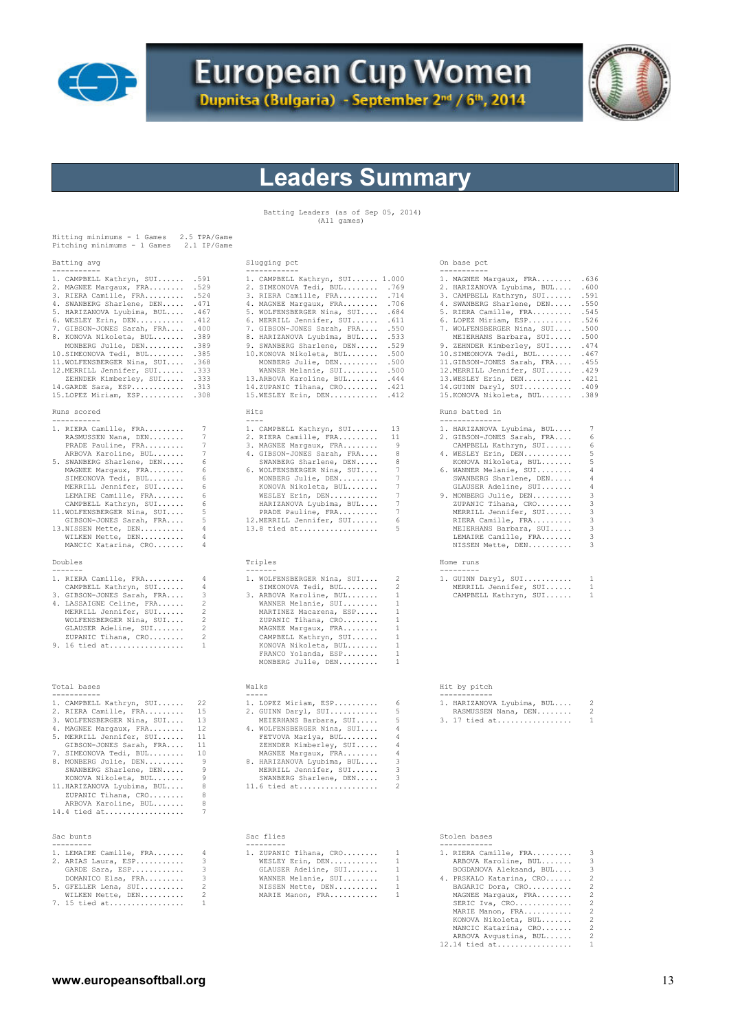# European Cup Women

**Dupnitsa (Bulgaria) - September 2nd / 6th, 2014**

## Leaders Summary

Batting Leaders (as of Sep 05, 2014)
(All games)

Hitting minimums - 1 Games 2.5 TPA/Game
Pitching minimums - 1 Games 2.1 IP/Game

### Batting avg

| Rank | Player | Value |
|---|---|---|
| 1. | CAMPBELL Kathryn, SUI | .591 |
| 2. | MAGNEE Margaux, FRA | .529 |
| 3. | RIERA Camille, FRA | .524 |
| 4. | SWANBERG Sharlene, DEN | .471 |
| 5. | HARIZANOVA Lyubima, BUL | .467 |
| 6. | WESLEY Erin, DEN | .412 |
| 7. | GIBSON-JONES Sarah, FRA | .400 |
| 8. | KONOVA Nikoleta, BUL | .389 |
| | MONBERG Julie, DEN | .389 |
| 10. | SIMEONOVA Tedi, BUL | .385 |
| 11. | WOLFENSBERGER Nina, SUI | .368 |
| 12. | MERRILL Jennifer, SUI | .333 |
| | ZEHNDER Kimberley, SUI | .333 |
| 14. | GARDE Sara, ESP | .313 |
| 15. | LOPEZ Miriam, ESP | .308 |

### Slugging pct

| Rank | Player | Value |
|---|---|---|
| 1. | CAMPBELL Kathryn, SUI | 1.000 |
| 2. | SIMEONOVA Tedi, BUL | .769 |
| 3. | RIERA Camille, FRA | .714 |
| 4. | MAGNEE Margaux, FRA | .706 |
| 5. | WOLFENSBERGER Nina, SUI | .684 |
| 6. | MERRILL Jennifer, SUI | .611 |
| 7. | GIBSON-JONES Sarah, FRA | .550 |
| 8. | HARIZANOVA Lyubima, BUL | .533 |
| 9. | SWANBERG Sharlene, DEN | .529 |
| 10. | KONOVA Nikoleta, BUL | .500 |
| | MONBERG Julie, DEN | .500 |
| | WANNER Melanie, SUI | .500 |
| 13. | ARBOVA Karoline, BUL | .444 |
| 14. | ZUPANIC Tihana, CRO | .421 |
| 15. | WESLEY Erin, DEN | .412 |

### On base pct

| Rank | Player | Value |
|---|---|---|
| 1. | MAGNEE Margaux, FRA | .636 |
| 2. | HARIZANOVA Lyubima, BUL | .600 |
| 3. | CAMPBELL Kathryn, SUI | .591 |
| 4. | SWANBERG Sharlene, DEN | .550 |
| 5. | RIERA Camille, FRA | .545 |
| 6. | LOPEZ Miriam, ESP | .526 |
| 7. | WOLFENSBERGER Nina, SUI | .500 |
| | MEIERHANS Barbara, SUI | .500 |
| 9. | ZEHNDER Kimberley, SUI | .474 |
| 10. | SIMEONOVA Tedi, BUL | .467 |
| 11. | GIBSON-JONES Sarah, FRA | .455 |
| 12. | MERRILL Jennifer, SUI | .429 |
| 13. | WESLEY Erin, DEN | .421 |
| 14. | GUINN Daryl, SUI | .409 |
| 15. | KONOVA Nikoleta, BUL | .389 |

### Runs scored

| Rank | Player | Value |
|---|---|---|
| 1. | RIERA Camille, FRA | 7 |
| | RASMUSSEN Nana, DEN | 7 |
| | PRADE Pauline, FRA | 7 |
| | ARBOVA Karoline, BUL | 7 |
| 5. | SWANBERG Sharlene, DEN | 6 |
| | MAGNEE Margaux, FRA | 6 |
| | SIMEONOVA Tedi, BUL | 6 |
| | MERRILL Jennifer, SUI | 6 |
| | LEMAIRE Camille, FRA | 6 |
| | CAMPBELL Kathryn, SUI | 6 |
| 11. | WOLFENSBERGER Nina, SUI | 5 |
| | GIBSON-JONES Sarah, FRA | 5 |
| 13. | NISSEN Mette, DEN | 4 |
| | WILKEN Mette, DEN | 4 |
| | MANCIC Katarina, CRO | 4 |

### Hits

| Rank | Player | Value |
|---|---|---|
| 1. | CAMPBELL Kathryn, SUI | 13 |
| 2. | RIERA Camille, FRA | 11 |
| 3. | MAGNEE Margaux, FRA | 9 |
| 4. | GIBSON-JONES Sarah, FRA | 8 |
| | SWANBERG Sharlene, DEN | 8 |
| 6. | WOLFENSBERGER Nina, SUI | 7 |
| | MONBERG Julie, DEN | 7 |
| | KONOVA Nikoleta, BUL | 7 |
| | WESLEY Erin, DEN | 7 |
| | HARIZANOVA Lyubima, BUL | 7 |
| | PRADE Pauline, FRA | 7 |
| 12. | MERRILL Jennifer, SUI | 6 |
| 13. | 8 tied at | 5 |

### Runs batted in

| Rank | Player | Value |
|---|---|---|
| 1. | HARIZANOVA Lyubima, BUL | 7 |
| 2. | GIBSON-JONES Sarah, FRA | 6 |
| | CAMPBELL Kathryn, SUI | 6 |
| 4. | WESLEY Erin, DEN | 5 |
| | KONOVA Nikoleta, BUL | 5 |
| 6. | WANNER Melanie, SUI | 4 |
| | SWANBERG Sharlene, DEN | 4 |
| | GLAUSER Adeline, SUI | 4 |
| 9. | MONBERG Julie, DEN | 3 |
| | ZUPANIC Tihana, CRO | 3 |
| | MERRILL Jennifer, SUI | 3 |
| | RIERA Camille, FRA | 3 |
| | MEIERHANS Barbara, SUI | 3 |
| | LEMAIRE Camille, FRA | 3 |
| | NISSEN Mette, DEN | 3 |

### Doubles

| Rank | Player | Value |
|---|---|---|
| 1. | RIERA Camille, FRA | 4 |
| | CAMPBELL Kathryn, SUI | 4 |
| 3. | GIBSON-JONES Sarah, FRA | 3 |
| 4. | LASSAIGNE Celine, FRA | 2 |
| | MERRILL Jennifer, SUI | 2 |
| | WOLFENSBERGER Nina, SUI | 2 |
| | GLAUSER Adeline, SUI | 2 |
| | ZUPANIC Tihana, CRO | 2 |
| 9. | 16 tied at | 1 |

### Triples

| Rank | Player | Value |
|---|---|---|
| 1. | WOLFENSBERGER Nina, SUI | 2 |
| | SIMEONOVA Tedi, BUL | 2 |
| 3. | ARBOVA Karoline, BUL | 1 |
| | WANNER Melanie, SUI | 1 |
| | MARTINEZ Macarena, ESP | 1 |
| | ZUPANIC Tihana, CRO | 1 |
| | MAGNEE Margaux, FRA | 1 |
| | CAMPBELL Kathryn, SUI | 1 |
| | KONOVA Nikoleta, BUL | 1 |
| | FRANCO Yolanda, ESP | 1 |
| | MONBERG Julie, DEN | 1 |

### Home runs

| Rank | Player | Value |
|---|---|---|
| 1. | GUINN Daryl, SUI | 1 |
| | MERRILL Jennifer, SUI | 1 |
| | CAMPBELL Kathryn, SUI | 1 |

### Total bases

| Rank | Player | Value |
|---|---|---|
| 1. | CAMPBELL Kathryn, SUI | 22 |
| 2. | RIERA Camille, FRA | 15 |
| 3. | WOLFENSBERGER Nina, SUI | 13 |
| 4. | MAGNEE Margaux, FRA | 12 |
| 5. | MERRILL Jennifer, SUI | 11 |
| | GIBSON-JONES Sarah, FRA | 11 |
| 7. | SIMEONOVA Tedi, BUL | 10 |
| 8. | MONBERG Julie, DEN | 9 |
| | SWANBERG Sharlene, DEN | 9 |
| | KONOVA Nikoleta, BUL | 9 |
| 11. | HARIZANOVA Lyubima, BUL | 8 |
| | ZUPANIC Tihana, CRO | 8 |
| | ARBOVA Karoline, BUL | 8 |
| 14. | 4 tied at | 7 |

### Walks

| Rank | Player | Value |
|---|---|---|
| 1. | LOPEZ Miriam, ESP | 6 |
| 2. | GUINN Daryl, SUI | 5 |
| | MEIERHANS Barbara, SUI | 5 |
| 4. | WOLFENSBERGER Nina, SUI | 4 |
| | FETVOVA Mariya, BUL | 4 |
| | ZEHNDER Kimberley, SUI | 4 |
| | MAGNEE Margaux, FRA | 4 |
| 8. | HARIZANOVA Lyubima, BUL | 3 |
| | MERRILL Jennifer, SUI | 3 |
| | SWANBERG Sharlene, DEN | 3 |
| 11. | 6 tied at | 2 |

### Hit by pitch

| Rank | Player | Value |
|---|---|---|
| 1. | HARIZANOVA Lyubima, BUL | 2 |
| | RASMUSSEN Nana, DEN | 2 |
| 3. | 17 tied at | 1 |

### Sac bunts

| Rank | Player | Value |
|---|---|---|
| 1. | LEMAIRE Camille, FRA | 4 |
| 2. | ARIAS Laura, ESP | 3 |
| | GARDE Sara, ESP | 3 |
| | DOMANICO Elsa, FRA | 3 |
| 5. | GFELLER Lena, SUI | 2 |
| | WILKEN Mette, DEN | 2 |
| 7. | 15 tied at | 1 |

### Sac flies

| Rank | Player | Value |
|---|---|---|
| 1. | ZUPANIC Tihana, CRO | 1 |
| | WESLEY Erin, DEN | 1 |
| | GLAUSER Adeline, SUI | 1 |
| | WANNER Melanie, SUI | 1 |
| | NISSEN Mette, DEN | 1 |
| | MARIE Manon, FRA | 1 |

### Stolen bases

| Rank | Player | Value |
|---|---|---|
| 1. | RIERA Camille, FRA | 3 |
| | ARBOVA Karoline, BUL | 3 |
| | BOGDANOVA Aleksand, BUL | 3 |
| 4. | PRSKALO Katarina, CRO | 2 |
| | BAGARIC Dora, CRO | 2 |
| | MAGNEE Margaux, FRA | 2 |
| | SERIC Iva, CRO | 2 |
| | MARIE Manon, FRA | 2 |
| | KONOVA Nikoleta, BUL | 2 |
| | MANCIC Katarina, CRO | 2 |
| | ARBOVA Avgustina, BUL | 2 |
| 12. | 14 tied at | 1 |

www.europeansoftball.org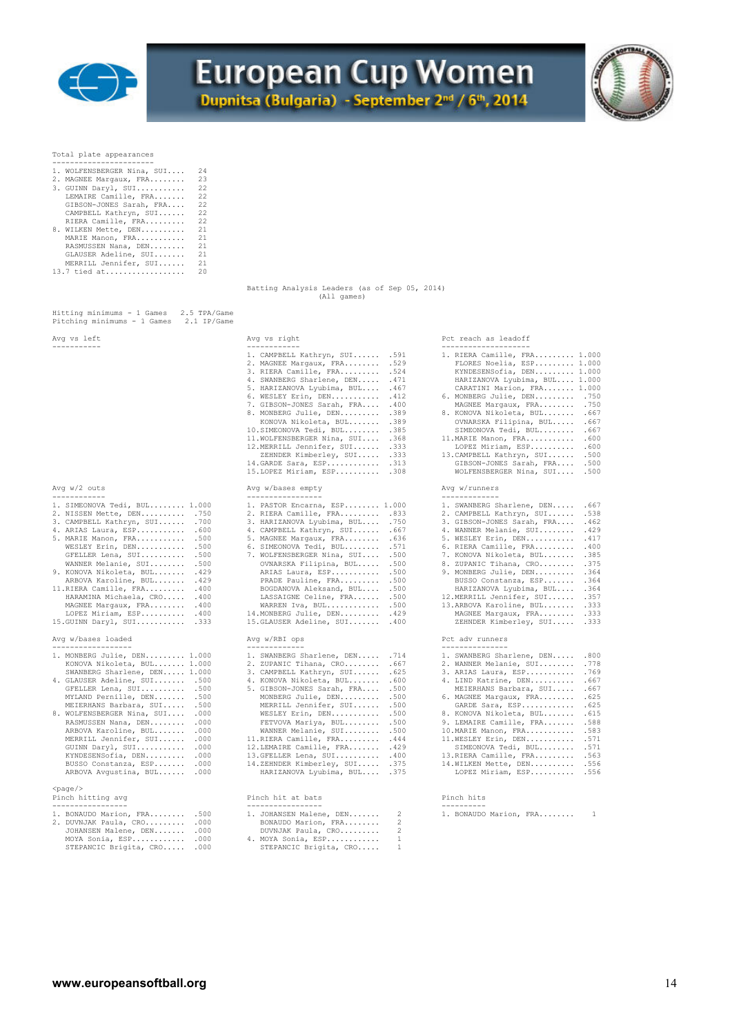# European Cup Women

## Dupnitsa (Bulgaria) - September 2nd / 6th, 2014

### Total plate appearances

| Rank | Player | PA |
|---|---|---|
| 1. | WOLFENSBERGER Nina, SUI | 24 |
| 2. | MAGNEE Margaux, FRA | 23 |
| 3. | GUINN Daryl, SUI | 22 |
| | LEMAIRE Camille, FRA | 22 |
| | GIBSON-JONES Sarah, FRA | 22 |
| | CAMPBELL Kathryn, SUI | 22 |
| | RIERA Camille, FRA | 22 |
| 8. | WILKEN Mette, DEN | 21 |
| | MARIE Manon, FRA | 21 |
| | RASMUSSEN Nana, DEN | 21 |
| | GLAUSER Adeline, SUI | 21 |
| | MERRILL Jennifer, SUI | 21 |
| 13. | 7 tied at | 20 |

Batting Analysis Leaders (as of Sep 05, 2014)
(All games)

Hitting minimums - 1 Games 2.5 TPA/Game
Pitching minimums - 1 Games 2.1 IP/Game

### Avg vs left

### Avg vs right

| Rank | Player | Avg |
|---|---|---|
| 1. | CAMPBELL Kathryn, SUI | .591 |
| 2. | MAGNEE Margaux, FRA | .529 |
| 3. | RIERA Camille, FRA | .524 |
| 4. | SWANBERG Sharlene, DEN | .471 |
| 5. | HARIZANOVA Lyubima, BUL | .467 |
| 6. | WESLEY Erin, DEN | .412 |
| 7. | GIBSON-JONES Sarah, FRA | .400 |
| 8. | MONBERG Julie, DEN | .389 |
| | KONOVA Nikoleta, BUL | .389 |
| 10. | SIMEONOVA Tedi, BUL | .385 |
| 11. | WOLFENSBERGER Nina, SUI | .368 |
| 12. | MERRILL Jennifer, SUI | .333 |
| | ZEHNDER Kimberley, SUI | .333 |
| 14. | GARDE Sara, ESP | .313 |
| 15. | LOPEZ Miriam, ESP | .308 |

### Pct reach as leadoff

| Rank | Player | Pct |
|---|---|---|
| 1. | RIERA Camille, FRA | 1.000 |
| | FLORES Noelia, ESP | 1.000 |
| | KYNDESENSofia, DEN | 1.000 |
| | HARIZANOVA Lyubima, BUL | 1.000 |
| | CARATINI Marion, FRA | 1.000 |
| 6. | MONBERG Julie, DEN | .750 |
| | MAGNEE Margaux, FRA | .750 |
| 8. | KONOVA Nikoleta, BUL | .667 |
| | OVNARSKA Filipina, BUL | .667 |
| | SIMEONOVA Tedi, BUL | .667 |
| 11. | MARIE Manon, FRA | .600 |
| | LOPEZ Miriam, ESP | .600 |
| 13. | CAMPBELL Kathryn, SUI | .500 |
| | GIBSON-JONES Sarah, FRA | .500 |
| | WOLFENSBERGER Nina, SUI | .500 |

### Avg w/2 outs

| Rank | Player | Avg |
|---|---|---|
| 1. | SIMEONOVA Tedi, BUL | 1.000 |
| 2. | NISSEN Mette, DEN | .750 |
| 3. | CAMPBELL Kathryn, SUI | .700 |
| 4. | ARIAS Laura, ESP | .600 |
| 5. | MARIE Manon, FRA | .500 |
| | WESLEY Erin, DEN | .500 |
| | GFELLER Lena, SUI | .500 |
| | WANNER Melanie, SUI | .500 |
| 9. | KONOVA Nikoleta, BUL | .429 |
| | ARBOVA Karoline, BUL | .429 |
| 11. | RIERA Camille, FRA | .400 |
| | HARAMINA Michaela, CRO | .400 |
| | MAGNEE Margaux, FRA | .400 |
| | LOPEZ Miriam, ESP | .400 |
| 15. | GUINN Daryl, SUI | .333 |

### Avg w/bases empty

| Rank | Player | Avg |
|---|---|---|
| 1. | PASTOR Encarna, ESP | 1.000 |
| 2. | RIERA Camille, FRA | .833 |
| 3. | HARIZANOVA Lyubima, BUL | .750 |
| 4. | CAMPBELL Kathryn, SUI | .667 |
| 5. | MAGNEE Margaux, FRA | .636 |
| 6. | SIMEONOVA Tedi, BUL | .571 |
| 7. | WOLFENSBERGER Nina, SUI | .500 |
| | OVNARSKA Filipina, BUL | .500 |
| | ARIAS Laura, ESP | .500 |
| | PRADE Pauline, FRA | .500 |
| | BOGDANOVA Aleksand, BUL | .500 |
| | LASSAIGNE Celine, FRA | .500 |
| | WARREN Iva, BUL | .500 |
| 14. | MONBERG Julie, DEN | .429 |
| 15. | GLAUSER Adeline, SUI | .400 |

### Avg w/runners

| Rank | Player | Avg |
|---|---|---|
| 1. | SWANBERG Sharlene, DEN | .667 |
| 2. | CAMPBELL Kathryn, SUI | .538 |
| 3. | GIBSON-JONES Sarah, FRA | .462 |
| 4. | WANNER Melanie, SUI | .429 |
| 5. | WESLEY Erin, DEN | .417 |
| 6. | RIERA Camille, FRA | .400 |
| 7. | KONOVA Nikoleta, BUL | .385 |
| 8. | ZUPANIC Tihana, CRO | .375 |
| 9. | MONBERG Julie, DEN | .364 |
| | BUSSO Constanza, ESP | .364 |
| | HARIZANOVA Lyubima, BUL | .364 |
| 12. | MERRILL Jennifer, SUI | .357 |
| 13. | ARBOVA Karoline, BUL | .333 |
| | MAGNEE Margaux, FRA | .333 |
| | ZEHNDER Kimberley, SUI | .333 |

### Avg w/bases loaded

| Rank | Player | Avg |
|---|---|---|
| 1. | MONBERG Julie, DEN | 1.000 |
| | KONOVA Nikoleta, BUL | 1.000 |
| | SWANBERG Sharlene, DEN | 1.000 |
| 4. | GLAUSER Adeline, SUI | .500 |
| | GFELLER Lena, SUI | .500 |
| | MYLAND Pernille, DEN | .500 |
| | MEIERHANS Barbara, SUI | .500 |
| 8. | WOLFENSBERGER Nina, SUI | .000 |
| | RASMUSSEN Nana, DEN | .000 |
| | ARBOVA Karoline, BUL | .000 |
| | MERRILL Jennifer, SUI | .000 |
| | GUINN Daryl, SUI | .000 |
| | KYNDESENSofia, DEN | .000 |
| | BUSSO Constanza, ESP | .000 |
| | ARBOVA Avgustina, BUL | .000 |

### Avg w/RBI ops

| Rank | Player | Avg |
|---|---|---|
| 1. | SWANBERG Sharlene, DEN | .714 |
| 2. | ZUPANIC Tihana, CRO | .667 |
| 3. | CAMPBELL Kathryn, SUI | .625 |
| 4. | KONOVA Nikoleta, BUL | .600 |
| 5. | GIBSON-JONES Sarah, FRA | .500 |
| | MONBERG Julie, DEN | .500 |
| | MERRILL Jennifer, SUI | .500 |
| | WESLEY Erin, DEN | .500 |
| | FETVOVA Mariya, BUL | .500 |
| | WANNER Melanie, SUI | .500 |
| 11. | RIERA Camille, FRA | .444 |
| 12. | LEMAIRE Camille, FRA | .429 |
| 13. | GFELLER Lena, SUI | .400 |
| 14. | ZEHNDER Kimberley, SUI | .375 |
| | HARIZANOVA Lyubima, BUL | .375 |

### Pct adv runners

| Rank | Player | Pct |
|---|---|---|
| 1. | SWANBERG Sharlene, DEN | .800 |
| 2. | WANNER Melanie, SUI | .778 |
| 3. | ARIAS Laura, ESP | .769 |
| 4. | LIND Katrine, DEN | .667 |
| | MEIERHANS Barbara, SUI | .667 |
| 6. | MAGNEE Margaux, FRA | .625 |
| | GARDE Sara, ESP | .625 |
| 8. | KONOVA Nikoleta, BUL | .615 |
| 9. | LEMAIRE Camille, FRA | .588 |
| 10. | MARIE Manon, FRA | .583 |
| 11. | WESLEY Erin, DEN | .571 |
| | SIMEONOVA Tedi, BUL | .571 |
| 13. | RIERA Camille, FRA | .563 |
| 14. | WILKEN Mette, DEN | .556 |
| | LOPEZ Miriam, ESP | .556 |

<page/>

### Pinch hitting avg

| Rank | Player | Avg |
|---|---|---|
| 1. | BONAUDO Marion, FRA | .500 |
| 2. | DUVNJAK Paula, CRO | .000 |
| | JOHANSEN Malene, DEN | .000 |
| | MOYA Sonia, ESP | .000 |
| | STEPANCIC Brigita, CRO | .000 |

### Pinch hit at bats

| Rank | Player | AB |
|---|---|---|
| 1. | JOHANSEN Malene, DEN | 2 |
| | BONAUDO Marion, FRA | 2 |
| | DUVNJAK Paula, CRO | 2 |
| 4. | MOYA Sonia, ESP | 1 |
| | STEPANCIC Brigita, CRO | 1 |

### Pinch hits

| Rank | Player | H |
|---|---|---|
| 1. | BONAUDO Marion, FRA | 1 |

www.europeansoftball.org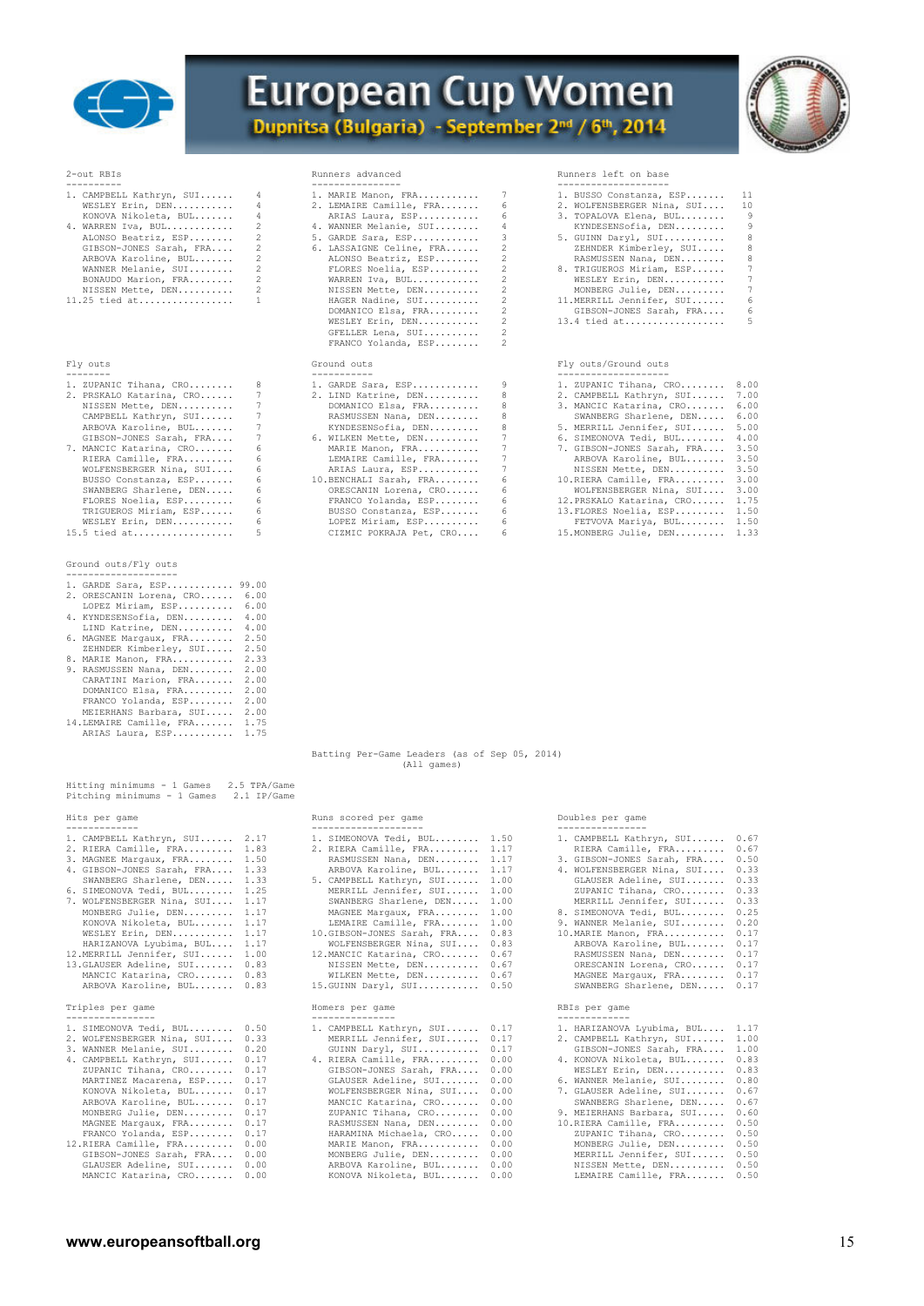# European Cup Women

Dupnitsa (Bulgaria) - September 2nd / 6th, 2014

### 2-out RBIs

| Rank | Player | Value |
|---|---|---|
| 1. | CAMPBELL Kathryn, SUI | 4 |
| | WESLEY Erin, DEN | 4 |
| | KONOVA Nikoleta, BUL | 4 |
| 4. | WARREN Iva, BUL | 2 |
| | ALONSO Beatriz, ESP | 2 |
| | GIBSON-JONES Sarah, FRA | 2 |
| | ARBOVA Karoline, BUL | 2 |
| | WANNER Melanie, SUI | 2 |
| | BONAUDO Marion, FRA | 2 |
| | NISSEN Mette, DEN | 2 |
| 11. | 25 tied at | 1 |

### Runners advanced

| Rank | Player | Value |
|---|---|---|
| 1. | MARIE Manon, FRA | 7 |
| 2. | LEMAIRE Camille, FRA | 6 |
| | ARIAS Laura, ESP | 6 |
| 4. | WANNER Melanie, SUI | 4 |
| 5. | GARDE Sara, ESP | 3 |
| 6. | LASSAIGNE Celine, FRA | 2 |
| | ALONSO Beatriz, ESP | 2 |
| | FLORES Noelia, ESP | 2 |
| | WARREN Iva, BUL | 2 |
| | NISSEN Mette, DEN | 2 |
| | HAGER Nadine, SUI | 2 |
| | DOMANICO Elsa, FRA | 2 |
| | WESLEY Erin, DEN | 2 |
| | GFELLER Lena, SUI | 2 |
| | FRANCO Yolanda, ESP | 2 |

### Runners left on base

| Rank | Player | Value |
|---|---|---|
| 1. | BUSSO Constanza, ESP | 11 |
| 2. | WOLFENSBERGER Nina, SUI | 10 |
| 3. | TOPALOVA Elena, BUL | 9 |
| | KYNDESENSofia, DEN | 9 |
| 5. | GUINN Daryl, SUI | 8 |
| | ZEHNDER Kimberley, SUI | 8 |
| | RASMUSSEN Nana, DEN | 8 |
| 8. | TRIGUEROS Miriam, ESP | 7 |
| | WESLEY Erin, DEN | 7 |
| | MONBERG Julie, DEN | 7 |
| 11. | MERRILL Jennifer, SUI | 6 |
| | GIBSON-JONES Sarah, FRA | 6 |
| 13. | 4 tied at | 5 |

### Fly outs

| Rank | Player | Value |
|---|---|---|
| 1. | ZUPANIC Tihana, CRO | 8 |
| 2. | PRSKALO Katarina, CRO | 7 |
| | NISSEN Mette, DEN | 7 |
| | CAMPBELL Kathryn, SUI | 7 |
| | ARBOVA Karoline, BUL | 7 |
| | GIBSON-JONES Sarah, FRA | 7 |
| 7. | MANCIC Katarina, CRO | 6 |
| | RIERA Camille, FRA | 6 |
| | WOLFENSBERGER Nina, SUI | 6 |
| | BUSSO Constanza, ESP | 6 |
| | SWANBERG Sharlene, DEN | 6 |
| | FLORES Noelia, ESP | 6 |
| | TRIGUEROS Miriam, ESP | 6 |
| | WESLEY Erin, DEN | 6 |
| 15. | 5 tied at | 5 |

### Ground outs

| Rank | Player | Value |
|---|---|---|
| 1. | GARDE Sara, ESP | 9 |
| 2. | LIND Katrine, DEN | 8 |
| | DOMANICO Elsa, FRA | 8 |
| | RASMUSSEN Nana, DEN | 8 |
| | KYNDESENSofia, DEN | 8 |
| 6. | WILKEN Mette, DEN | 7 |
| | MARIE Manon, FRA | 7 |
| | LEMAIRE Camille, FRA | 7 |
| | ARIAS Laura, ESP | 7 |
| 10. | BENCHALI Sarah, FRA | 6 |
| | ORESCANIN Lorena, CRO | 6 |
| | FRANCO Yolanda, ESP | 6 |
| | BUSSO Constanza, ESP | 6 |
| | LOPEZ Miriam, ESP | 6 |
| | CIZMIC POKRAJA Pet, CRO | 6 |

### Fly outs/Ground outs

| Rank | Player | Value |
|---|---|---|
| 1. | ZUPANIC Tihana, CRO | 8.00 |
| 2. | CAMPBELL Kathryn, SUI | 7.00 |
| 3. | MANCIC Katarina, CRO | 6.00 |
| | SWANBERG Sharlene, DEN | 6.00 |
| 5. | MERRILL Jennifer, SUI | 5.00 |
| 6. | SIMEONOVA Tedi, BUL | 4.00 |
| 7. | GIBSON-JONES Sarah, FRA | 3.50 |
| | ARBOVA Karoline, BUL | 3.50 |
| | NISSEN Mette, DEN | 3.50 |
| 10. | RIERA Camille, FRA | 3.00 |
| | WOLFENSBERGER Nina, SUI | 3.00 |
| 12. | PRSKALO Katarina, CRO | 1.75 |
| 13. | FLORES Noelia, ESP | 1.50 |
| | FETVOVA Mariya, BUL | 1.50 |
| 15. | MONBERG Julie, DEN | 1.33 |

### Ground outs/Fly outs

| Rank | Player | Value |
|---|---|---|
| 1. | GARDE Sara, ESP | 99.00 |
| 2. | ORESCANIN Lorena, CRO | 6.00 |
| | LOPEZ Miriam, ESP | 6.00 |
| 4. | KYNDESENSofia, DEN | 4.00 |
| | LIND Katrine, DEN | 4.00 |
| 6. | MAGNEE Margaux, FRA | 2.50 |
| | ZEHNDER Kimberley, SUI | 2.50 |
| 8. | MARIE Manon, FRA | 2.33 |
| 9. | RASMUSSEN Nana, DEN | 2.00 |
| | CARATINI Marion, FRA | 2.00 |
| | DOMANICO Elsa, FRA | 2.00 |
| | FRANCO Yolanda, ESP | 2.00 |
| | MEIERHANS Barbara, SUI | 2.00 |
| 14. | LEMAIRE Camille, FRA | 1.75 |
| | ARIAS Laura, ESP | 1.75 |

## Batting Per-Game Leaders (as of Sep 05, 2014)
(All games)

Hitting minimums - 1 Games 2.5 TPA/Game
Pitching minimums - 1 Games 2.1 IP/Game

### Hits per game

| Rank | Player | Value |
|---|---|---|
| 1. | CAMPBELL Kathryn, SUI | 2.17 |
| 2. | RIERA Camille, FRA | 1.83 |
| 3. | MAGNEE Margaux, FRA | 1.50 |
| 4. | GIBSON-JONES Sarah, FRA | 1.33 |
| | SWANBERG Sharlene, DEN | 1.33 |
| 6. | SIMEONOVA Tedi, BUL | 1.25 |
| 7. | WOLFENSBERGER Nina, SUI | 1.17 |
| | MONBERG Julie, DEN | 1.17 |
| | KONOVA Nikoleta, BUL | 1.17 |
| | WESLEY Erin, DEN | 1.17 |
| | HARIZANOVA Lyubima, BUL | 1.17 |
| 12. | MERRILL Jennifer, SUI | 1.00 |
| 13. | GLAUSER Adeline, SUI | 0.83 |
| | MANCIC Katarina, CRO | 0.83 |
| | ARBOVA Karoline, BUL | 0.83 |

### Runs scored per game

| Rank | Player | Value |
|---|---|---|
| 1. | SIMEONOVA Tedi, BUL | 1.50 |
| 2. | RIERA Camille, FRA | 1.17 |
| | RASMUSSEN Nana, DEN | 1.17 |
| | ARBOVA Karoline, BUL | 1.17 |
| 5. | CAMPBELL Kathryn, SUI | 1.00 |
| | MERRILL Jennifer, SUI | 1.00 |
| | SWANBERG Sharlene, DEN | 1.00 |
| | MAGNEE Margaux, FRA | 1.00 |
| | LEMAIRE Camille, FRA | 1.00 |
| 10. | GIBSON-JONES Sarah, FRA | 0.83 |
| | WOLFENSBERGER Nina, SUI | 0.83 |
| 12. | MANCIC Katarina, CRO | 0.67 |
| | NISSEN Mette, DEN | 0.67 |
| | WILKEN Mette, DEN | 0.67 |
| 15. | GUINN Daryl, SUI | 0.50 |

### Doubles per game

| Rank | Player | Value |
|---|---|---|
| 1. | CAMPBELL Kathryn, SUI | 0.67 |
| | RIERA Camille, FRA | 0.67 |
| 3. | GIBSON-JONES Sarah, FRA | 0.50 |
| 4. | WOLFENSBERGER Nina, SUI | 0.33 |
| | GLAUSER Adeline, SUI | 0.33 |
| | ZUPANIC Tihana, CRO | 0.33 |
| | MERRILL Jennifer, SUI | 0.33 |
| 8. | SIMEONOVA Tedi, BUL | 0.25 |
| 9. | WANNER Melanie, SUI | 0.20 |
| 10. | MARIE Manon, FRA | 0.17 |
| | ARBOVA Karoline, BUL | 0.17 |
| | RASMUSSEN Nana, DEN | 0.17 |
| | ORESCANIN Lorena, CRO | 0.17 |
| | MAGNEE Margaux, FRA | 0.17 |
| | SWANBERG Sharlene, DEN | 0.17 |

### Triples per game

| Rank | Player | Value |
|---|---|---|
| 1. | SIMEONOVA Tedi, BUL | 0.50 |
| 2. | WOLFENSBERGER Nina, SUI | 0.33 |
| 3. | WANNER Melanie, SUI | 0.20 |
| 4. | CAMPBELL Kathryn, SUI | 0.17 |
| | ZUPANIC Tihana, CRO | 0.17 |
| | MARTINEZ Macarena, ESP | 0.17 |
| | KONOVA Nikoleta, BUL | 0.17 |
| | ARBOVA Karoline, BUL | 0.17 |
| | MONBERG Julie, DEN | 0.17 |
| | MAGNEE Margaux, FRA | 0.17 |
| | FRANCO Yolanda, ESP | 0.17 |
| 12. | RIERA Camille, FRA | 0.00 |
| | GIBSON-JONES Sarah, FRA | 0.00 |
| | GLAUSER Adeline, SUI | 0.00 |
| | MANCIC Katarina, CRO | 0.00 |

### Homers per game

| Rank | Player | Value |
|---|---|---|
| 1. | CAMPBELL Kathryn, SUI | 0.17 |
| | MERRILL Jennifer, SUI | 0.17 |
| | GUINN Daryl, SUI | 0.17 |
| 4. | RIERA Camille, FRA | 0.00 |
| | GIBSON-JONES Sarah, FRA | 0.00 |
| | GLAUSER Adeline, SUI | 0.00 |
| | WOLFENSBERGER Nina, SUI | 0.00 |
| | MANCIC Katarina, CRO | 0.00 |
| | ZUPANIC Tihana, CRO | 0.00 |
| | RASMUSSEN Nana, DEN | 0.00 |
| | HARAMINA Michaela, CRO | 0.00 |
| | MARIE Manon, FRA | 0.00 |
| | MONBERG Julie, DEN | 0.00 |
| | ARBOVA Karoline, BUL | 0.00 |
| | KONOVA Nikoleta, BUL | 0.00 |

### RBIs per game

| Rank | Player | Value |
|---|---|---|
| 1. | HARIZANOVA Lyubima, BUL | 1.17 |
| 2. | CAMPBELL Kathryn, SUI | 1.00 |
| | GIBSON-JONES Sarah, FRA | 1.00 |
| 4. | KONOVA Nikoleta, BUL | 0.83 |
| | WESLEY Erin, DEN | 0.83 |
| 6. | WANNER Melanie, SUI | 0.80 |
| 7. | GLAUSER Adeline, SUI | 0.67 |
| | SWANBERG Sharlene, DEN | 0.67 |
| 9. | MEIERHANS Barbara, SUI | 0.60 |
| 10. | RIERA Camille, FRA | 0.50 |
| | ZUPANIC Tihana, CRO | 0.50 |
| | MONBERG Julie, DEN | 0.50 |
| | MERRILL Jennifer, SUI | 0.50 |
| | NISSEN Mette, DEN | 0.50 |
| | LEMAIRE Camille, FRA | 0.50 |

www.europeansoftball.org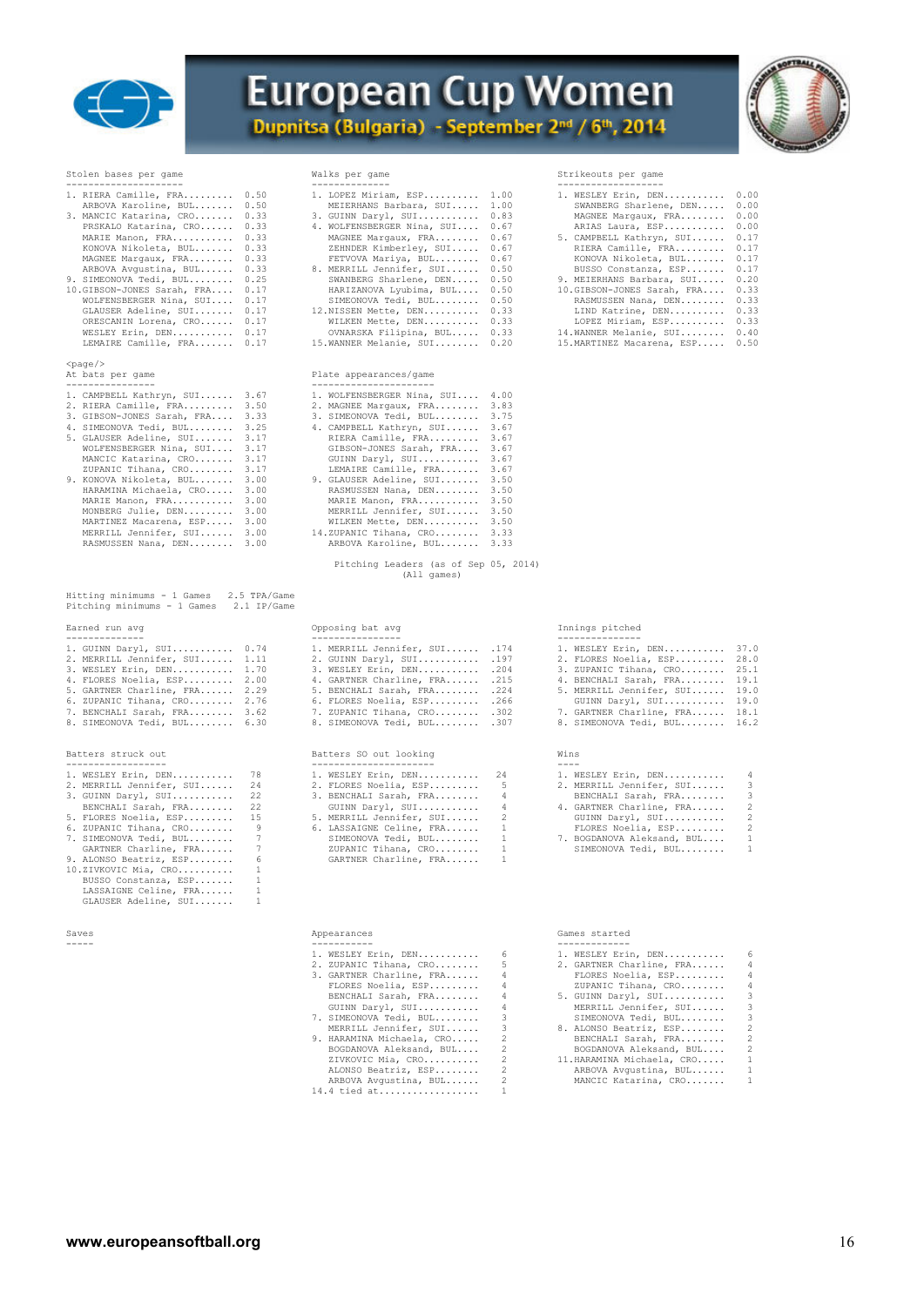# European Cup Women

## Dupnitsa (Bulgaria) - September 2nd / 6th, 2014

### Stolen bases per game

| Rank | Player | Value |
|---|---|---|
| 1. | RIERA Camille, FRA | 0.50 |
| | ARBOVA Karoline, BUL | 0.50 |
| 3. | MANCIC Katarina, CRO | 0.33 |
| | PRSKALO Katarina, CRO | 0.33 |
| | MARIE Manon, FRA | 0.33 |
| | KONOVA Nikoleta, BUL | 0.33 |
| | MAGNEE Margaux, FRA | 0.33 |
| | ARBOVA Avgustina, BUL | 0.33 |
| 9. | SIMEONOVA Tedi, BUL | 0.25 |
| 10. | GIBSON-JONES Sarah, FRA | 0.17 |
| | WOLFENSBERGER Nina, SUI | 0.17 |
| | GLAUSER Adeline, SUI | 0.17 |
| | ORESCANIN Lorena, CRO | 0.17 |
| | WESLEY Erin, DEN | 0.17 |
| | LEMAIRE Camille, FRA | 0.17 |

### Walks per game

| Rank | Player | Value |
|---|---|---|
| 1. | LOPEZ Miriam, ESP | 1.00 |
| | MEIERHANS Barbara, SUI | 1.00 |
| 3. | GUINN Daryl, SUI | 0.83 |
| 4. | WOLFENSBERGER Nina, SUI | 0.67 |
| | MAGNEE Margaux, FRA | 0.67 |
| | ZEHNDER Kimberley, SUI | 0.67 |
| | FETVOVA Mariya, BUL | 0.67 |
| 8. | MERRILL Jennifer, SUI | 0.50 |
| | SWANBERG Sharlene, DEN | 0.50 |
| | HARIZANOVA Lyubima, BUL | 0.50 |
| | SIMEONOVA Tedi, BUL | 0.50 |
| 12. | NISSEN Mette, DEN | 0.33 |
| | WILKEN Mette, DEN | 0.33 |
| | OVNARSKA Filipina, BUL | 0.33 |
| 15. | WANNER Melanie, SUI | 0.20 |

### Strikeouts per game

| Rank | Player | Value |
|---|---|---|
| 1. | WESLEY Erin, DEN | 0.00 |
| | SWANBERG Sharlene, DEN | 0.00 |
| | MAGNEE Margaux, FRA | 0.00 |
| | ARIAS Laura, ESP | 0.00 |
| 5. | CAMPBELL Kathryn, SUI | 0.17 |
| | RIERA Camille, FRA | 0.17 |
| | KONOVA Nikoleta, BUL | 0.17 |
| | BUSSO Constanza, ESP | 0.17 |
| 9. | MEIERHANS Barbara, SUI | 0.20 |
| 10. | GIBSON-JONES Sarah, FRA | 0.33 |
| | RASMUSSEN Nana, DEN | 0.33 |
| | LIND Katrine, DEN | 0.33 |
| | LOPEZ Miriam, ESP | 0.33 |
| 14. | WANNER Melanie, SUI | 0.40 |
| 15. | MARTINEZ Macarena, ESP | 0.50 |

<page/>

### At bats per game

| Rank | Player | Value |
|---|---|---|
| 1. | CAMPBELL Kathryn, SUI | 3.67 |
| 2. | RIERA Camille, FRA | 3.50 |
| 3. | GIBSON-JONES Sarah, FRA | 3.33 |
| 4. | SIMEONOVA Tedi, BUL | 3.25 |
| 5. | GLAUSER Adeline, SUI | 3.17 |
| | WOLFENSBERGER Nina, SUI | 3.17 |
| | MANCIC Katarina, CRO | 3.17 |
| | ZUPANIC Tihana, CRO | 3.17 |
| 9. | KONOVA Nikoleta, BUL | 3.00 |
| | HARAMINA Michaela, CRO | 3.00 |
| | MARIE Manon, FRA | 3.00 |
| | MONBERG Julie, DEN | 3.00 |
| | MARTINEZ Macarena, ESP | 3.00 |
| | MERRILL Jennifer, SUI | 3.00 |
| | RASMUSSEN Nana, DEN | 3.00 |

### Plate appearances/game

| Rank | Player | Value |
|---|---|---|
| 1. | WOLFENSBERGER Nina, SUI | 4.00 |
| 2. | MAGNEE Margaux, FRA | 3.83 |
| 3. | SIMEONOVA Tedi, BUL | 3.75 |
| 4. | CAMPBELL Kathryn, SUI | 3.67 |
| | RIERA Camille, FRA | 3.67 |
| | GIBSON-JONES Sarah, FRA | 3.67 |
| | GUINN Daryl, SUI | 3.67 |
| | LEMAIRE Camille, FRA | 3.67 |
| 9. | GLAUSER Adeline, SUI | 3.50 |
| | RASMUSSEN Nana, DEN | 3.50 |
| | MARIE Manon, FRA | 3.50 |
| | MERRILL Jennifer, SUI | 3.50 |
| | WILKEN Mette, DEN | 3.50 |
| 14. | ZUPANIC Tihana, CRO | 3.33 |
| | ARBOVA Karoline, BUL | 3.33 |

## Pitching Leaders (as of Sep 05, 2014)
(All games)

Hitting minimums - 1 Games 2.5 TPA/Game
Pitching minimums - 1 Games 2.1 IP/Game

### Earned run avg

| Rank | Player | Value |
|---|---|---|
| 1. | GUINN Daryl, SUI | 0.74 |
| 2. | MERRILL Jennifer, SUI | 1.11 |
| 3. | WESLEY Erin, DEN | 1.70 |
| 4. | FLORES Noelia, ESP | 2.00 |
| 5. | GARTNER Charline, FRA | 2.29 |
| 6. | ZUPANIC Tihana, CRO | 2.76 |
| 7. | BENCHALI Sarah, FRA | 3.62 |
| 8. | SIMEONOVA Tedi, BUL | 6.30 |

### Opposing bat avg

| Rank | Player | Value |
|---|---|---|
| 1. | MERRILL Jennifer, SUI | .174 |
| 2. | GUINN Daryl, SUI | .197 |
| 3. | WESLEY Erin, DEN | .204 |
| 4. | GARTNER Charline, FRA | .215 |
| 5. | BENCHALI Sarah, FRA | .224 |
| 6. | FLORES Noelia, ESP | .266 |
| 7. | ZUPANIC Tihana, CRO | .302 |
| 8. | SIMEONOVA Tedi, BUL | .307 |

### Innings pitched

| Rank | Player | Value |
|---|---|---|
| 1. | WESLEY Erin, DEN | 37.0 |
| 2. | FLORES Noelia, ESP | 28.0 |
| 3. | ZUPANIC Tihana, CRO | 25.1 |
| 4. | BENCHALI Sarah, FRA | 19.1 |
| 5. | MERRILL Jennifer, SUI | 19.0 |
| | GUINN Daryl, SUI | 19.0 |
| 7. | GARTNER Charline, FRA | 18.1 |
| 8. | SIMEONOVA Tedi, BUL | 16.2 |

### Batters struck out

| Rank | Player | Value |
|---|---|---|
| 1. | WESLEY Erin, DEN | 78 |
| 2. | MERRILL Jennifer, SUI | 24 |
| 3. | GUINN Daryl, SUI | 22 |
| | BENCHALI Sarah, FRA | 22 |
| 5. | FLORES Noelia, ESP | 15 |
| 6. | ZUPANIC Tihana, CRO | 9 |
| 7. | SIMEONOVA Tedi, BUL | 7 |
| | GARTNER Charline, FRA | 7 |
| 9. | ALONSO Beatriz, ESP | 6 |
| 10. | ZIVKOVIC Mia, CRO | 1 |
| | BUSSO Constanza, ESP | 1 |
| | LASSAIGNE Celine, FRA | 1 |
| | GLAUSER Adeline, SUI | 1 |

### Batters SO out looking

| Rank | Player | Value |
|---|---|---|
| 1. | WESLEY Erin, DEN | 24 |
| 2. | FLORES Noelia, ESP | 5 |
| 3. | BENCHALI Sarah, FRA | 4 |
| | GUINN Daryl, SUI | 4 |
| 5. | MERRILL Jennifer, SUI | 2 |
| 6. | LASSAIGNE Celine, FRA | 1 |
| | SIMEONOVA Tedi, BUL | 1 |
| | ZUPANIC Tihana, CRO | 1 |
| | GARTNER Charline, FRA | 1 |

### Wins

| Rank | Player | Value |
|---|---|---|
| 1. | WESLEY Erin, DEN | 4 |
| 2. | MERRILL Jennifer, SUI | 3 |
| | BENCHALI Sarah, FRA | 3 |
| 4. | GARTNER Charline, FRA | 2 |
| | GUINN Daryl, SUI | 2 |
| | FLORES Noelia, ESP | 2 |
| 7. | BOGDANOVA Aleksand, BUL | 1 |
| | SIMEONOVA Tedi, BUL | 1 |

### Saves

-----

### Appearances

| Rank | Player | Value |
|---|---|---|
| 1. | WESLEY Erin, DEN | 6 |
| 2. | ZUPANIC Tihana, CRO | 5 |
| 3. | GARTNER Charline, FRA | 4 |
| | FLORES Noelia, ESP | 4 |
| | BENCHALI Sarah, FRA | 4 |
| | GUINN Daryl, SUI | 4 |
| 7. | SIMEONOVA Tedi, BUL | 3 |
| | MERRILL Jennifer, SUI | 3 |
| 9. | HARAMINA Michaela, CRO | 2 |
| | BOGDANOVA Aleksand, BUL | 2 |
| | ZIVKOVIC Mia, CRO | 2 |
| | ALONSO Beatriz, ESP | 2 |
| | ARBOVA Avgustina, BUL | 2 |
| 14. | 4 tied at | 1 |

### Games started

| Rank | Player | Value |
|---|---|---|
| 1. | WESLEY Erin, DEN | 6 |
| 2. | GARTNER Charline, FRA | 4 |
| | FLORES Noelia, ESP | 4 |
| | ZUPANIC Tihana, CRO | 4 |
| 5. | GUINN Daryl, SUI | 3 |
| | MERRILL Jennifer, SUI | 3 |
| | SIMEONOVA Tedi, BUL | 3 |
| 8. | ALONSO Beatriz, ESP | 2 |
| | BENCHALI Sarah, FRA | 2 |
| | BOGDANOVA Aleksand, BUL | 2 |
| 11. | HARAMINA Michaela, CRO | 1 |
| | ARBOVA Avgustina, BUL | 1 |
| | MANCIC Katarina, CRO | 1 |

www.europeansoftball.org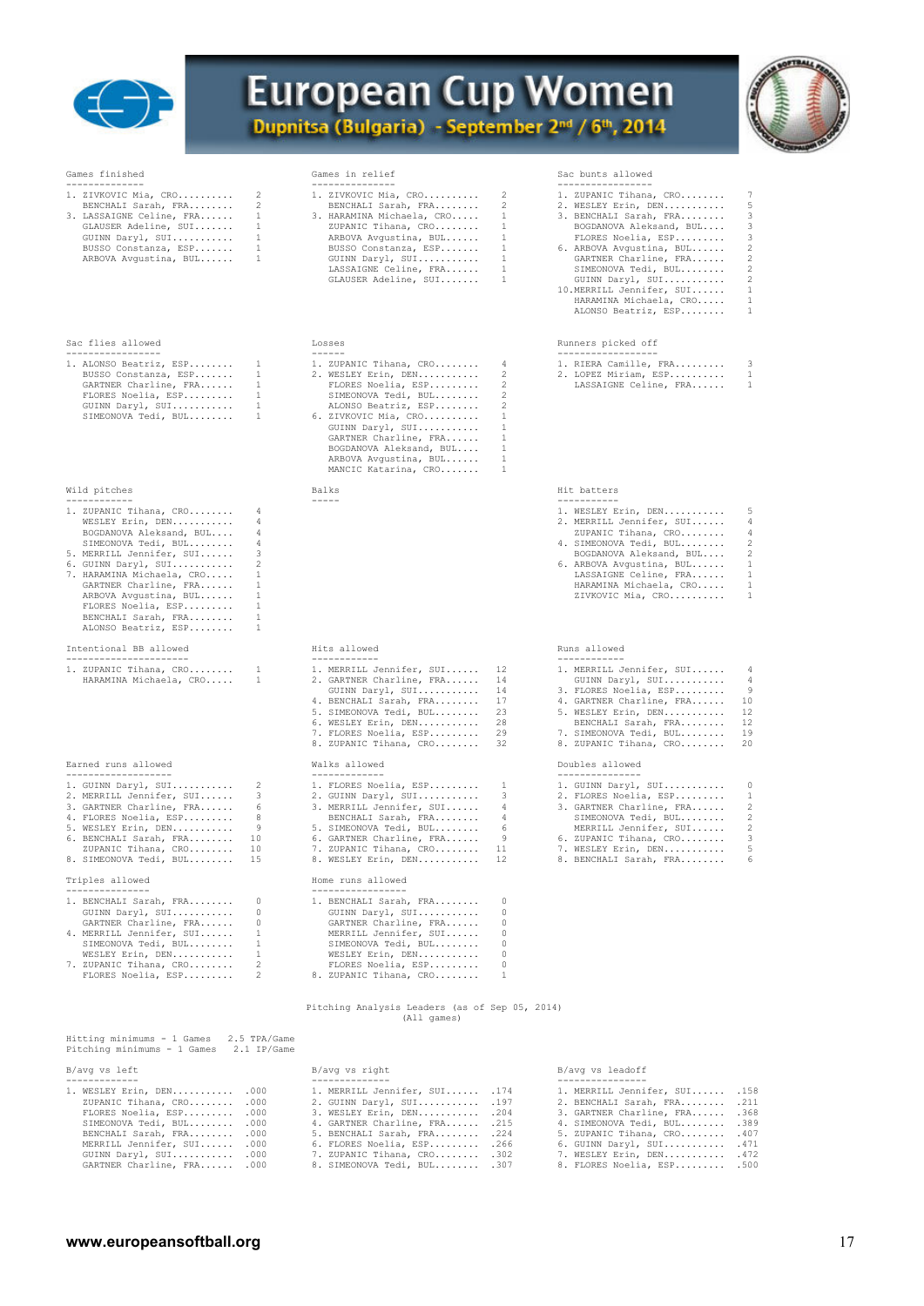# European Cup Women

**Dupnitsa (Bulgaria) - September 2nd / 6th, 2014**

### Games finished

| Rank | Player | Value |
|---|---|---|
| 1. | ZIVKOVIC Mia, CRO | 2 |
| | BENCHALI Sarah, FRA | 2 |
| 3. | LASSAIGNE Celine, FRA | 1 |
| | GLAUSER Adeline, SUI | 1 |
| | GUINN Daryl, SUI | 1 |
| | BUSSO Constanza, ESP | 1 |
| | ARBOVA Avgustina, BUL | 1 |

### Games in relief

| Rank | Player | Value |
|---|---|---|
| 1. | ZIVKOVIC Mia, CRO | 2 |
| | BENCHALI Sarah, FRA | 2 |
| 3. | HARAMINA Michaela, CRO | 1 |
| | ZUPANIC Tihana, CRO | 1 |
| | ARBOVA Avgustina, BUL | 1 |
| | BUSSO Constanza, ESP | 1 |
| | GUINN Daryl, SUI | 1 |
| | LASSAIGNE Celine, FRA | 1 |
| | GLAUSER Adeline, SUI | 1 |

### Sac bunts allowed

| Rank | Player | Value |
|---|---|---|
| 1. | ZUPANIC Tihana, CRO | 7 |
| 2. | WESLEY Erin, DEN | 5 |
| 3. | BENCHALI Sarah, FRA | 3 |
| | BOGDANOVA Aleksand, BUL | 3 |
| | FLORES Noelia, ESP | 3 |
| 6. | ARBOVA Avgustina, BUL | 2 |
| | GARTNER Charline, FRA | 2 |
| | SIMEONOVA Tedi, BUL | 2 |
| | GUINN Daryl, SUI | 2 |
| 10. | MERRILL Jennifer, SUI | 1 |
| | HARAMINA Michaela, CRO | 1 |
| | ALONSO Beatriz, ESP | 1 |

### Sac flies allowed

| Rank | Player | Value |
|---|---|---|
| 1. | ALONSO Beatriz, ESP | 1 |
| | BUSSO Constanza, ESP | 1 |
| | GARTNER Charline, FRA | 1 |
| | FLORES Noelia, ESP | 1 |
| | GUINN Daryl, SUI | 1 |
| | SIMEONOVA Tedi, BUL | 1 |

### Losses

| Rank | Player | Value |
|---|---|---|
| 1. | ZUPANIC Tihana, CRO | 4 |
| 2. | WESLEY Erin, DEN | 2 |
| | FLORES Noelia, ESP | 2 |
| | SIMEONOVA Tedi, BUL | 2 |
| | ALONSO Beatriz, ESP | 2 |
| 6. | ZIVKOVIC Mia, CRO | 1 |
| | GUINN Daryl, SUI | 1 |
| | GARTNER Charline, FRA | 1 |
| | BOGDANOVA Aleksand, BUL | 1 |
| | ARBOVA Avgustina, BUL | 1 |
| | MANCIC Katarina, CRO | 1 |

### Runners picked off

| Rank | Player | Value |
|---|---|---|
| 1. | RIERA Camille, FRA | 3 |
| 2. | LOPEZ Miriam, ESP | 1 |
| | LASSAIGNE Celine, FRA | 1 |

### Wild pitches

| Rank | Player | Value |
|---|---|---|
| 1. | ZUPANIC Tihana, CRO | 4 |
| | WESLEY Erin, DEN | 4 |
| | BOGDANOVA Aleksand, BUL | 4 |
| | SIMEONOVA Tedi, BUL | 4 |
| 5. | MERRILL Jennifer, SUI | 3 |
| 6. | GUINN Daryl, SUI | 2 |
| 7. | HARAMINA Michaela, CRO | 1 |
| | GARTNER Charline, FRA | 1 |
| | ARBOVA Avgustina, BUL | 1 |
| | FLORES Noelia, ESP | 1 |
| | BENCHALI Sarah, FRA | 1 |
| | ALONSO Beatriz, ESP | 1 |

### Balks

### Hit batters

| Rank | Player | Value |
|---|---|---|
| 1. | WESLEY Erin, DEN | 5 |
| 2. | MERRILL Jennifer, SUI | 4 |
| | ZUPANIC Tihana, CRO | 4 |
| 4. | SIMEONOVA Tedi, BUL | 2 |
| | BOGDANOVA Aleksand, BUL | 2 |
| 6. | ARBOVA Avgustina, BUL | 1 |
| | LASSAIGNE Celine, FRA | 1 |
| | HARAMINA Michaela, CRO | 1 |
| | ZIVKOVIC Mia, CRO | 1 |

### Intentional BB allowed

| Rank | Player | Value |
|---|---|---|
| 1. | ZUPANIC Tihana, CRO | 1 |
| | HARAMINA Michaela, CRO | 1 |

### Hits allowed

| Rank | Player | Value |
|---|---|---|
| 1. | MERRILL Jennifer, SUI | 12 |
| 2. | GARTNER Charline, FRA | 14 |
| | GUINN Daryl, SUI | 14 |
| 4. | BENCHALI Sarah, FRA | 17 |
| 5. | SIMEONOVA Tedi, BUL | 23 |
| 6. | WESLEY Erin, DEN | 28 |
| 7. | FLORES Noelia, ESP | 29 |
| 8. | ZUPANIC Tihana, CRO | 32 |

### Runs allowed

| Rank | Player | Value |
|---|---|---|
| 1. | MERRILL Jennifer, SUI | 4 |
| | GUINN Daryl, SUI | 4 |
| 3. | FLORES Noelia, ESP | 9 |
| 4. | GARTNER Charline, FRA | 10 |
| 5. | WESLEY Erin, DEN | 12 |
| | BENCHALI Sarah, FRA | 12 |
| 7. | SIMEONOVA Tedi, BUL | 19 |
| 8. | ZUPANIC Tihana, CRO | 20 |

### Earned runs allowed

| Rank | Player | Value |
|---|---|---|
| 1. | GUINN Daryl, SUI | 2 |
| 2. | MERRILL Jennifer, SUI | 3 |
| 3. | GARTNER Charline, FRA | 6 |
| 4. | FLORES Noelia, ESP | 8 |
| 5. | WESLEY Erin, DEN | 9 |
| 6. | BENCHALI Sarah, FRA | 10 |
| | ZUPANIC Tihana, CRO | 10 |
| 8. | SIMEONOVA Tedi, BUL | 15 |

### Walks allowed

| Rank | Player | Value |
|---|---|---|
| 1. | FLORES Noelia, ESP | 1 |
| 2. | GUINN Daryl, SUI | 3 |
| 3. | MERRILL Jennifer, SUI | 4 |
| | BENCHALI Sarah, FRA | 4 |
| 5. | SIMEONOVA Tedi, BUL | 6 |
| 6. | GARTNER Charline, FRA | 9 |
| 7. | ZUPANIC Tihana, CRO | 11 |
| 8. | WESLEY Erin, DEN | 12 |

### Doubles allowed

| Rank | Player | Value |
|---|---|---|
| 1. | GUINN Daryl, SUI | 0 |
| 2. | FLORES Noelia, ESP | 1 |
| 3. | GARTNER Charline, FRA | 2 |
| | SIMEONOVA Tedi, BUL | 2 |
| | MERRILL Jennifer, SUI | 2 |
| 6. | ZUPANIC Tihana, CRO | 3 |
| 7. | WESLEY Erin, DEN | 5 |
| 8. | BENCHALI Sarah, FRA | 6 |

### Triples allowed

| Rank | Player | Value |
|---|---|---|
| 1. | BENCHALI Sarah, FRA | 0 |
| | GUINN Daryl, SUI | 0 |
| | GARTNER Charline, FRA | 0 |
| 4. | MERRILL Jennifer, SUI | 1 |
| | SIMEONOVA Tedi, BUL | 1 |
| | WESLEY Erin, DEN | 1 |
| 7. | ZUPANIC Tihana, CRO | 2 |
| | FLORES Noelia, ESP | 2 |

### Home runs allowed

| Rank | Player | Value |
|---|---|---|
| 1. | BENCHALI Sarah, FRA | 0 |
| | GUINN Daryl, SUI | 0 |
| | GARTNER Charline, FRA | 0 |
| | MERRILL Jennifer, SUI | 0 |
| | SIMEONOVA Tedi, BUL | 0 |
| | WESLEY Erin, DEN | 0 |
| | FLORES Noelia, ESP | 0 |
| 8. | ZUPANIC Tihana, CRO | 1 |

## Pitching Analysis Leaders (as of Sep 05, 2014)
(All games)

Hitting minimums - 1 Games 2.5 TPA/Game
Pitching minimums - 1 Games 2.1 IP/Game

### B/avg vs left

| Rank | Player | Value |
|---|---|---|
| 1. | WESLEY Erin, DEN | .000 |
| | ZUPANIC Tihana, CRO | .000 |
| | FLORES Noelia, ESP | .000 |
| | SIMEONOVA Tedi, BUL | .000 |
| | BENCHALI Sarah, FRA | .000 |
| | MERRILL Jennifer, SUI | .000 |
| | GUINN Daryl, SUI | .000 |
| | GARTNER Charline, FRA | .000 |

### B/avg vs right

| Rank | Player | Value |
|---|---|---|
| 1. | MERRILL Jennifer, SUI | .174 |
| 2. | GUINN Daryl, SUI | .197 |
| 3. | WESLEY Erin, DEN | .204 |
| 4. | GARTNER Charline, FRA | .215 |
| 5. | BENCHALI Sarah, FRA | .224 |
| 6. | FLORES Noelia, ESP | .266 |
| 7. | ZUPANIC Tihana, CRO | .302 |
| 8. | SIMEONOVA Tedi, BUL | .307 |

### B/avg vs leadoff

| Rank | Player | Value |
|---|---|---|
| 1. | MERRILL Jennifer, SUI | .158 |
| 2. | BENCHALI Sarah, FRA | .211 |
| 3. | GARTNER Charline, FRA | .368 |
| 4. | SIMEONOVA Tedi, BUL | .389 |
| 5. | ZUPANIC Tihana, CRO | .407 |
| 6. | GUINN Daryl, SUI | .471 |
| 7. | WESLEY Erin, DEN | .472 |
| 8. | FLORES Noelia, ESP | .500 |

**www.europeansoftball.org**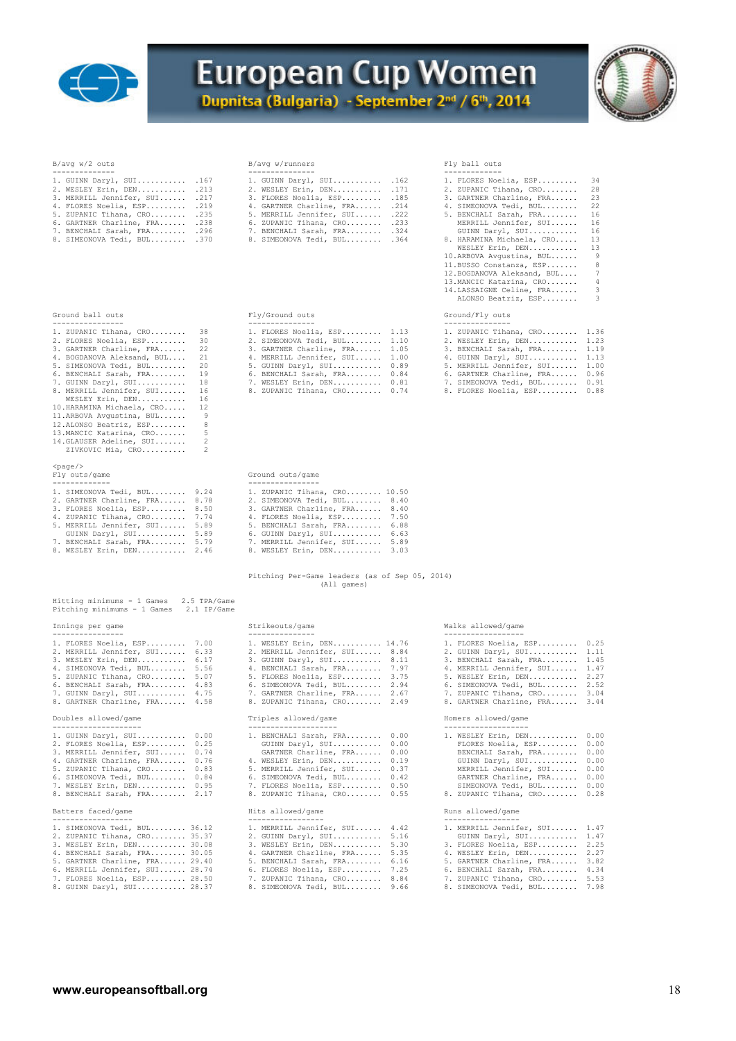# European Cup Women

**Dupnitsa (Bulgaria) - September 2nd / 6th, 2014**

### B/avg w/2 outs

| Rank | Player | Value |
|---|---|---|
| 1. | GUINN Daryl, SUI | .167 |
| 2. | WESLEY Erin, DEN | .213 |
| 3. | MERRILL Jennifer, SUI | .217 |
| 4. | FLORES Noelia, ESP | .219 |
| 5. | ZUPANIC Tihana, CRO | .235 |
| 6. | GARTNER Charline, FRA | .238 |
| 7. | BENCHALI Sarah, FRA | .296 |
| 8. | SIMEONOVA Tedi, BUL | .370 |

### B/avg w/runners

| Rank | Player | Value |
|---|---|---|
| 1. | GUINN Daryl, SUI | .162 |
| 2. | WESLEY Erin, DEN | .171 |
| 3. | FLORES Noelia, ESP | .185 |
| 4. | GARTNER Charline, FRA | .214 |
| 5. | MERRILL Jennifer, SUI | .222 |
| 6. | ZUPANIC Tihana, CRO | .233 |
| 7. | BENCHALI Sarah, FRA | .324 |
| 8. | SIMEONOVA Tedi, BUL | .364 |

### Fly ball outs

| Rank | Player | Value |
|---|---|---|
| 1. | FLORES Noelia, ESP | 34 |
| 2. | ZUPANIC Tihana, CRO | 28 |
| 3. | GARTNER Charline, FRA | 23 |
| 4. | SIMEONOVA Tedi, BUL | 22 |
| 5. | BENCHALI Sarah, FRA | 16 |
| | MERRILL Jennifer, SUI | 16 |
| | GUINN Daryl, SUI | 16 |
| 8. | HARAMINA Michaela, CRO | 13 |
| | WESLEY Erin, DEN | 13 |
| 10. | ARBOVA Avgustina, BUL | 9 |
| 11. | BUSSO Constanza, ESP | 8 |
| 12. | BOGDANOVA Aleksand, BUL | 7 |
| 13. | MANCIC Katarina, CRO | 4 |
| 14. | LASSAIGNE Celine, FRA | 3 |
| | ALONSO Beatriz, ESP | 3 |

### Ground ball outs

| Rank | Player | Value |
|---|---|---|
| 1. | ZUPANIC Tihana, CRO | 38 |
| 2. | FLORES Noelia, ESP | 30 |
| 3. | GARTNER Charline, FRA | 22 |
| 4. | BOGDANOVA Aleksand, BUL | 21 |
| 5. | SIMEONOVA Tedi, BUL | 20 |
| 6. | BENCHALI Sarah, FRA | 19 |
| 7. | GUINN Daryl, SUI | 18 |
| 8. | MERRILL Jennifer, SUI | 16 |
| | WESLEY Erin, DEN | 16 |
| 10. | HARAMINA Michaela, CRO | 12 |
| 11. | ARBOVA Avgustina, BUL | 9 |
| 12. | ALONSO Beatriz, ESP | 8 |
| 13. | MANCIC Katarina, CRO | 5 |
| 14. | GLAUSER Adeline, SUI | 2 |
| | ZIVKOVIC Mia, CRO | 2 |

### Fly/Ground outs

| Rank | Player | Value |
|---|---|---|
| 1. | FLORES Noelia, ESP | 1.13 |
| 2. | SIMEONOVA Tedi, BUL | 1.10 |
| 3. | GARTNER Charline, FRA | 1.05 |
| 4. | MERRILL Jennifer, SUI | 1.00 |
| 5. | GUINN Daryl, SUI | 0.89 |
| 6. | BENCHALI Sarah, FRA | 0.84 |
| 7. | WESLEY Erin, DEN | 0.81 |
| 8. | ZUPANIC Tihana, CRO | 0.74 |

### Ground/Fly outs

| Rank | Player | Value |
|---|---|---|
| 1. | ZUPANIC Tihana, CRO | 1.36 |
| 2. | WESLEY Erin, DEN | 1.23 |
| 3. | BENCHALI Sarah, FRA | 1.19 |
| 4. | GUINN Daryl, SUI | 1.13 |
| 5. | MERRILL Jennifer, SUI | 1.00 |
| 6. | GARTNER Charline, FRA | 0.96 |
| 7. | SIMEONOVA Tedi, BUL | 0.91 |
| 8. | FLORES Noelia, ESP | 0.88 |

<page/>

### Fly outs/game

| Rank | Player | Value |
|---|---|---|
| 1. | SIMEONOVA Tedi, BUL | 9.24 |
| 2. | GARTNER Charline, FRA | 8.78 |
| 3. | FLORES Noelia, ESP | 8.50 |
| 4. | ZUPANIC Tihana, CRO | 7.74 |
| 5. | MERRILL Jennifer, SUI | 5.89 |
| | GUINN Daryl, SUI | 5.89 |
| 7. | BENCHALI Sarah, FRA | 5.79 |
| 8. | WESLEY Erin, DEN | 2.46 |

### Ground outs/game

| Rank | Player | Value |
|---|---|---|
| 1. | ZUPANIC Tihana, CRO | 10.50 |
| 2. | SIMEONOVA Tedi, BUL | 8.40 |
| 3. | GARTNER Charline, FRA | 8.40 |
| 4. | FLORES Noelia, ESP | 7.50 |
| 5. | BENCHALI Sarah, FRA | 6.88 |
| 6. | GUINN Daryl, SUI | 6.63 |
| 7. | MERRILL Jennifer, SUI | 5.89 |
| 8. | WESLEY Erin, DEN | 3.03 |

## Pitching Per-Game leaders (as of Sep 05, 2014)
(All games)

Hitting minimums - 1 Games 2.5 TPA/Game
Pitching minimums - 1 Games 2.1 IP/Game

### Innings per game

| Rank | Player | Value |
|---|---|---|
| 1. | FLORES Noelia, ESP | 7.00 |
| 2. | MERRILL Jennifer, SUI | 6.33 |
| 3. | WESLEY Erin, DEN | 6.17 |
| 4. | SIMEONOVA Tedi, BUL | 5.56 |
| 5. | ZUPANIC Tihana, CRO | 5.07 |
| 6. | BENCHALI Sarah, FRA | 4.83 |
| 7. | GUINN Daryl, SUI | 4.75 |
| 8. | GARTNER Charline, FRA | 4.58 |

### Strikeouts/game

| Rank | Player | Value |
|---|---|---|
| 1. | WESLEY Erin, DEN | 14.76 |
| 2. | MERRILL Jennifer, SUI | 8.84 |
| 3. | GUINN Daryl, SUI | 8.11 |
| 4. | BENCHALI Sarah, FRA | 7.97 |
| 5. | FLORES Noelia, ESP | 3.75 |
| 6. | SIMEONOVA Tedi, BUL | 3.02 |
| 7. | GARTNER Charline, FRA | 2.67 |
| 8. | ZUPANIC Tihana, CRO | 2.49 |

### Walks allowed/game

| Rank | Player | Value |
|---|---|---|
| 1. | FLORES Noelia, ESP | 0.25 |
| 2. | GUINN Daryl, SUI | 1.11 |
| 3. | BENCHALI Sarah, FRA | 1.45 |
| 4. | MERRILL Jennifer, SUI | 1.47 |
| 5. | WESLEY Erin, DEN | 2.27 |
| 6. | SIMEONOVA Tedi, BUL | 2.52 |
| 7. | ZUPANIC Tihana, CRO | 3.04 |
| 8. | GARTNER Charline, FRA | 3.44 |

### Doubles allowed/game

| Rank | Player | Value |
|---|---|---|
| 1. | GUINN Daryl, SUI | 0.00 |
| 2. | FLORES Noelia, ESP | 0.25 |
| 3. | MERRILL Jennifer, SUI | 0.74 |
| 4. | GARTNER Charline, FRA | 0.76 |
| 5. | ZUPANIC Tihana, CRO | 0.83 |
| 6. | SIMEONOVA Tedi, BUL | 0.84 |
| 7. | WESLEY Erin, DEN | 0.95 |
| 8. | BENCHALI Sarah, FRA | 2.17 |

### Triples allowed/game

| Rank | Player | Value |
|---|---|---|
| 1. | BENCHALI Sarah, FRA | 0.00 |
| | GUINN Daryl, SUI | 0.00 |
| | GARTNER Charline, FRA | 0.00 |
| 4. | WESLEY Erin, DEN | 0.19 |
| 5. | MERRILL Jennifer, SUI | 0.37 |
| 6. | SIMEONOVA Tedi, BUL | 0.42 |
| 7. | FLORES Noelia, ESP | 0.50 |
| 8. | ZUPANIC Tihana, CRO | 0.55 |

### Homers allowed/game

| Rank | Player | Value |
|---|---|---|
| 1. | WESLEY Erin, DEN | 0.00 |
| | FLORES Noelia, ESP | 0.00 |
| | BENCHALI Sarah, FRA | 0.00 |
| | GUINN Daryl, SUI | 0.00 |
| | MERRILL Jennifer, SUI | 0.00 |
| | GARTNER Charline, FRA | 0.00 |
| | SIMEONOVA Tedi, BUL | 0.00 |
| 8. | ZUPANIC Tihana, CRO | 0.28 |

### Batters faced/game

| Rank | Player | Value |
|---|---|---|
| 1. | SIMEONOVA Tedi, BUL | 36.12 |
| 2. | ZUPANIC Tihana, CRO | 35.37 |
| 3. | WESLEY Erin, DEN | 30.08 |
| 4. | BENCHALI Sarah, FRA | 30.05 |
| 5. | GARTNER Charline, FRA | 29.40 |
| 6. | MERRILL Jennifer, SUI | 28.74 |
| 7. | FLORES Noelia, ESP | 28.50 |
| 8. | GUINN Daryl, SUI | 28.37 |

### Hits allowed/game

| Rank | Player | Value |
|---|---|---|
| 1. | MERRILL Jennifer, SUI | 4.42 |
| 2. | GUINN Daryl, SUI | 5.16 |
| 3. | WESLEY Erin, DEN | 5.30 |
| 4. | GARTNER Charline, FRA | 5.35 |
| 5. | BENCHALI Sarah, FRA | 6.16 |
| 6. | FLORES Noelia, ESP | 7.25 |
| 7. | ZUPANIC Tihana, CRO | 8.84 |
| 8. | SIMEONOVA Tedi, BUL | 9.66 |

### Runs allowed/game

| Rank | Player | Value |
|---|---|---|
| 1. | MERRILL Jennifer, SUI | 1.47 |
| | GUINN Daryl, SUI | 1.47 |
| 3. | FLORES Noelia, ESP | 2.25 |
| 4. | WESLEY Erin, DEN | 2.27 |
| 5. | GARTNER Charline, FRA | 3.82 |
| 6. | BENCHALI Sarah, FRA | 4.34 |
| 7. | ZUPANIC Tihana, CRO | 5.53 |
| 8. | SIMEONOVA Tedi, BUL | 7.98 |

**www.europeansoftball.org**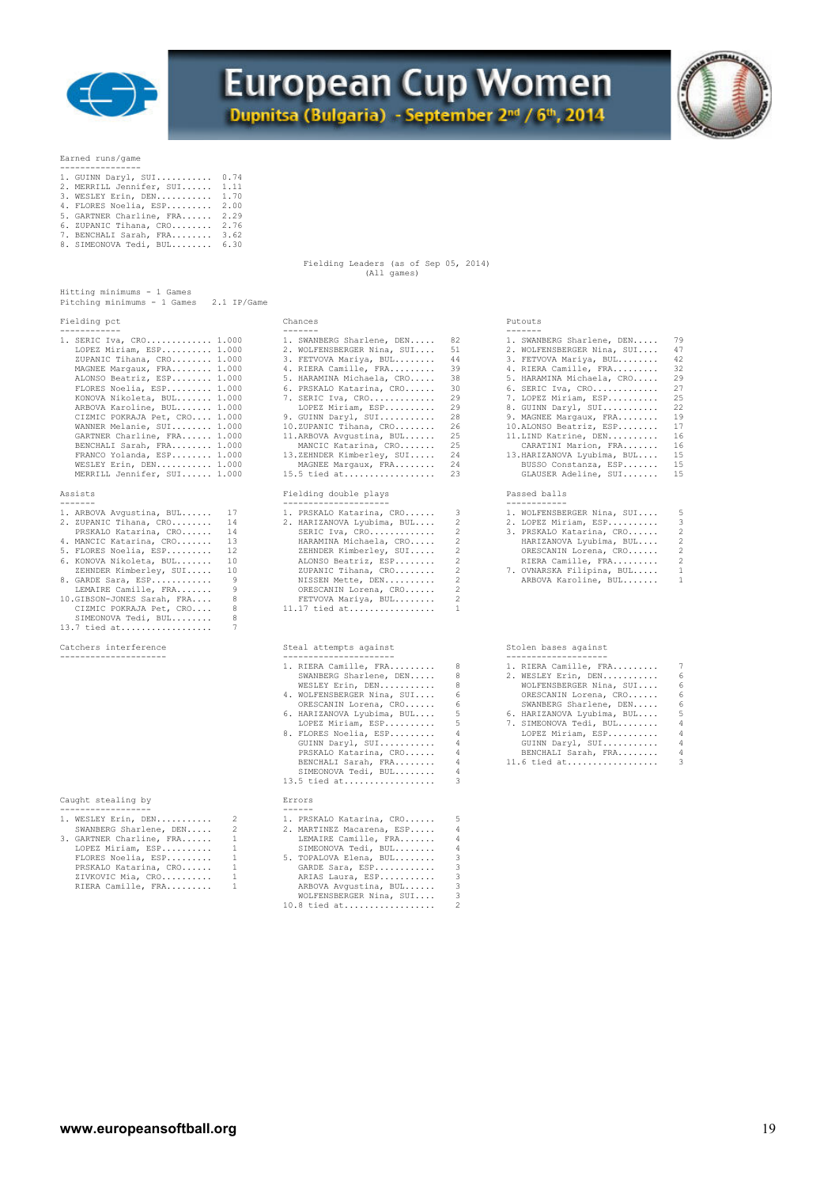# European Cup Women

**Dupnitsa (Bulgaria) - September 2nd / 6th, 2014**

### Earned runs/game

| | Player | ERA |
|---|---|---|
| 1. | GUINN Daryl, SUI | 0.74 |
| 2. | MERRILL Jennifer, SUI | 1.11 |
| 3. | WESLEY Erin, DEN | 1.70 |
| 4. | FLORES Noelia, ESP | 2.00 |
| 5. | GARTNER Charline, FRA | 2.29 |
| 6. | ZUPANIC Tihana, CRO | 2.76 |
| 7. | BENCHALI Sarah, FRA | 3.62 |
| 8. | SIMEONOVA Tedi, BUL | 6.30 |

## Fielding Leaders (as of Sep 05, 2014)
(All games)

Hitting minimums - 1 Games
Pitching minimums - 1 Games 2.1 IP/Game

### Fielding pct

| | Player | Pct |
|---|---|---|
| 1. | SERIC Iva, CRO | 1.000 |
| | LOPEZ Miriam, ESP | 1.000 |
| | ZUPANIC Tihana, CRO | 1.000 |
| | MAGNEE Margaux, FRA | 1.000 |
| | ALONSO Beatriz, ESP | 1.000 |
| | FLORES Noelia, ESP | 1.000 |
| | KONOVA Nikoleta, BUL | 1.000 |
| | ARBOVA Karoline, BUL | 1.000 |
| | CIZMIC POKRAJA Pet, CRO | 1.000 |
| | WANNER Melanie, SUI | 1.000 |
| | GARTNER Charline, FRA | 1.000 |
| | BENCHALI Sarah, FRA | 1.000 |
| | FRANCO Yolanda, ESP | 1.000 |
| | WESLEY Erin, DEN | 1.000 |
| | MERRILL Jennifer, SUI | 1.000 |

### Chances

| | Player | Chances |
|---|---|---|
| 1. | SWANBERG Sharlene, DEN | 82 |
| 2. | WOLFENSBERGER Nina, SUI | 51 |
| 3. | FETVOVA Mariya, BUL | 44 |
| 4. | RIERA Camille, FRA | 39 |
| 5. | HARAMINA Michaela, CRO | 38 |
| 6. | PRSKALO Katarina, CRO | 30 |
| 7. | SERIC Iva, CRO | 29 |
| | LOPEZ Miriam, ESP | 29 |
| 9. | GUINN Daryl, SUI | 28 |
| 10. | ZUPANIC Tihana, CRO | 26 |
| 11. | ARBOVA Avgustina, BUL | 25 |
| | MANCIC Katarina, CRO | 25 |
| 13. | ZEHNDER Kimberley, SUI | 24 |
| | MAGNEE Margaux, FRA | 24 |
| 15. | 5 tied at | 23 |

### Putouts

| | Player | PO |
|---|---|---|
| 1. | SWANBERG Sharlene, DEN | 79 |
| 2. | WOLFENSBERGER Nina, SUI | 47 |
| 3. | FETVOVA Mariya, BUL | 42 |
| 4. | RIERA Camille, FRA | 32 |
| 5. | HARAMINA Michaela, CRO | 29 |
| 6. | SERIC Iva, CRO | 27 |
| 7. | LOPEZ Miriam, ESP | 25 |
| 8. | GUINN Daryl, SUI | 22 |
| 9. | MAGNEE Margaux, FRA | 19 |
| 10. | ALONSO Beatriz, ESP | 17 |
| 11. | LIND Katrine, DEN | 16 |
| | CARATINI Marion, FRA | 16 |
| 13. | HARIZANOVA Lyubima, BUL | 15 |
| | BUSSO Constanza, ESP | 15 |
| | GLAUSER Adeline, SUI | 15 |

### Assists

| | Player | A |
|---|---|---|
| 1. | ARBOVA Avgustina, BUL | 17 |
| 2. | ZUPANIC Tihana, CRO | 14 |
| | PRSKALO Katarina, CRO | 14 |
| 4. | MANCIC Katarina, CRO | 13 |
| 5. | FLORES Noelia, ESP | 12 |
| 6. | KONOVA Nikoleta, BUL | 10 |
| | ZEHNDER Kimberley, SUI | 10 |
| 8. | GARDE Sara, ESP | 9 |
| | LEMAIRE Camille, FRA | 9 |
| 10. | GIBSON-JONES Sarah, FRA | 8 |
| | CIZMIC POKRAJA Pet, CRO | 8 |
| | SIMEONOVA Tedi, BUL | 8 |
| 13. | 7 tied at | 7 |

### Fielding double plays

| | Player | DP |
|---|---|---|
| 1. | PRSKALO Katarina, CRO | 3 |
| 2. | HARIZANOVA Lyubima, BUL | 2 |
| | SERIC Iva, CRO | 2 |
| | HARAMINA Michaela, CRO | 2 |
| | ZEHNDER Kimberley, SUI | 2 |
| | ALONSO Beatriz, ESP | 2 |
| | ZUPANIC Tihana, CRO | 2 |
| | NISSEN Mette, DEN | 2 |
| | ORESCANIN Lorena, CRO | 2 |
| | FETVOVA Mariya, BUL | 2 |
| 11. | 17 tied at | 1 |

### Passed balls

| | Player | PB |
|---|---|---|
| 1. | WOLFENSBERGER Nina, SUI | 5 |
| 2. | LOPEZ Miriam, ESP | 3 |
| 3. | PRSKALO Katarina, CRO | 2 |
| | HARIZANOVA Lyubima, BUL | 2 |
| | ORESCANIN Lorena, CRO | 2 |
| | RIERA Camille, FRA | 2 |
| 7. | OVNARSKA Filipina, BUL | 1 |
| | ARBOVA Karoline, BUL | 1 |

### Catchers interference

### Steal attempts against

| | Player | SBA |
|---|---|---|
| 1. | RIERA Camille, FRA | 8 |
| | SWANBERG Sharlene, DEN | 8 |
| | WESLEY Erin, DEN | 8 |
| 4. | WOLFENSBERGER Nina, SUI | 6 |
| | ORESCANIN Lorena, CRO | 6 |
| 6. | HARIZANOVA Lyubima, BUL | 5 |
| | LOPEZ Miriam, ESP | 5 |
| 8. | FLORES Noelia, ESP | 4 |
| | GUINN Daryl, SUI | 4 |
| | PRSKALO Katarina, CRO | 4 |
| | BENCHALI Sarah, FRA | 4 |
| | SIMEONOVA Tedi, BUL | 4 |
| 13. | 5 tied at | 3 |

### Stolen bases against

| | Player | SB |
|---|---|---|
| 1. | RIERA Camille, FRA | 7 |
| 2. | WESLEY Erin, DEN | 6 |
| | WOLFENSBERGER Nina, SUI | 6 |
| | ORESCANIN Lorena, CRO | 6 |
| | SWANBERG Sharlene, DEN | 6 |
| 6. | HARIZANOVA Lyubima, BUL | 5 |
| 7. | SIMEONOVA Tedi, BUL | 4 |
| | LOPEZ Miriam, ESP | 4 |
| | GUINN Daryl, SUI | 4 |
| | BENCHALI Sarah, FRA | 4 |
| 11. | 6 tied at | 3 |

### Caught stealing by

| | Player | CS |
|---|---|---|
| 1. | WESLEY Erin, DEN | 2 |
| | SWANBERG Sharlene, DEN | 2 |
| 3. | GARTNER Charline, FRA | 1 |
| | LOPEZ Miriam, ESP | 1 |
| | FLORES Noelia, ESP | 1 |
| | PRSKALO Katarina, CRO | 1 |
| | ZIVKOVIC Mia, CRO | 1 |
| | RIERA Camille, FRA | 1 |

### Errors

| | Player | E |
|---|---|---|
| 1. | PRSKALO Katarina, CRO | 5 |
| 2. | MARTINEZ Macarena, ESP | 4 |
| | LEMAIRE Camille, FRA | 4 |
| | SIMEONOVA Tedi, BUL | 4 |
| 5. | TOPALOVA Elena, BUL | 3 |
| | GARDE Sara, ESP | 3 |
| | ARIAS Laura, ESP | 3 |
| | ARBOVA Avgustina, BUL | 3 |
| | WOLFENSBERGER Nina, SUI | 3 |
| 10. | 8 tied at | 2 |

www.europeansoftball.org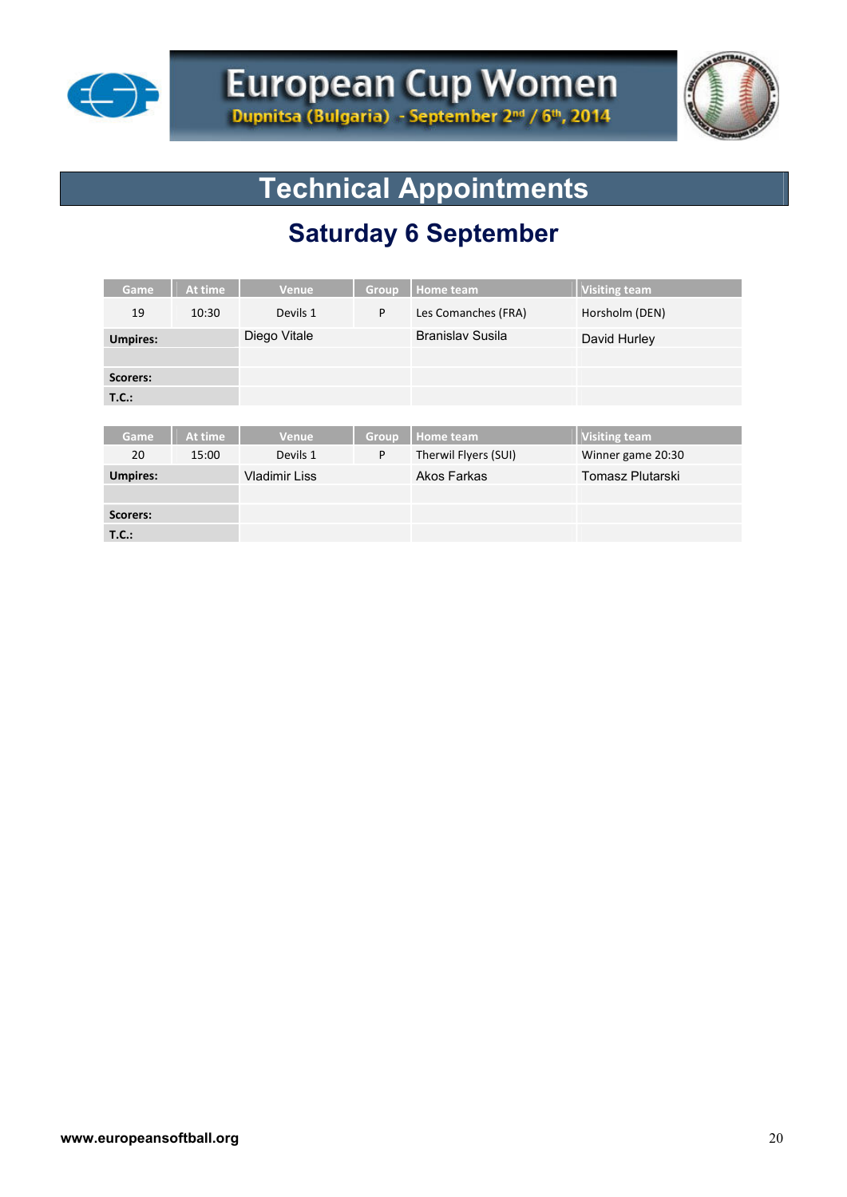# European Cup Women

Dupnitsa (Bulgaria) - September 2nd / 6th, 2014

## Technical Appointments

### Saturday 6 September

| Game | At time | Venue | Group | Home team | Visiting team |
|---|---|---|---|---|---|
| 19 | 10:30 | Devils 1 | P | Les Comanches (FRA) | Horsholm (DEN) |
| **Umpires:** | | Diego Vitale | | Branislav Susila | David Hurley |
| | | | | | |
| **Scorers:** | | | | | |
| **T.C.:** | | | | | |

| Game | At time | Venue | Group | Home team | Visiting team |
|---|---|---|---|---|---|
| 20 | 15:00 | Devils 1 | P | Therwil Flyers (SUI) | Winner game 20:30 |
| **Umpires:** | | Vladimir Liss | | Akos Farkas | Tomasz Plutarski |
| | | | | | |
| **Scorers:** | | | | | |
| **T.C.:** | | | | | |

www.europeansoftball.org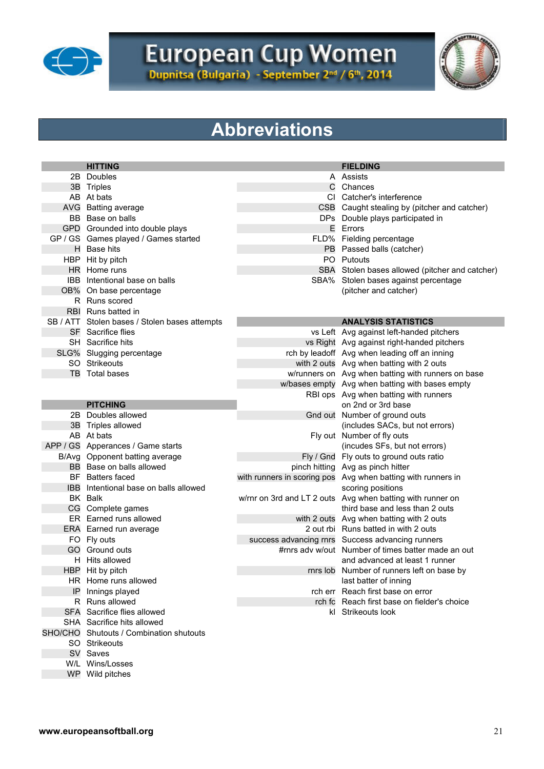# European Cup Women

Dupnitsa (Bulgaria) - September 2nd / 6th, 2014

## Abbreviations

| HITTING | |
|---|---|
| 2B | Doubles |
| 3B | Triples |
| AB | At bats |
| AVG | Batting average |
| BB | Base on balls |
| GPD | Grounded into double plays |
| GP / GS | Games played / Games started |
| H | Base hits |
| HBP | Hit by pitch |
| HR | Home runs |
| IBB | Intentional base on balls |
| OB% | On base percentage |
| R | Runs scored |
| RBI | Runs batted in |
| SB / ATT | Stolen bases / Stolen bases attempts |
| SF | Sacrifice flies |
| SH | Sacrifice hits |
| SLG% | Slugging percentage |
| SO | Strikeouts |
| TB | Total bases |

| PITCHING | |
|---|---|
| 2B | Doubles allowed |
| 3B | Triples allowed |
| AB | At bats |
| APP / GS | Apperances / Game starts |
| B/Avg | Opponent batting average |
| BB | Base on balls allowed |
| BF | Batters faced |
| IBB | Intentional base on balls allowed |
| BK | Balk |
| CG | Complete games |
| ER | Earned runs allowed |
| ERA | Earned run average |
| FO | Fly outs |
| GO | Ground outs |
| H | Hits allowed |
| HBP | Hit by pitch |
| HR | Home runs allowed |
| IP | Innings played |
| R | Runs allowed |
| SFA | Sacrifice flies allowed |
| SHA | Sacrifice hits allowed |
| SHO/CHO | Shutouts / Combination shutouts |
| SO | Strikeouts |
| SV | Saves |
| W/L | Wins/Losses |
| WP | Wild pitches |

| FIELDING | |
|---|---|
| A | Assists |
| C | Chances |
| CI | Catcher's interference |
| CSB | Caught stealing by (pitcher and catcher) |
| DPs | Double plays participated in |
| E | Errors |
| FLD% | Fielding percentage |
| PB | Passed balls (catcher) |
| PO | Putouts |
| SBA | Stolen bases allowed (pitcher and catcher) |
| SBA% | Stolen bases against percentage (pitcher and catcher) |

| ANALYSIS STATISTICS | |
|---|---|
| vs Left | Avg against left-handed pitchers |
| vs Right | Avg against right-handed pitchers |
| rch by leadoff | Avg when leading off an inning |
| with 2 outs | Avg when batting with 2 outs |
| w/runners on | Avg when batting with runners on base |
| w/bases empty | Avg when batting with bases empty |
| RBI ops | Avg when batting with runners on 2nd or 3rd base |
| Gnd out | Number of ground outs (includes SACs, but not errors) |
| Fly out | Number of fly outs (incudes SFs, but not errors) |
| Fly / Gnd | Fly outs to ground outs ratio |
| pinch hitting | Avg as pinch hitter |
| with runners in scoring pos | Avg when batting with runners in scoring positions |
| w/rnr on 3rd and LT 2 outs | Avg when batting with runner on third base and less than 2 outs |
| with 2 outs | Avg when batting with 2 outs |
| 2 out rbi | Runs batted in with 2 outs |
| success advancing rnrs | Success advancing runners |
| #rnrs adv w/out | Number of times batter made an out and advanced at least 1 runner |
| rnrs lob | Number of runners left on base by last batter of inning |
| rch err | Reach first base on error |
| rch fc | Reach first base on fielder's choice |
| kl | Strikeouts look |

www.europeansoftball.org